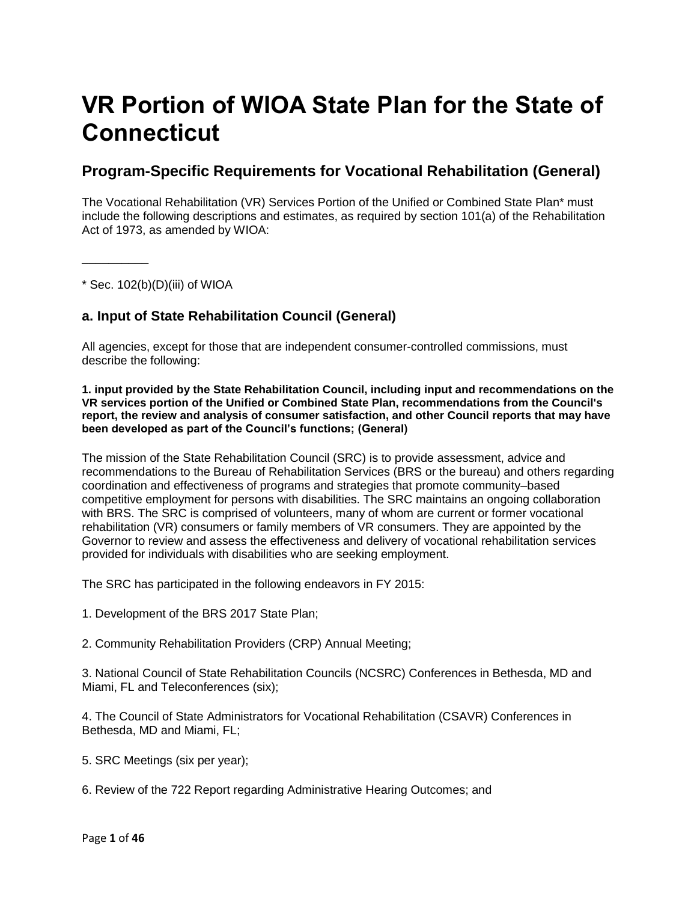# VR Portion of WIOA State Plan for the State of Connecticut

## Program-Specific Requirements for Vocational Rehabilitation (General)

The Vocational Rehabilitation (VR) Services Portion of the Unified or Combined State Plan* must include the following descriptions and estimates, as required by section 101(a) of the Rehabilitation Act of 1973, as amended by WIOA:

__________

* Sec. 102(b)(D)(iii) of WIOA

### a. Input of State Rehabilitation Council (General)

All agencies, except for those that are independent consumer-controlled commissions, must describe the following:

**1. input provided by the State Rehabilitation Council, including input and recommendations on the VR services portion of the Unified or Combined State Plan, recommendations from the Council's report, the review and analysis of consumer satisfaction, and other Council reports that may have been developed as part of the Council's functions; (General)**

The mission of the State Rehabilitation Council (SRC) is to provide assessment, advice and recommendations to the Bureau of Rehabilitation Services (BRS or the bureau) and others regarding coordination and effectiveness of programs and strategies that promote community–based competitive employment for persons with disabilities. The SRC maintains an ongoing collaboration with BRS. The SRC is comprised of volunteers, many of whom are current or former vocational rehabilitation (VR) consumers or family members of VR consumers. They are appointed by the Governor to review and assess the effectiveness and delivery of vocational rehabilitation services provided for individuals with disabilities who are seeking employment.

The SRC has participated in the following endeavors in FY 2015:

1. Development of the BRS 2017 State Plan;

2. Community Rehabilitation Providers (CRP) Annual Meeting;

3. National Council of State Rehabilitation Councils (NCSRC) Conferences in Bethesda, MD and Miami, FL and Teleconferences (six);

4. The Council of State Administrators for Vocational Rehabilitation (CSAVR) Conferences in Bethesda, MD and Miami, FL;

5. SRC Meetings (six per year);

6. Review of the 722 Report regarding Administrative Hearing Outcomes; and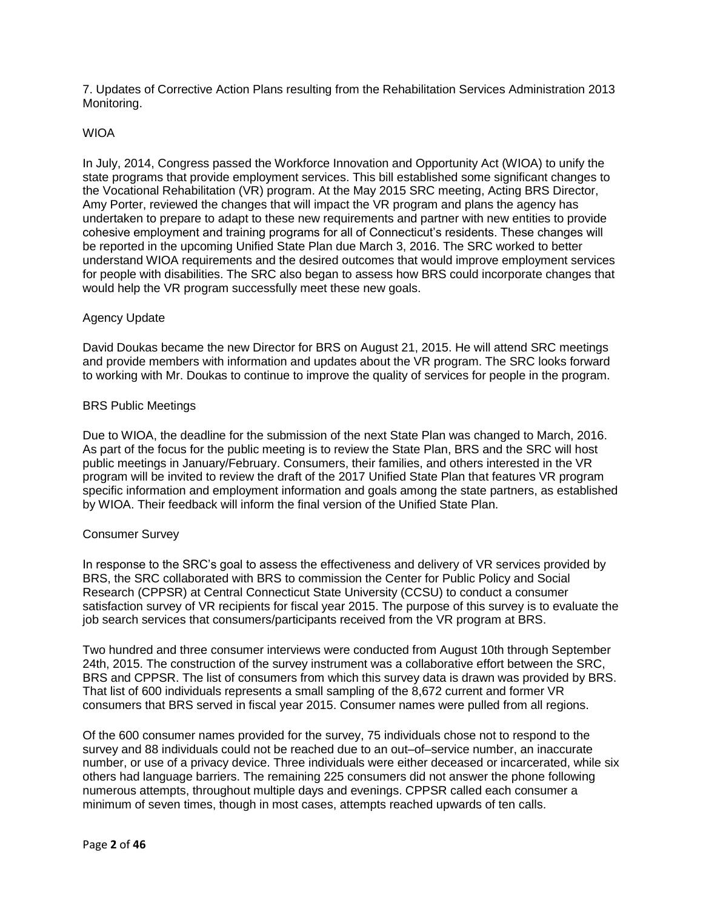7. Updates of Corrective Action Plans resulting from the Rehabilitation Services Administration 2013 Monitoring.

## WIOA

In July, 2014, Congress passed the Workforce Innovation and Opportunity Act (WIOA) to unify the state programs that provide employment services. This bill established some significant changes to the Vocational Rehabilitation (VR) program. At the May 2015 SRC meeting, Acting BRS Director, Amy Porter, reviewed the changes that will impact the VR program and plans the agency has undertaken to prepare to adapt to these new requirements and partner with new entities to provide cohesive employment and training programs for all of Connecticut's residents. These changes will be reported in the upcoming Unified State Plan due March 3, 2016. The SRC worked to better understand WIOA requirements and the desired outcomes that would improve employment services for people with disabilities. The SRC also began to assess how BRS could incorporate changes that would help the VR program successfully meet these new goals.

## Agency Update

David Doukas became the new Director for BRS on August 21, 2015. He will attend SRC meetings and provide members with information and updates about the VR program. The SRC looks forward to working with Mr. Doukas to continue to improve the quality of services for people in the program.

## BRS Public Meetings

Due to WIOA, the deadline for the submission of the next State Plan was changed to March, 2016. As part of the focus for the public meeting is to review the State Plan, BRS and the SRC will host public meetings in January/February. Consumers, their families, and others interested in the VR program will be invited to review the draft of the 2017 Unified State Plan that features VR program specific information and employment information and goals among the state partners, as established by WIOA. Their feedback will inform the final version of the Unified State Plan.

## Consumer Survey

In response to the SRC's goal to assess the effectiveness and delivery of VR services provided by BRS, the SRC collaborated with BRS to commission the Center for Public Policy and Social Research (CPPSR) at Central Connecticut State University (CCSU) to conduct a consumer satisfaction survey of VR recipients for fiscal year 2015. The purpose of this survey is to evaluate the job search services that consumers/participants received from the VR program at BRS.

Two hundred and three consumer interviews were conducted from August 10th through September 24th, 2015. The construction of the survey instrument was a collaborative effort between the SRC, BRS and CPPSR. The list of consumers from which this survey data is drawn was provided by BRS. That list of 600 individuals represents a small sampling of the 8,672 current and former VR consumers that BRS served in fiscal year 2015. Consumer names were pulled from all regions.

Of the 600 consumer names provided for the survey, 75 individuals chose not to respond to the survey and 88 individuals could not be reached due to an out–of–service number, an inaccurate number, or use of a privacy device. Three individuals were either deceased or incarcerated, while six others had language barriers. The remaining 225 consumers did not answer the phone following numerous attempts, throughout multiple days and evenings. CPPSR called each consumer a minimum of seven times, though in most cases, attempts reached upwards of ten calls.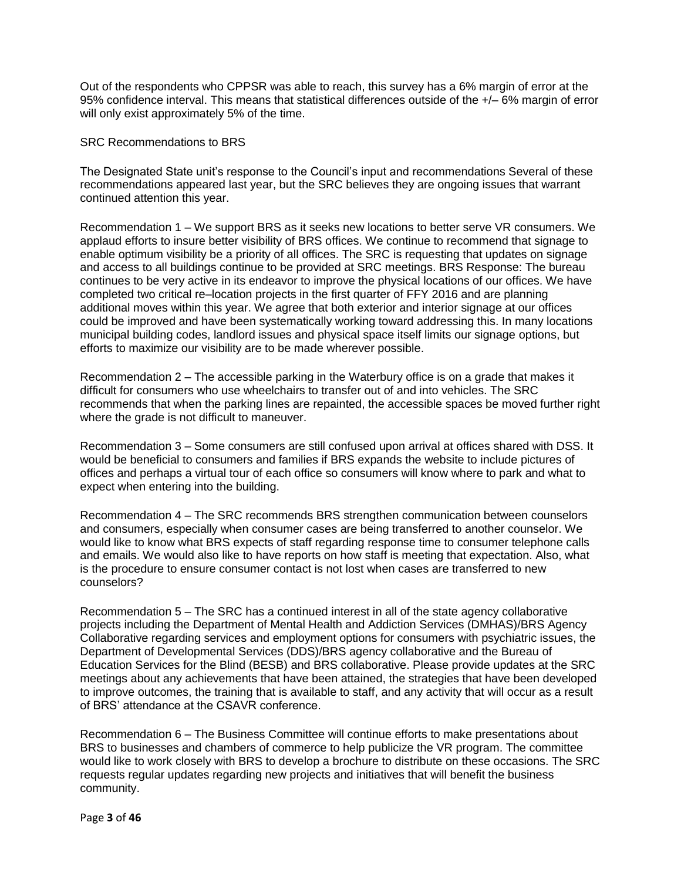Out of the respondents who CPPSR was able to reach, this survey has a 6% margin of error at the 95% confidence interval. This means that statistical differences outside of the +/– 6% margin of error will only exist approximately 5% of the time.

SRC Recommendations to BRS

The Designated State unit's response to the Council's input and recommendations Several of these recommendations appeared last year, but the SRC believes they are ongoing issues that warrant continued attention this year.

Recommendation 1 – We support BRS as it seeks new locations to better serve VR consumers. We applaud efforts to insure better visibility of BRS offices. We continue to recommend that signage to enable optimum visibility be a priority of all offices. The SRC is requesting that updates on signage and access to all buildings continue to be provided at SRC meetings. BRS Response: The bureau continues to be very active in its endeavor to improve the physical locations of our offices. We have completed two critical re–location projects in the first quarter of FFY 2016 and are planning additional moves within this year. We agree that both exterior and interior signage at our offices could be improved and have been systematically working toward addressing this. In many locations municipal building codes, landlord issues and physical space itself limits our signage options, but efforts to maximize our visibility are to be made wherever possible.

Recommendation 2 – The accessible parking in the Waterbury office is on a grade that makes it difficult for consumers who use wheelchairs to transfer out of and into vehicles. The SRC recommends that when the parking lines are repainted, the accessible spaces be moved further right where the grade is not difficult to maneuver.

Recommendation 3 – Some consumers are still confused upon arrival at offices shared with DSS. It would be beneficial to consumers and families if BRS expands the website to include pictures of offices and perhaps a virtual tour of each office so consumers will know where to park and what to expect when entering into the building.

Recommendation 4 – The SRC recommends BRS strengthen communication between counselors and consumers, especially when consumer cases are being transferred to another counselor. We would like to know what BRS expects of staff regarding response time to consumer telephone calls and emails. We would also like to have reports on how staff is meeting that expectation. Also, what is the procedure to ensure consumer contact is not lost when cases are transferred to new counselors?

Recommendation 5 – The SRC has a continued interest in all of the state agency collaborative projects including the Department of Mental Health and Addiction Services (DMHAS)/BRS Agency Collaborative regarding services and employment options for consumers with psychiatric issues, the Department of Developmental Services (DDS)/BRS agency collaborative and the Bureau of Education Services for the Blind (BESB) and BRS collaborative. Please provide updates at the SRC meetings about any achievements that have been attained, the strategies that have been developed to improve outcomes, the training that is available to staff, and any activity that will occur as a result of BRS' attendance at the CSAVR conference.

Recommendation 6 – The Business Committee will continue efforts to make presentations about BRS to businesses and chambers of commerce to help publicize the VR program. The committee would like to work closely with BRS to develop a brochure to distribute on these occasions. The SRC requests regular updates regarding new projects and initiatives that will benefit the business community.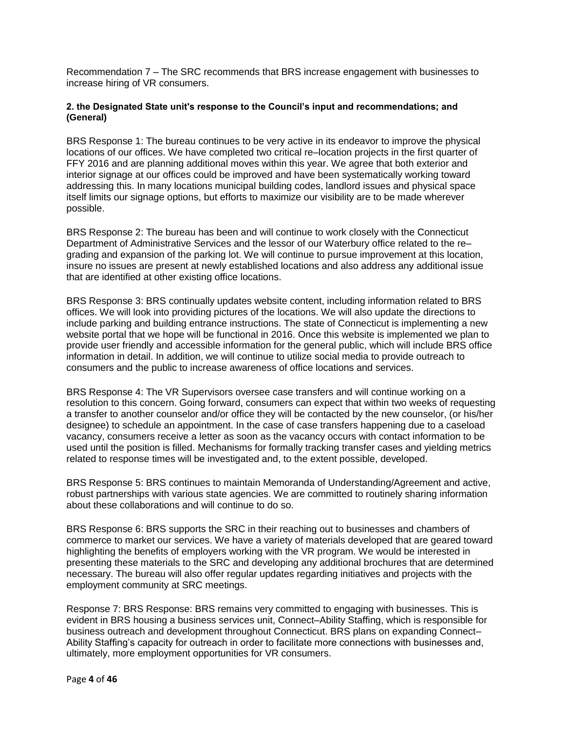Recommendation 7 – The SRC recommends that BRS increase engagement with businesses to increase hiring of VR consumers.

**2. the Designated State unit's response to the Council's input and recommendations; and (General)**

BRS Response 1: The bureau continues to be very active in its endeavor to improve the physical locations of our offices. We have completed two critical re–location projects in the first quarter of FFY 2016 and are planning additional moves within this year. We agree that both exterior and interior signage at our offices could be improved and have been systematically working toward addressing this. In many locations municipal building codes, landlord issues and physical space itself limits our signage options, but efforts to maximize our visibility are to be made wherever possible.

BRS Response 2: The bureau has been and will continue to work closely with the Connecticut Department of Administrative Services and the lessor of our Waterbury office related to the re–grading and expansion of the parking lot. We will continue to pursue improvement at this location, insure no issues are present at newly established locations and also address any additional issue that are identified at other existing office locations.

BRS Response 3: BRS continually updates website content, including information related to BRS offices. We will look into providing pictures of the locations. We will also update the directions to include parking and building entrance instructions. The state of Connecticut is implementing a new website portal that we hope will be functional in 2016. Once this website is implemented we plan to provide user friendly and accessible information for the general public, which will include BRS office information in detail. In addition, we will continue to utilize social media to provide outreach to consumers and the public to increase awareness of office locations and services.

BRS Response 4: The VR Supervisors oversee case transfers and will continue working on a resolution to this concern. Going forward, consumers can expect that within two weeks of requesting a transfer to another counselor and/or office they will be contacted by the new counselor, (or his/her designee) to schedule an appointment. In the case of case transfers happening due to a caseload vacancy, consumers receive a letter as soon as the vacancy occurs with contact information to be used until the position is filled. Mechanisms for formally tracking transfer cases and yielding metrics related to response times will be investigated and, to the extent possible, developed.

BRS Response 5: BRS continues to maintain Memoranda of Understanding/Agreement and active, robust partnerships with various state agencies. We are committed to routinely sharing information about these collaborations and will continue to do so.

BRS Response 6: BRS supports the SRC in their reaching out to businesses and chambers of commerce to market our services. We have a variety of materials developed that are geared toward highlighting the benefits of employers working with the VR program. We would be interested in presenting these materials to the SRC and developing any additional brochures that are determined necessary. The bureau will also offer regular updates regarding initiatives and projects with the employment community at SRC meetings.

Response 7: BRS Response: BRS remains very committed to engaging with businesses. This is evident in BRS housing a business services unit, Connect–Ability Staffing, which is responsible for business outreach and development throughout Connecticut. BRS plans on expanding Connect–Ability Staffing's capacity for outreach in order to facilitate more connections with businesses and, ultimately, more employment opportunities for VR consumers.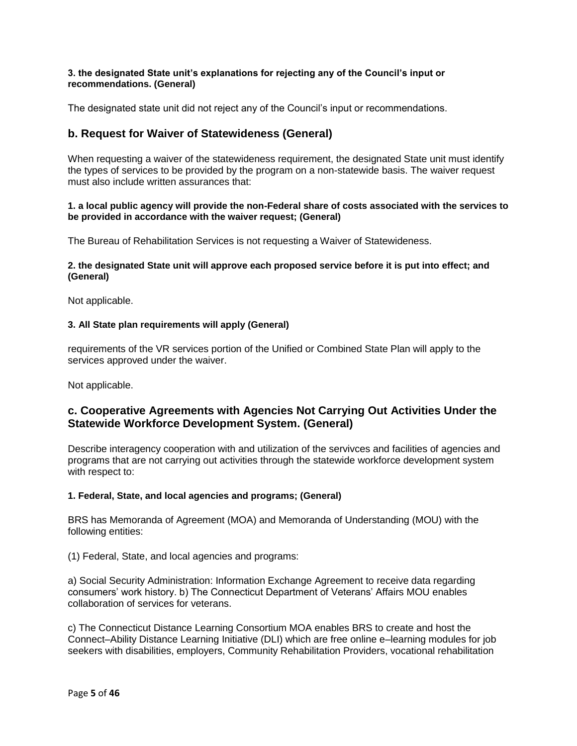**3. the designated State unit's explanations for rejecting any of the Council's input or recommendations. (General)**

The designated state unit did not reject any of the Council's input or recommendations.

## b. Request for Waiver of Statewideness (General)

When requesting a waiver of the statewideness requirement, the designated State unit must identify the types of services to be provided by the program on a non-statewide basis. The waiver request must also include written assurances that:

**1. a local public agency will provide the non-Federal share of costs associated with the services to be provided in accordance with the waiver request; (General)**

The Bureau of Rehabilitation Services is not requesting a Waiver of Statewideness.

**2. the designated State unit will approve each proposed service before it is put into effect; and (General)**

Not applicable.

**3. All State plan requirements will apply (General)**

requirements of the VR services portion of the Unified or Combined State Plan will apply to the services approved under the waiver.

Not applicable.

## c. Cooperative Agreements with Agencies Not Carrying Out Activities Under the Statewide Workforce Development System. (General)

Describe interagency cooperation with and utilization of the servivces and facilities of agencies and programs that are not carrying out activities through the statewide workforce development system with respect to:

**1. Federal, State, and local agencies and programs; (General)**

BRS has Memoranda of Agreement (MOA) and Memoranda of Understanding (MOU) with the following entities:

(1) Federal, State, and local agencies and programs:

a) Social Security Administration: Information Exchange Agreement to receive data regarding consumers' work history. b) The Connecticut Department of Veterans' Affairs MOU enables collaboration of services for veterans.

c) The Connecticut Distance Learning Consortium MOA enables BRS to create and host the Connect–Ability Distance Learning Initiative (DLI) which are free online e–learning modules for job seekers with disabilities, employers, Community Rehabilitation Providers, vocational rehabilitation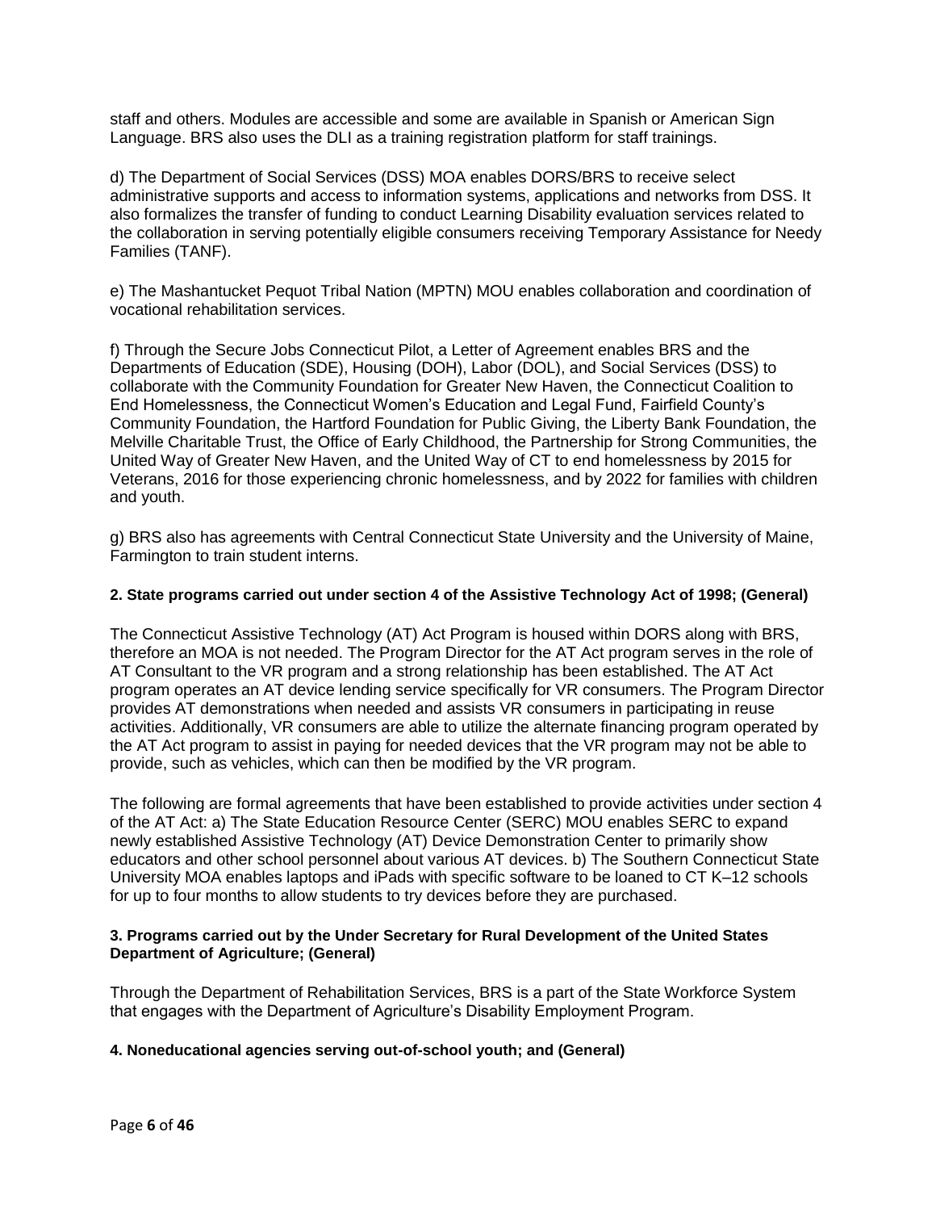staff and others. Modules are accessible and some are available in Spanish or American Sign Language. BRS also uses the DLI as a training registration platform for staff trainings.

d) The Department of Social Services (DSS) MOA enables DORS/BRS to receive select administrative supports and access to information systems, applications and networks from DSS. It also formalizes the transfer of funding to conduct Learning Disability evaluation services related to the collaboration in serving potentially eligible consumers receiving Temporary Assistance for Needy Families (TANF).

e) The Mashantucket Pequot Tribal Nation (MPTN) MOU enables collaboration and coordination of vocational rehabilitation services.

f) Through the Secure Jobs Connecticut Pilot, a Letter of Agreement enables BRS and the Departments of Education (SDE), Housing (DOH), Labor (DOL), and Social Services (DSS) to collaborate with the Community Foundation for Greater New Haven, the Connecticut Coalition to End Homelessness, the Connecticut Women's Education and Legal Fund, Fairfield County's Community Foundation, the Hartford Foundation for Public Giving, the Liberty Bank Foundation, the Melville Charitable Trust, the Office of Early Childhood, the Partnership for Strong Communities, the United Way of Greater New Haven, and the United Way of CT to end homelessness by 2015 for Veterans, 2016 for those experiencing chronic homelessness, and by 2022 for families with children and youth.

g) BRS also has agreements with Central Connecticut State University and the University of Maine, Farmington to train student interns.

**2. State programs carried out under section 4 of the Assistive Technology Act of 1998; (General)**

The Connecticut Assistive Technology (AT) Act Program is housed within DORS along with BRS, therefore an MOA is not needed. The Program Director for the AT Act program serves in the role of AT Consultant to the VR program and a strong relationship has been established. The AT Act program operates an AT device lending service specifically for VR consumers. The Program Director provides AT demonstrations when needed and assists VR consumers in participating in reuse activities. Additionally, VR consumers are able to utilize the alternate financing program operated by the AT Act program to assist in paying for needed devices that the VR program may not be able to provide, such as vehicles, which can then be modified by the VR program.

The following are formal agreements that have been established to provide activities under section 4 of the AT Act: a) The State Education Resource Center (SERC) MOU enables SERC to expand newly established Assistive Technology (AT) Device Demonstration Center to primarily show educators and other school personnel about various AT devices. b) The Southern Connecticut State University MOA enables laptops and iPads with specific software to be loaned to CT K–12 schools for up to four months to allow students to try devices before they are purchased.

**3. Programs carried out by the Under Secretary for Rural Development of the United States Department of Agriculture; (General)**

Through the Department of Rehabilitation Services, BRS is a part of the State Workforce System that engages with the Department of Agriculture's Disability Employment Program.

**4. Noneducational agencies serving out-of-school youth; and (General)**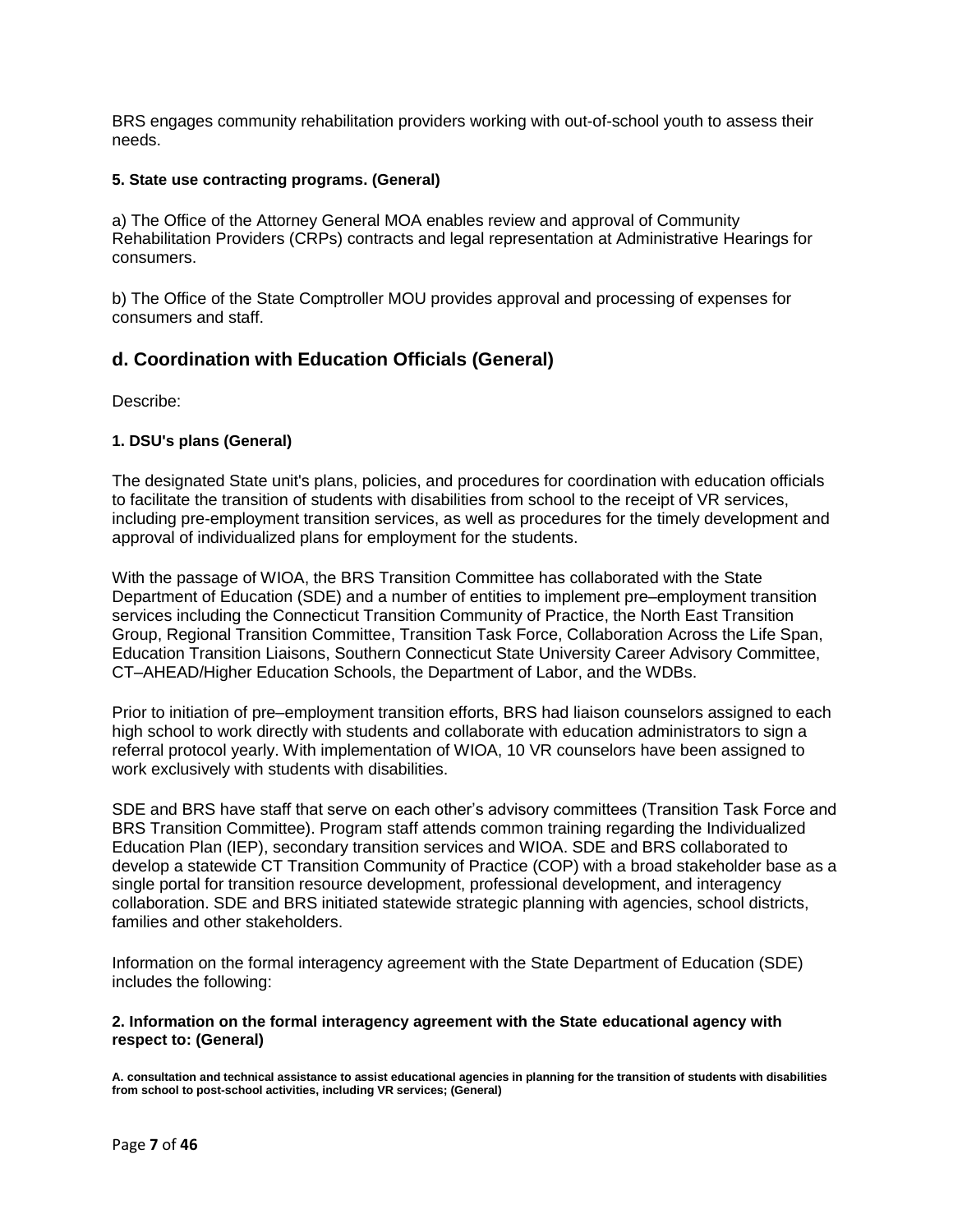BRS engages community rehabilitation providers working with out-of-school youth to assess their needs.

#### 5. State use contracting programs. (General)

a) The Office of the Attorney General MOA enables review and approval of Community Rehabilitation Providers (CRPs) contracts and legal representation at Administrative Hearings for consumers.

b) The Office of the State Comptroller MOU provides approval and processing of expenses for consumers and staff.

## d. Coordination with Education Officials (General)

Describe:

#### 1. DSU's plans (General)

The designated State unit's plans, policies, and procedures for coordination with education officials to facilitate the transition of students with disabilities from school to the receipt of VR services, including pre-employment transition services, as well as procedures for the timely development and approval of individualized plans for employment for the students.

With the passage of WIOA, the BRS Transition Committee has collaborated with the State Department of Education (SDE) and a number of entities to implement pre–employment transition services including the Connecticut Transition Community of Practice, the North East Transition Group, Regional Transition Committee, Transition Task Force, Collaboration Across the Life Span, Education Transition Liaisons, Southern Connecticut State University Career Advisory Committee, CT–AHEAD/Higher Education Schools, the Department of Labor, and the WDBs.

Prior to initiation of pre–employment transition efforts, BRS had liaison counselors assigned to each high school to work directly with students and collaborate with education administrators to sign a referral protocol yearly. With implementation of WIOA, 10 VR counselors have been assigned to work exclusively with students with disabilities.

SDE and BRS have staff that serve on each other's advisory committees (Transition Task Force and BRS Transition Committee). Program staff attends common training regarding the Individualized Education Plan (IEP), secondary transition services and WIOA. SDE and BRS collaborated to develop a statewide CT Transition Community of Practice (COP) with a broad stakeholder base as a single portal for transition resource development, professional development, and interagency collaboration. SDE and BRS initiated statewide strategic planning with agencies, school districts, families and other stakeholders.

Information on the formal interagency agreement with the State Department of Education (SDE) includes the following:

#### 2. Information on the formal interagency agreement with the State educational agency with respect to: (General)

**A. consultation and technical assistance to assist educational agencies in planning for the transition of students with disabilities from school to post-school activities, including VR services; (General)**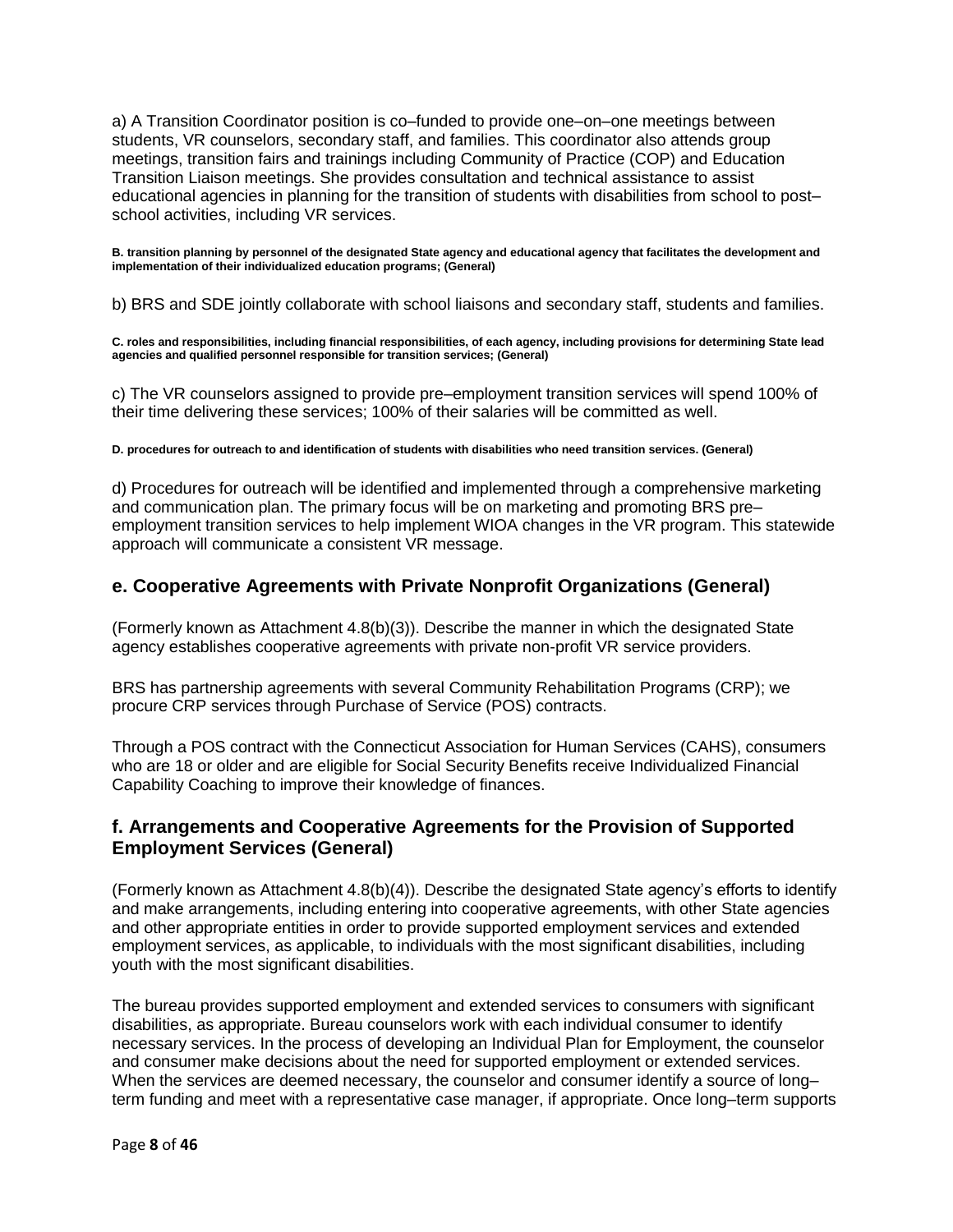a) A Transition Coordinator position is co–funded to provide one–on–one meetings between students, VR counselors, secondary staff, and families. This coordinator also attends group meetings, transition fairs and trainings including Community of Practice (COP) and Education Transition Liaison meetings. She provides consultation and technical assistance to assist educational agencies in planning for the transition of students with disabilities from school to post–school activities, including VR services.

**B. transition planning by personnel of the designated State agency and educational agency that facilitates the development and implementation of their individualized education programs; (General)**

b) BRS and SDE jointly collaborate with school liaisons and secondary staff, students and families.

**C. roles and responsibilities, including financial responsibilities, of each agency, including provisions for determining State lead agencies and qualified personnel responsible for transition services; (General)**

c) The VR counselors assigned to provide pre–employment transition services will spend 100% of their time delivering these services; 100% of their salaries will be committed as well.

**D. procedures for outreach to and identification of students with disabilities who need transition services. (General)**

d) Procedures for outreach will be identified and implemented through a comprehensive marketing and communication plan. The primary focus will be on marketing and promoting BRS pre–employment transition services to help implement WIOA changes in the VR program. This statewide approach will communicate a consistent VR message.

## e. Cooperative Agreements with Private Nonprofit Organizations (General)

(Formerly known as Attachment 4.8(b)(3)). Describe the manner in which the designated State agency establishes cooperative agreements with private non-profit VR service providers.

BRS has partnership agreements with several Community Rehabilitation Programs (CRP); we procure CRP services through Purchase of Service (POS) contracts.

Through a POS contract with the Connecticut Association for Human Services (CAHS), consumers who are 18 or older and are eligible for Social Security Benefits receive Individualized Financial Capability Coaching to improve their knowledge of finances.

## f. Arrangements and Cooperative Agreements for the Provision of Supported Employment Services (General)

(Formerly known as Attachment 4.8(b)(4)). Describe the designated State agency's efforts to identify and make arrangements, including entering into cooperative agreements, with other State agencies and other appropriate entities in order to provide supported employment services and extended employment services, as applicable, to individuals with the most significant disabilities, including youth with the most significant disabilities.

The bureau provides supported employment and extended services to consumers with significant disabilities, as appropriate. Bureau counselors work with each individual consumer to identify necessary services. In the process of developing an Individual Plan for Employment, the counselor and consumer make decisions about the need for supported employment or extended services. When the services are deemed necessary, the counselor and consumer identify a source of long–term funding and meet with a representative case manager, if appropriate. Once long–term supports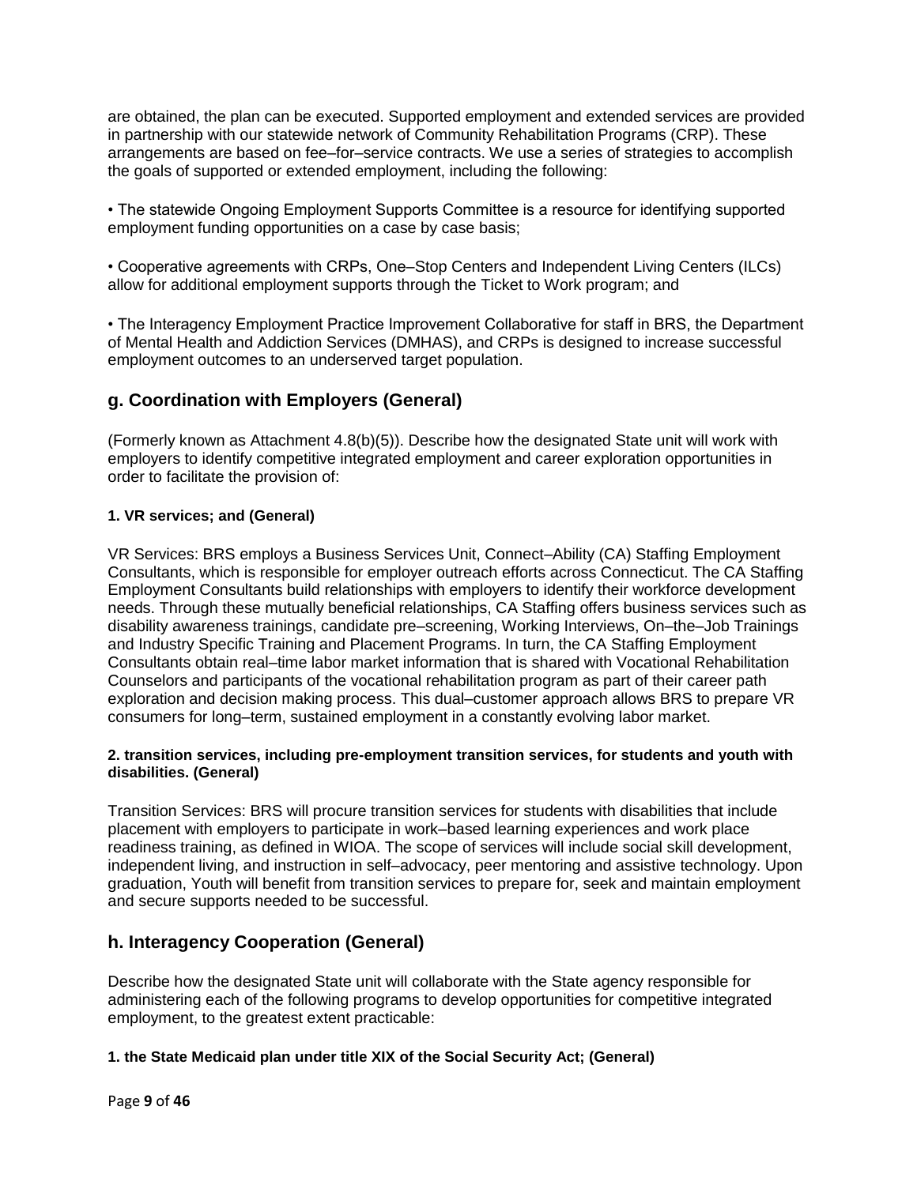are obtained, the plan can be executed. Supported employment and extended services are provided in partnership with our statewide network of Community Rehabilitation Programs (CRP). These arrangements are based on fee–for–service contracts. We use a series of strategies to accomplish the goals of supported or extended employment, including the following:

• The statewide Ongoing Employment Supports Committee is a resource for identifying supported employment funding opportunities on a case by case basis;

• Cooperative agreements with CRPs, One–Stop Centers and Independent Living Centers (ILCs) allow for additional employment supports through the Ticket to Work program; and

• The Interagency Employment Practice Improvement Collaborative for staff in BRS, the Department of Mental Health and Addiction Services (DMHAS), and CRPs is designed to increase successful employment outcomes to an underserved target population.

## g. Coordination with Employers (General)

(Formerly known as Attachment 4.8(b)(5)). Describe how the designated State unit will work with employers to identify competitive integrated employment and career exploration opportunities in order to facilitate the provision of:

#### 1. VR services; and (General)

VR Services: BRS employs a Business Services Unit, Connect–Ability (CA) Staffing Employment Consultants, which is responsible for employer outreach efforts across Connecticut. The CA Staffing Employment Consultants build relationships with employers to identify their workforce development needs. Through these mutually beneficial relationships, CA Staffing offers business services such as disability awareness trainings, candidate pre–screening, Working Interviews, On–the–Job Trainings and Industry Specific Training and Placement Programs. In turn, the CA Staffing Employment Consultants obtain real–time labor market information that is shared with Vocational Rehabilitation Counselors and participants of the vocational rehabilitation program as part of their career path exploration and decision making process. This dual–customer approach allows BRS to prepare VR consumers for long–term, sustained employment in a constantly evolving labor market.

#### 2. transition services, including pre-employment transition services, for students and youth with disabilities. (General)

Transition Services: BRS will procure transition services for students with disabilities that include placement with employers to participate in work–based learning experiences and work place readiness training, as defined in WIOA. The scope of services will include social skill development, independent living, and instruction in self–advocacy, peer mentoring and assistive technology. Upon graduation, Youth will benefit from transition services to prepare for, seek and maintain employment and secure supports needed to be successful.

## h. Interagency Cooperation (General)

Describe how the designated State unit will collaborate with the State agency responsible for administering each of the following programs to develop opportunities for competitive integrated employment, to the greatest extent practicable:

#### 1. the State Medicaid plan under title XIX of the Social Security Act; (General)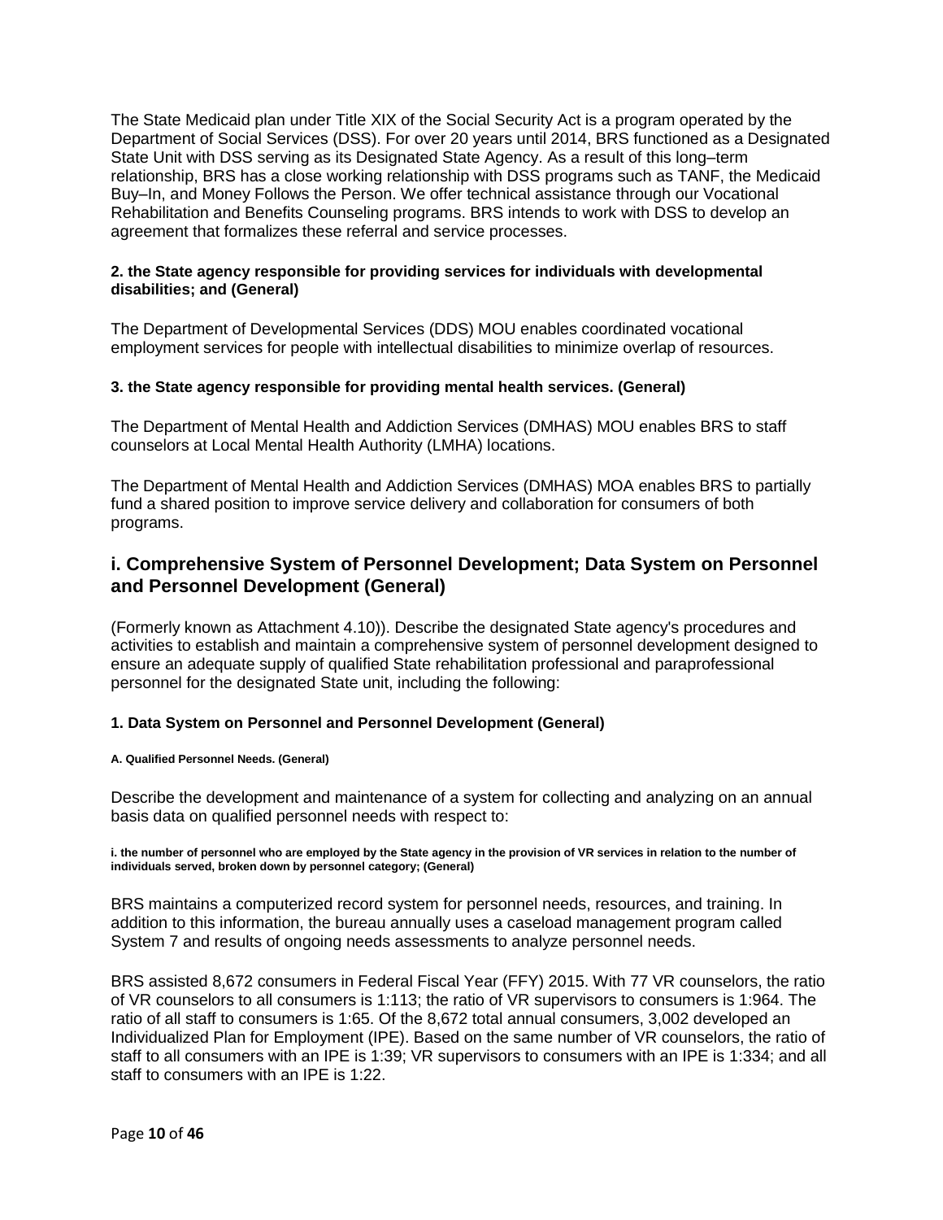The State Medicaid plan under Title XIX of the Social Security Act is a program operated by the Department of Social Services (DSS). For over 20 years until 2014, BRS functioned as a Designated State Unit with DSS serving as its Designated State Agency. As a result of this long–term relationship, BRS has a close working relationship with DSS programs such as TANF, the Medicaid Buy–In, and Money Follows the Person. We offer technical assistance through our Vocational Rehabilitation and Benefits Counseling programs. BRS intends to work with DSS to develop an agreement that formalizes these referral and service processes.

**2. the State agency responsible for providing services for individuals with developmental disabilities; and (General)**

The Department of Developmental Services (DDS) MOU enables coordinated vocational employment services for people with intellectual disabilities to minimize overlap of resources.

**3. the State agency responsible for providing mental health services. (General)**

The Department of Mental Health and Addiction Services (DMHAS) MOU enables BRS to staff counselors at Local Mental Health Authority (LMHA) locations.

The Department of Mental Health and Addiction Services (DMHAS) MOA enables BRS to partially fund a shared position to improve service delivery and collaboration for consumers of both programs.

## i. Comprehensive System of Personnel Development; Data System on Personnel and Personnel Development (General)

(Formerly known as Attachment 4.10)). Describe the designated State agency's procedures and activities to establish and maintain a comprehensive system of personnel development designed to ensure an adequate supply of qualified State rehabilitation professional and paraprofessional personnel for the designated State unit, including the following:

### 1. Data System on Personnel and Personnel Development (General)

#### A. Qualified Personnel Needs. (General)

Describe the development and maintenance of a system for collecting and analyzing on an annual basis data on qualified personnel needs with respect to:

**i. the number of personnel who are employed by the State agency in the provision of VR services in relation to the number of individuals served, broken down by personnel category; (General)**

BRS maintains a computerized record system for personnel needs, resources, and training. In addition to this information, the bureau annually uses a caseload management program called System 7 and results of ongoing needs assessments to analyze personnel needs.

BRS assisted 8,672 consumers in Federal Fiscal Year (FFY) 2015. With 77 VR counselors, the ratio of VR counselors to all consumers is 1:113; the ratio of VR supervisors to consumers is 1:964. The ratio of all staff to consumers is 1:65. Of the 8,672 total annual consumers, 3,002 developed an Individualized Plan for Employment (IPE). Based on the same number of VR counselors, the ratio of staff to all consumers with an IPE is 1:39; VR supervisors to consumers with an IPE is 1:334; and all staff to consumers with an IPE is 1:22.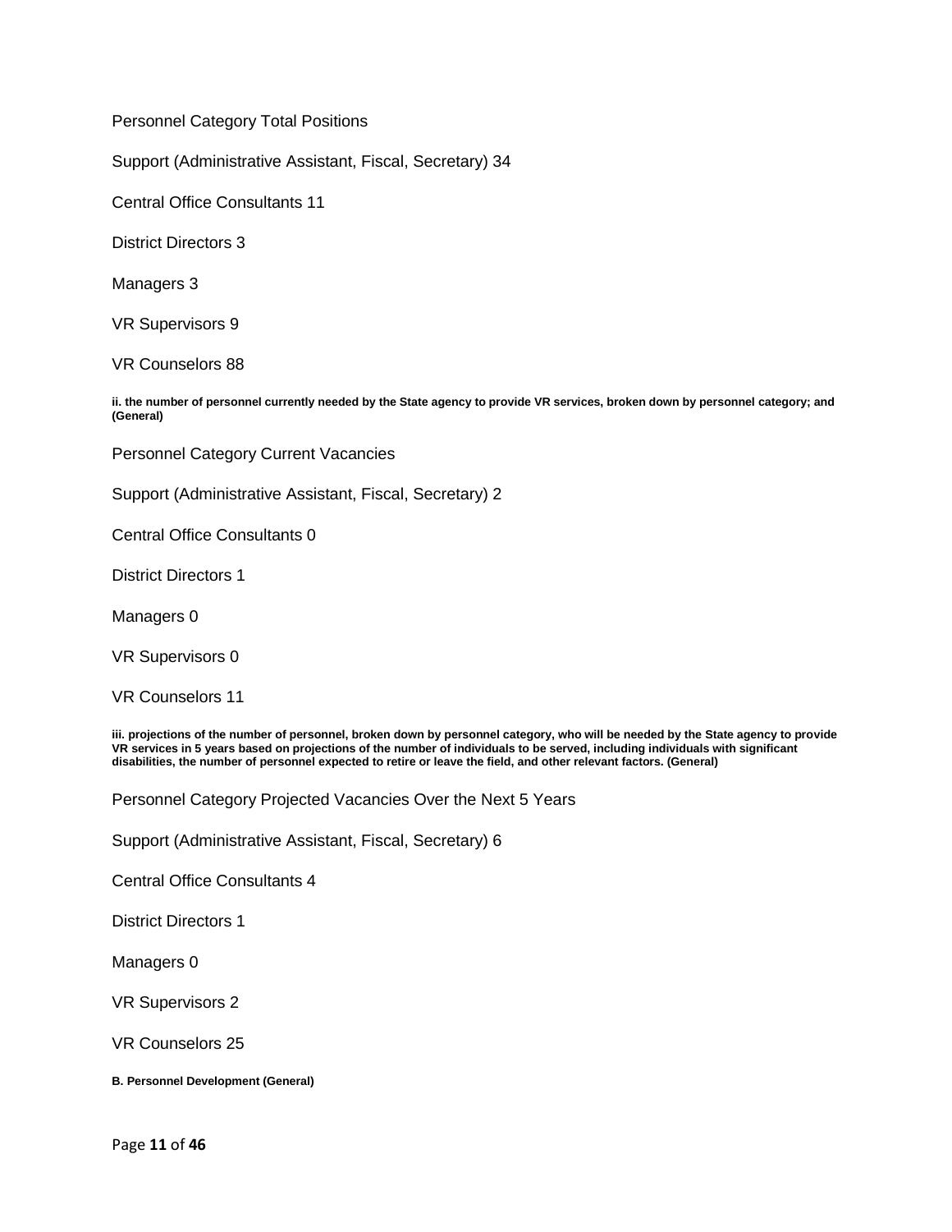Personnel Category Total Positions

Support (Administrative Assistant, Fiscal, Secretary) 34

Central Office Consultants 11

District Directors 3

Managers 3

VR Supervisors 9

VR Counselors 88

**ii. the number of personnel currently needed by the State agency to provide VR services, broken down by personnel category; and (General)**

Personnel Category Current Vacancies

Support (Administrative Assistant, Fiscal, Secretary) 2

Central Office Consultants 0

District Directors 1

Managers 0

VR Supervisors 0

VR Counselors 11

**iii. projections of the number of personnel, broken down by personnel category, who will be needed by the State agency to provide VR services in 5 years based on projections of the number of individuals to be served, including individuals with significant disabilities, the number of personnel expected to retire or leave the field, and other relevant factors. (General)**

Personnel Category Projected Vacancies Over the Next 5 Years

Support (Administrative Assistant, Fiscal, Secretary) 6

Central Office Consultants 4

District Directors 1

Managers 0

VR Supervisors 2

VR Counselors 25

**B. Personnel Development (General)**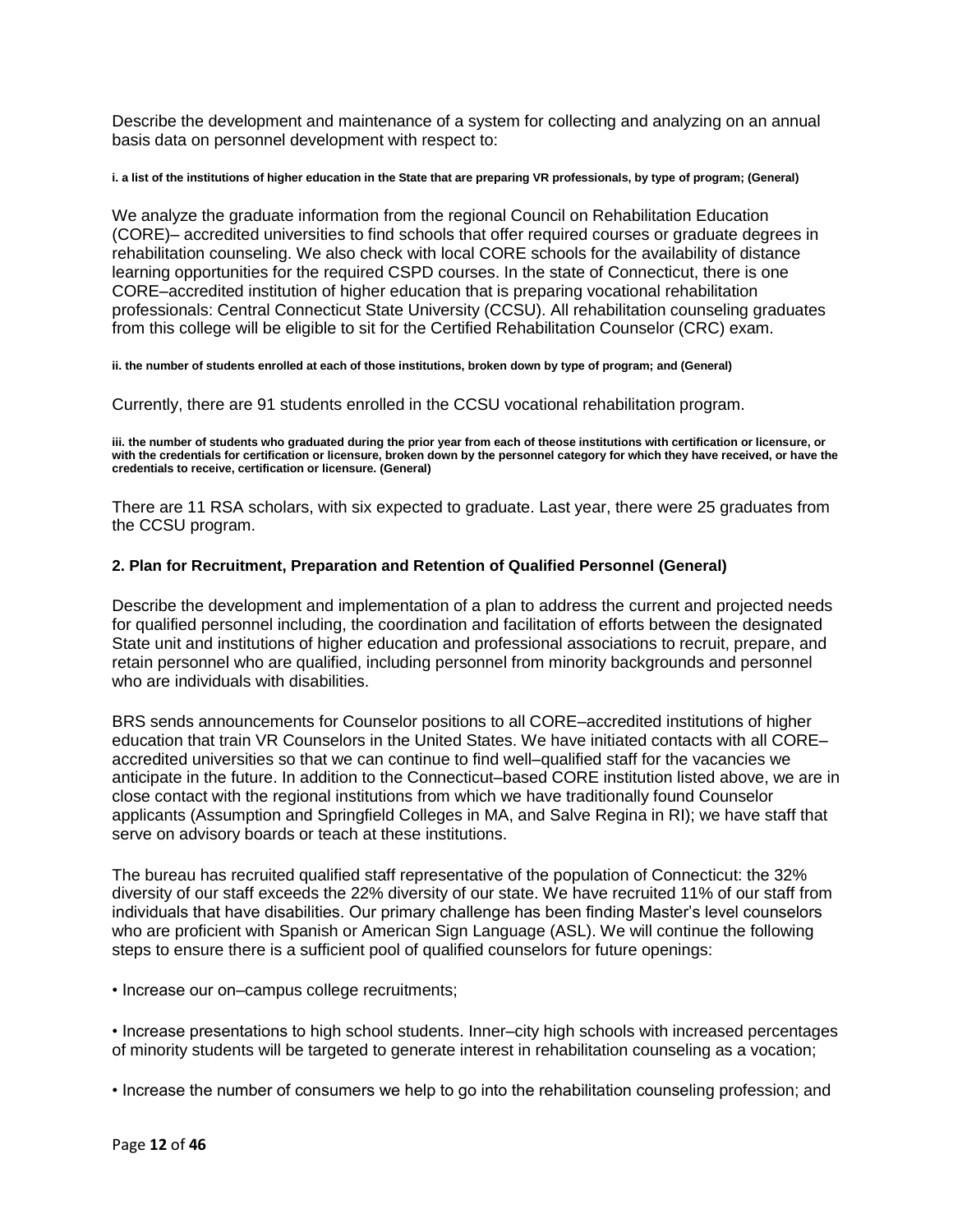Describe the development and maintenance of a system for collecting and analyzing on an annual basis data on personnel development with respect to:

**i. a list of the institutions of higher education in the State that are preparing VR professionals, by type of program; (General)**

We analyze the graduate information from the regional Council on Rehabilitation Education (CORE)– accredited universities to find schools that offer required courses or graduate degrees in rehabilitation counseling. We also check with local CORE schools for the availability of distance learning opportunities for the required CSPD courses. In the state of Connecticut, there is one CORE–accredited institution of higher education that is preparing vocational rehabilitation professionals: Central Connecticut State University (CCSU). All rehabilitation counseling graduates from this college will be eligible to sit for the Certified Rehabilitation Counselor (CRC) exam.

**ii. the number of students enrolled at each of those institutions, broken down by type of program; and (General)**

Currently, there are 91 students enrolled in the CCSU vocational rehabilitation program.

**iii. the number of students who graduated during the prior year from each of theose institutions with certification or licensure, or with the credentials for certification or licensure, broken down by the personnel category for which they have received, or have the credentials to receive, certification or licensure. (General)**

There are 11 RSA scholars, with six expected to graduate. Last year, there were 25 graduates from the CCSU program.

**2. Plan for Recruitment, Preparation and Retention of Qualified Personnel (General)**

Describe the development and implementation of a plan to address the current and projected needs for qualified personnel including, the coordination and facilitation of efforts between the designated State unit and institutions of higher education and professional associations to recruit, prepare, and retain personnel who are qualified, including personnel from minority backgrounds and personnel who are individuals with disabilities.

BRS sends announcements for Counselor positions to all CORE–accredited institutions of higher education that train VR Counselors in the United States. We have initiated contacts with all CORE–accredited universities so that we can continue to find well–qualified staff for the vacancies we anticipate in the future. In addition to the Connecticut–based CORE institution listed above, we are in close contact with the regional institutions from which we have traditionally found Counselor applicants (Assumption and Springfield Colleges in MA, and Salve Regina in RI); we have staff that serve on advisory boards or teach at these institutions.

The bureau has recruited qualified staff representative of the population of Connecticut: the 32% diversity of our staff exceeds the 22% diversity of our state. We have recruited 11% of our staff from individuals that have disabilities. Our primary challenge has been finding Master's level counselors who are proficient with Spanish or American Sign Language (ASL). We will continue the following steps to ensure there is a sufficient pool of qualified counselors for future openings:

- Increase our on–campus college recruitments;
- Increase presentations to high school students. Inner–city high schools with increased percentages of minority students will be targeted to generate interest in rehabilitation counseling as a vocation;
- Increase the number of consumers we help to go into the rehabilitation counseling profession; and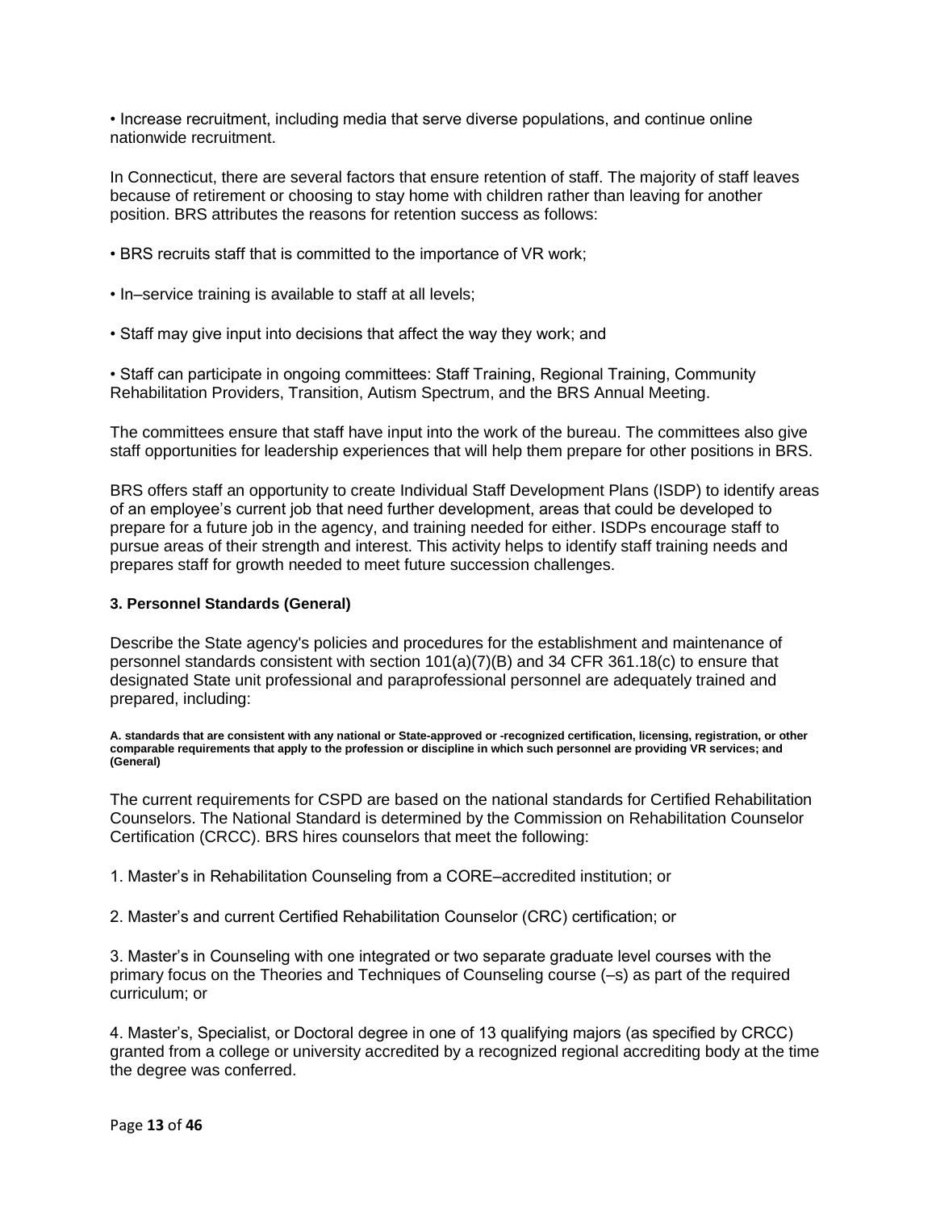• Increase recruitment, including media that serve diverse populations, and continue online nationwide recruitment.

In Connecticut, there are several factors that ensure retention of staff. The majority of staff leaves because of retirement or choosing to stay home with children rather than leaving for another position. BRS attributes the reasons for retention success as follows:

• BRS recruits staff that is committed to the importance of VR work;

• In–service training is available to staff at all levels;

• Staff may give input into decisions that affect the way they work; and

• Staff can participate in ongoing committees: Staff Training, Regional Training, Community Rehabilitation Providers, Transition, Autism Spectrum, and the BRS Annual Meeting.

The committees ensure that staff have input into the work of the bureau. The committees also give staff opportunities for leadership experiences that will help them prepare for other positions in BRS.

BRS offers staff an opportunity to create Individual Staff Development Plans (ISDP) to identify areas of an employee's current job that need further development, areas that could be developed to prepare for a future job in the agency, and training needed for either. ISDPs encourage staff to pursue areas of their strength and interest. This activity helps to identify staff training needs and prepares staff for growth needed to meet future succession challenges.

### 3. Personnel Standards (General)

Describe the State agency's policies and procedures for the establishment and maintenance of personnel standards consistent with section 101(a)(7)(B) and 34 CFR 361.18(c) to ensure that designated State unit professional and paraprofessional personnel are adequately trained and prepared, including:

#### A. standards that are consistent with any national or State-approved or -recognized certification, licensing, registration, or other comparable requirements that apply to the profession or discipline in which such personnel are providing VR services; and (General)

The current requirements for CSPD are based on the national standards for Certified Rehabilitation Counselors. The National Standard is determined by the Commission on Rehabilitation Counselor Certification (CRCC). BRS hires counselors that meet the following:

1. Master's in Rehabilitation Counseling from a CORE–accredited institution; or

2. Master's and current Certified Rehabilitation Counselor (CRC) certification; or

3. Master's in Counseling with one integrated or two separate graduate level courses with the primary focus on the Theories and Techniques of Counseling course (–s) as part of the required curriculum; or

4. Master's, Specialist, or Doctoral degree in one of 13 qualifying majors (as specified by CRCC) granted from a college or university accredited by a recognized regional accrediting body at the time the degree was conferred.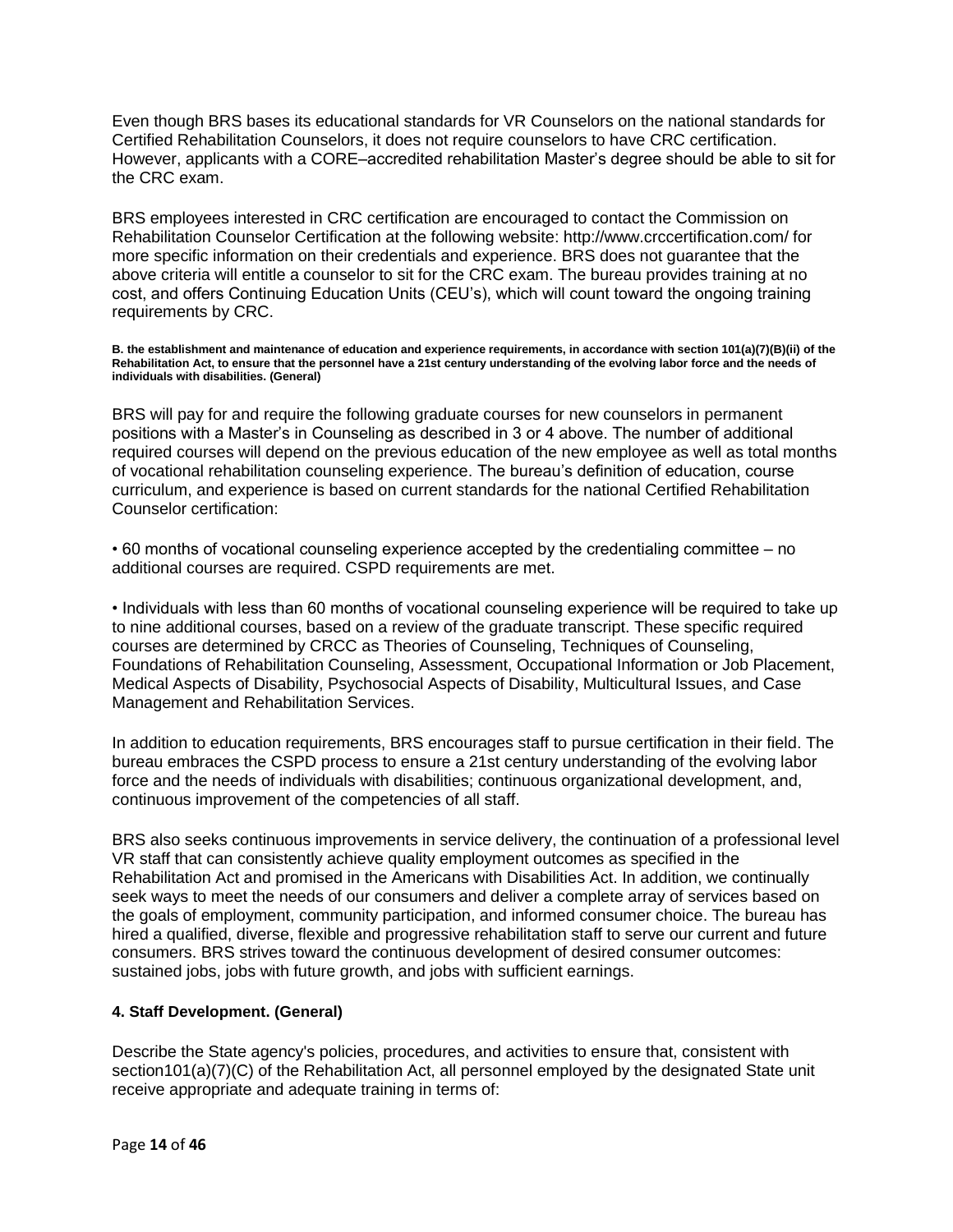Even though BRS bases its educational standards for VR Counselors on the national standards for Certified Rehabilitation Counselors, it does not require counselors to have CRC certification. However, applicants with a CORE–accredited rehabilitation Master's degree should be able to sit for the CRC exam.

BRS employees interested in CRC certification are encouraged to contact the Commission on Rehabilitation Counselor Certification at the following website: http://www.crccertification.com/ for more specific information on their credentials and experience. BRS does not guarantee that the above criteria will entitle a counselor to sit for the CRC exam. The bureau provides training at no cost, and offers Continuing Education Units (CEU's), which will count toward the ongoing training requirements by CRC.

**B. the establishment and maintenance of education and experience requirements, in accordance with section 101(a)(7)(B)(ii) of the Rehabilitation Act, to ensure that the personnel have a 21st century understanding of the evolving labor force and the needs of individuals with disabilities. (General)**

BRS will pay for and require the following graduate courses for new counselors in permanent positions with a Master's in Counseling as described in 3 or 4 above. The number of additional required courses will depend on the previous education of the new employee as well as total months of vocational rehabilitation counseling experience. The bureau's definition of education, course curriculum, and experience is based on current standards for the national Certified Rehabilitation Counselor certification:

- 60 months of vocational counseling experience accepted by the credentialing committee – no additional courses are required. CSPD requirements are met.

- Individuals with less than 60 months of vocational counseling experience will be required to take up to nine additional courses, based on a review of the graduate transcript. These specific required courses are determined by CRCC as Theories of Counseling, Techniques of Counseling, Foundations of Rehabilitation Counseling, Assessment, Occupational Information or Job Placement, Medical Aspects of Disability, Psychosocial Aspects of Disability, Multicultural Issues, and Case Management and Rehabilitation Services.

In addition to education requirements, BRS encourages staff to pursue certification in their field. The bureau embraces the CSPD process to ensure a 21st century understanding of the evolving labor force and the needs of individuals with disabilities; continuous organizational development, and, continuous improvement of the competencies of all staff.

BRS also seeks continuous improvements in service delivery, the continuation of a professional level VR staff that can consistently achieve quality employment outcomes as specified in the Rehabilitation Act and promised in the Americans with Disabilities Act. In addition, we continually seek ways to meet the needs of our consumers and deliver a complete array of services based on the goals of employment, community participation, and informed consumer choice. The bureau has hired a qualified, diverse, flexible and progressive rehabilitation staff to serve our current and future consumers. BRS strives toward the continuous development of desired consumer outcomes: sustained jobs, jobs with future growth, and jobs with sufficient earnings.

**4. Staff Development. (General)**

Describe the State agency's policies, procedures, and activities to ensure that, consistent with section101(a)(7)(C) of the Rehabilitation Act, all personnel employed by the designated State unit receive appropriate and adequate training in terms of: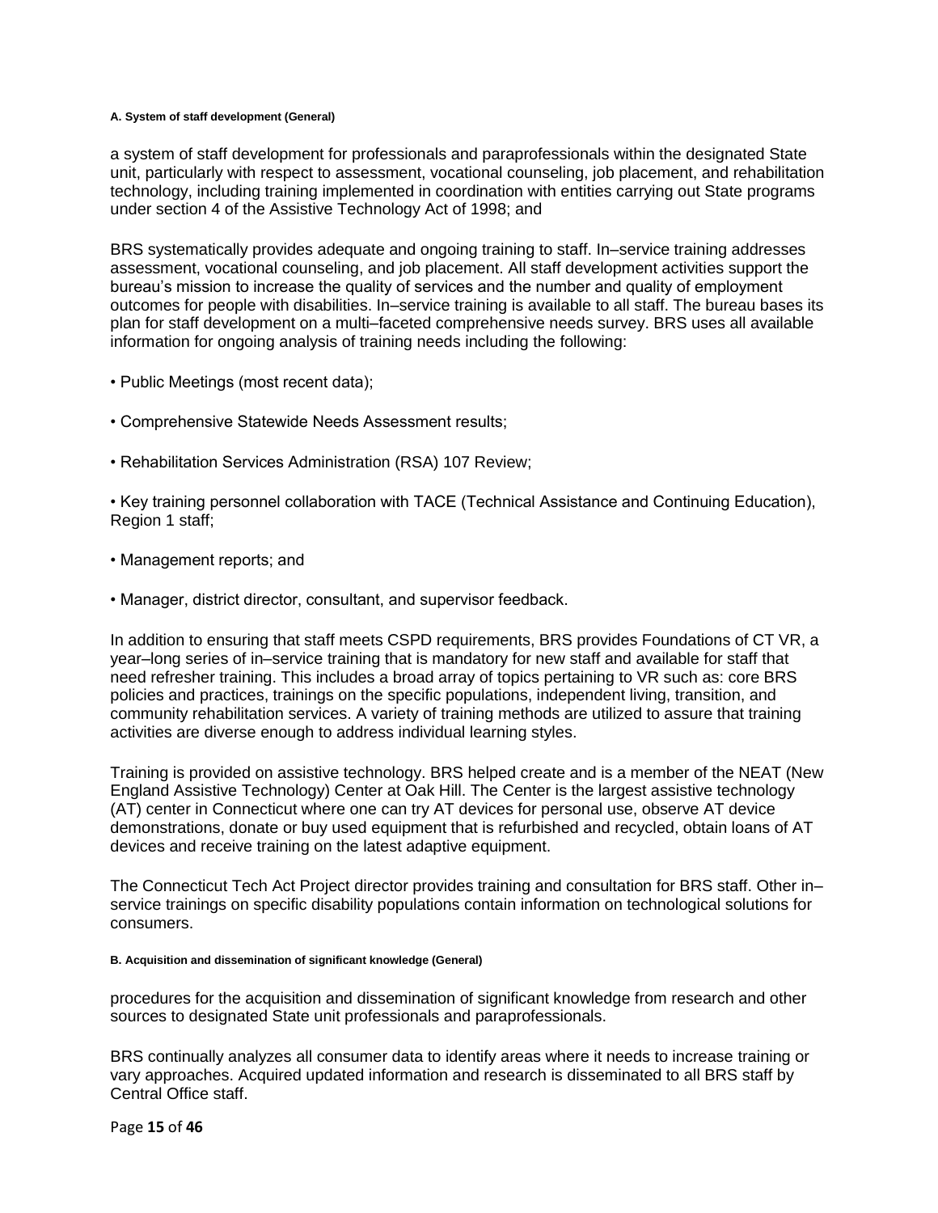#### A. System of staff development (General)

a system of staff development for professionals and paraprofessionals within the designated State unit, particularly with respect to assessment, vocational counseling, job placement, and rehabilitation technology, including training implemented in coordination with entities carrying out State programs under section 4 of the Assistive Technology Act of 1998; and

BRS systematically provides adequate and ongoing training to staff. In–service training addresses assessment, vocational counseling, and job placement. All staff development activities support the bureau's mission to increase the quality of services and the number and quality of employment outcomes for people with disabilities. In–service training is available to all staff. The bureau bases its plan for staff development on a multi–faceted comprehensive needs survey. BRS uses all available information for ongoing analysis of training needs including the following:

- Public Meetings (most recent data);
- Comprehensive Statewide Needs Assessment results;
- Rehabilitation Services Administration (RSA) 107 Review;
- Key training personnel collaboration with TACE (Technical Assistance and Continuing Education), Region 1 staff;
- Management reports; and
- Manager, district director, consultant, and supervisor feedback.

In addition to ensuring that staff meets CSPD requirements, BRS provides Foundations of CT VR, a year–long series of in–service training that is mandatory for new staff and available for staff that need refresher training. This includes a broad array of topics pertaining to VR such as: core BRS policies and practices, trainings on the specific populations, independent living, transition, and community rehabilitation services. A variety of training methods are utilized to assure that training activities are diverse enough to address individual learning styles.

Training is provided on assistive technology. BRS helped create and is a member of the NEAT (New England Assistive Technology) Center at Oak Hill. The Center is the largest assistive technology (AT) center in Connecticut where one can try AT devices for personal use, observe AT device demonstrations, donate or buy used equipment that is refurbished and recycled, obtain loans of AT devices and receive training on the latest adaptive equipment.

The Connecticut Tech Act Project director provides training and consultation for BRS staff. Other in–service trainings on specific disability populations contain information on technological solutions for consumers.

#### B. Acquisition and dissemination of significant knowledge (General)

procedures for the acquisition and dissemination of significant knowledge from research and other sources to designated State unit professionals and paraprofessionals.

BRS continually analyzes all consumer data to identify areas where it needs to increase training or vary approaches. Acquired updated information and research is disseminated to all BRS staff by Central Office staff.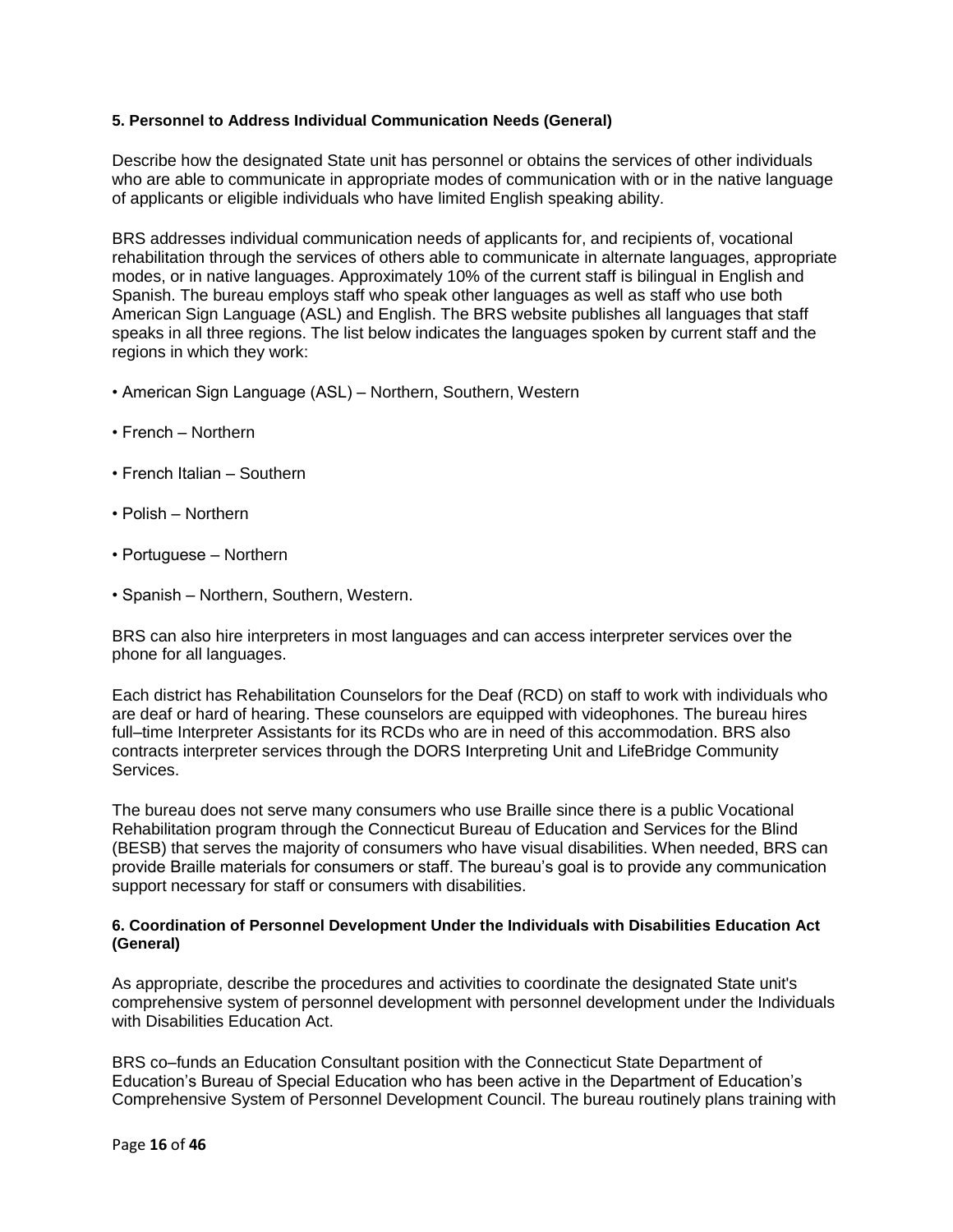**5. Personnel to Address Individual Communication Needs (General)**

Describe how the designated State unit has personnel or obtains the services of other individuals who are able to communicate in appropriate modes of communication with or in the native language of applicants or eligible individuals who have limited English speaking ability.

BRS addresses individual communication needs of applicants for, and recipients of, vocational rehabilitation through the services of others able to communicate in alternate languages, appropriate modes, or in native languages. Approximately 10% of the current staff is bilingual in English and Spanish. The bureau employs staff who speak other languages as well as staff who use both American Sign Language (ASL) and English. The BRS website publishes all languages that staff speaks in all three regions. The list below indicates the languages spoken by current staff and the regions in which they work:

- American Sign Language (ASL) – Northern, Southern, Western
- French – Northern
- French Italian – Southern
- Polish – Northern
- Portuguese – Northern
- Spanish – Northern, Southern, Western.

BRS can also hire interpreters in most languages and can access interpreter services over the phone for all languages.

Each district has Rehabilitation Counselors for the Deaf (RCD) on staff to work with individuals who are deaf or hard of hearing. These counselors are equipped with videophones. The bureau hires full–time Interpreter Assistants for its RCDs who are in need of this accommodation. BRS also contracts interpreter services through the DORS Interpreting Unit and LifeBridge Community Services.

The bureau does not serve many consumers who use Braille since there is a public Vocational Rehabilitation program through the Connecticut Bureau of Education and Services for the Blind (BESB) that serves the majority of consumers who have visual disabilities. When needed, BRS can provide Braille materials for consumers or staff. The bureau's goal is to provide any communication support necessary for staff or consumers with disabilities.

**6. Coordination of Personnel Development Under the Individuals with Disabilities Education Act (General)**

As appropriate, describe the procedures and activities to coordinate the designated State unit's comprehensive system of personnel development with personnel development under the Individuals with Disabilities Education Act.

BRS co–funds an Education Consultant position with the Connecticut State Department of Education's Bureau of Special Education who has been active in the Department of Education's Comprehensive System of Personnel Development Council. The bureau routinely plans training with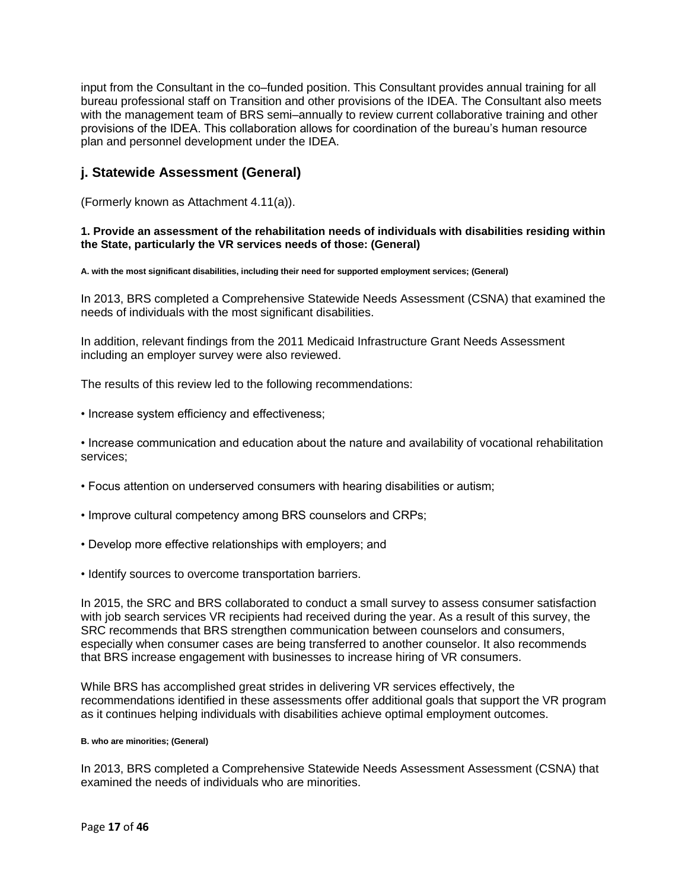input from the Consultant in the co–funded position. This Consultant provides annual training for all bureau professional staff on Transition and other provisions of the IDEA. The Consultant also meets with the management team of BRS semi–annually to review current collaborative training and other provisions of the IDEA. This collaboration allows for coordination of the bureau's human resource plan and personnel development under the IDEA.

## j. Statewide Assessment (General)

(Formerly known as Attachment 4.11(a)).

#### 1. Provide an assessment of the rehabilitation needs of individuals with disabilities residing within the State, particularly the VR services needs of those: (General)

##### A. with the most significant disabilities, including their need for supported employment services; (General)

In 2013, BRS completed a Comprehensive Statewide Needs Assessment (CSNA) that examined the needs of individuals with the most significant disabilities.

In addition, relevant findings from the 2011 Medicaid Infrastructure Grant Needs Assessment including an employer survey were also reviewed.

The results of this review led to the following recommendations:

- Increase system efficiency and effectiveness;
- Increase communication and education about the nature and availability of vocational rehabilitation services;
- Focus attention on underserved consumers with hearing disabilities or autism;
- Improve cultural competency among BRS counselors and CRPs;
- Develop more effective relationships with employers; and
- Identify sources to overcome transportation barriers.

In 2015, the SRC and BRS collaborated to conduct a small survey to assess consumer satisfaction with job search services VR recipients had received during the year. As a result of this survey, the SRC recommends that BRS strengthen communication between counselors and consumers, especially when consumer cases are being transferred to another counselor. It also recommends that BRS increase engagement with businesses to increase hiring of VR consumers.

While BRS has accomplished great strides in delivering VR services effectively, the recommendations identified in these assessments offer additional goals that support the VR program as it continues helping individuals with disabilities achieve optimal employment outcomes.

##### B. who are minorities; (General)

In 2013, BRS completed a Comprehensive Statewide Needs Assessment Assessment (CSNA) that examined the needs of individuals who are minorities.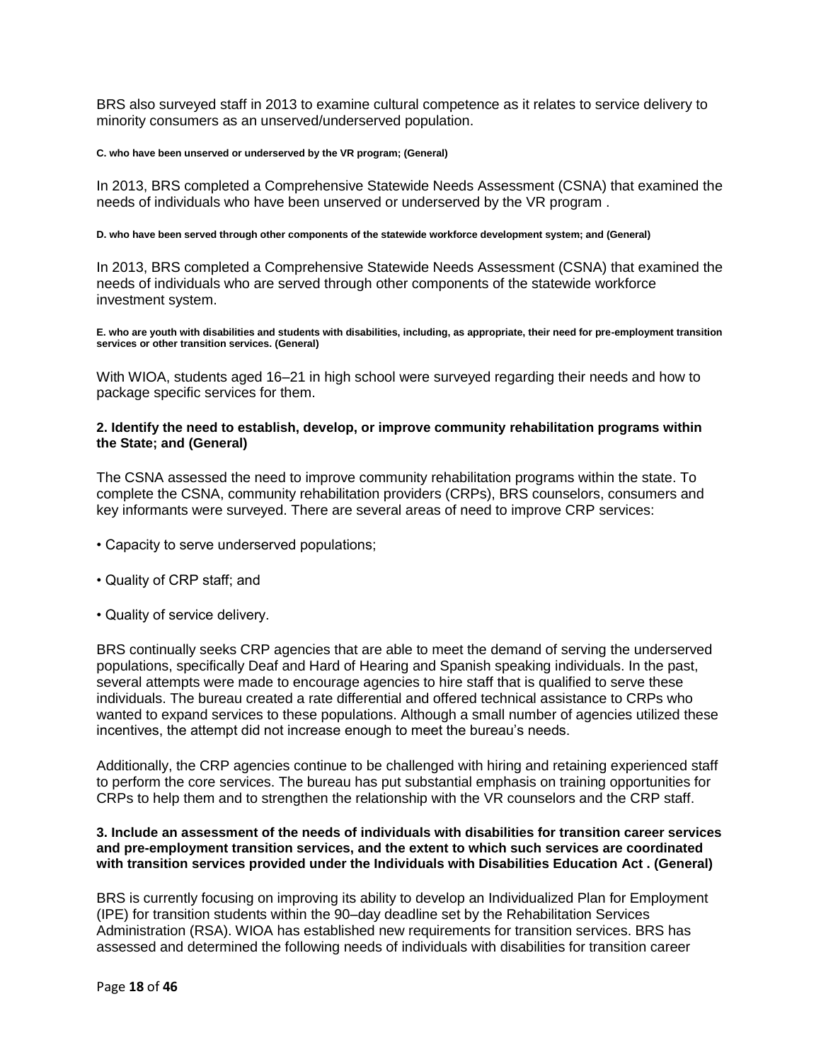BRS also surveyed staff in 2013 to examine cultural competence as it relates to service delivery to minority consumers as an unserved/underserved population.

**C. who have been unserved or underserved by the VR program; (General)**

In 2013, BRS completed a Comprehensive Statewide Needs Assessment (CSNA) that examined the needs of individuals who have been unserved or underserved by the VR program .

**D. who have been served through other components of the statewide workforce development system; and (General)**

In 2013, BRS completed a Comprehensive Statewide Needs Assessment (CSNA) that examined the needs of individuals who are served through other components of the statewide workforce investment system.

**E. who are youth with disabilities and students with disabilities, including, as appropriate, their need for pre-employment transition services or other transition services. (General)**

With WIOA, students aged 16–21 in high school were surveyed regarding their needs and how to package specific services for them.

**2. Identify the need to establish, develop, or improve community rehabilitation programs within the State; and (General)**

The CSNA assessed the need to improve community rehabilitation programs within the state. To complete the CSNA, community rehabilitation providers (CRPs), BRS counselors, consumers and key informants were surveyed. There are several areas of need to improve CRP services:

- Capacity to serve underserved populations;
- Quality of CRP staff; and
- Quality of service delivery.

BRS continually seeks CRP agencies that are able to meet the demand of serving the underserved populations, specifically Deaf and Hard of Hearing and Spanish speaking individuals. In the past, several attempts were made to encourage agencies to hire staff that is qualified to serve these individuals. The bureau created a rate differential and offered technical assistance to CRPs who wanted to expand services to these populations. Although a small number of agencies utilized these incentives, the attempt did not increase enough to meet the bureau's needs.

Additionally, the CRP agencies continue to be challenged with hiring and retaining experienced staff to perform the core services. The bureau has put substantial emphasis on training opportunities for CRPs to help them and to strengthen the relationship with the VR counselors and the CRP staff.

**3. Include an assessment of the needs of individuals with disabilities for transition career services and pre-employment transition services, and the extent to which such services are coordinated with transition services provided under the Individuals with Disabilities Education Act . (General)**

BRS is currently focusing on improving its ability to develop an Individualized Plan for Employment (IPE) for transition students within the 90–day deadline set by the Rehabilitation Services Administration (RSA). WIOA has established new requirements for transition services. BRS has assessed and determined the following needs of individuals with disabilities for transition career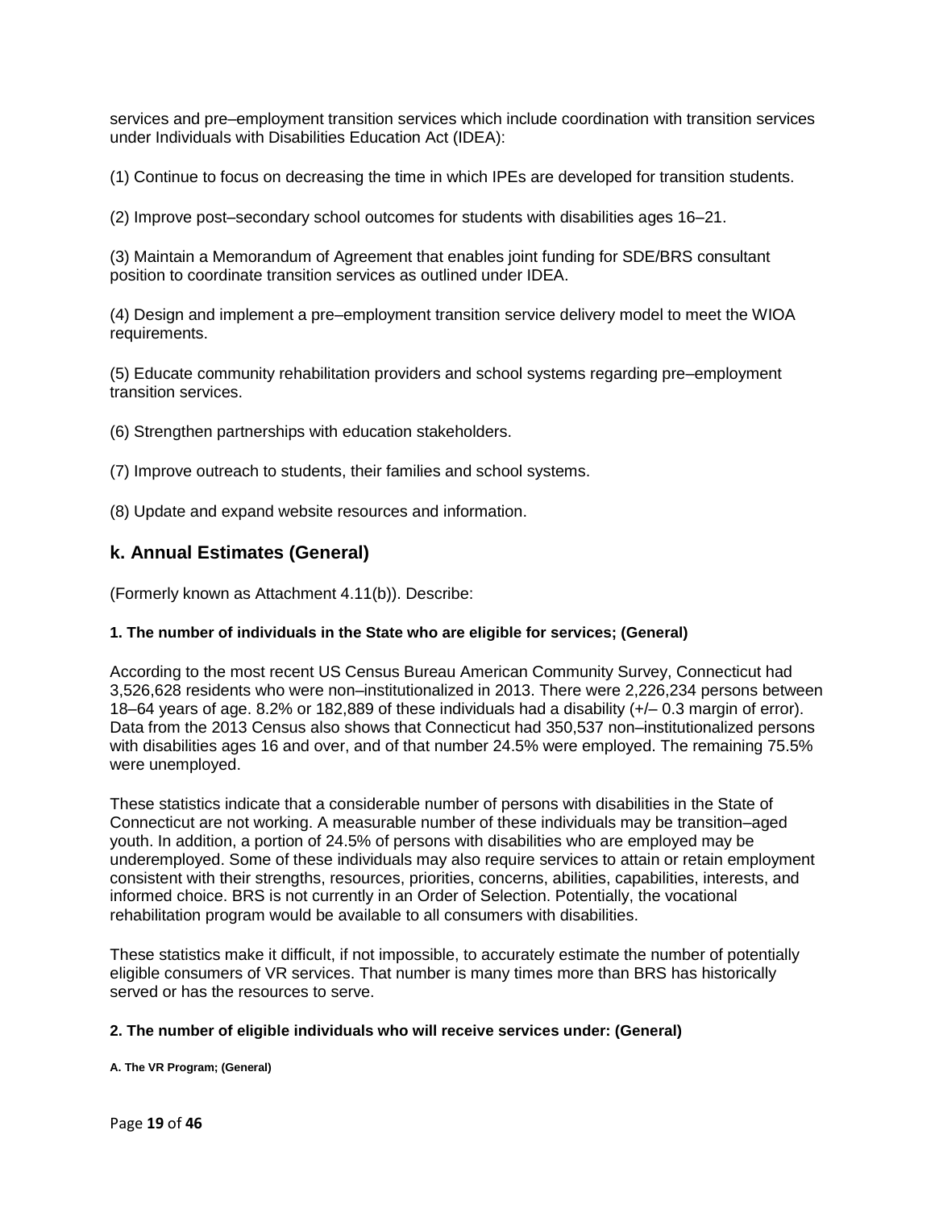services and pre–employment transition services which include coordination with transition services under Individuals with Disabilities Education Act (IDEA):

(1) Continue to focus on decreasing the time in which IPEs are developed for transition students.

(2) Improve post–secondary school outcomes for students with disabilities ages 16–21.

(3) Maintain a Memorandum of Agreement that enables joint funding for SDE/BRS consultant position to coordinate transition services as outlined under IDEA.

(4) Design and implement a pre–employment transition service delivery model to meet the WIOA requirements.

(5) Educate community rehabilitation providers and school systems regarding pre–employment transition services.

(6) Strengthen partnerships with education stakeholders.

(7) Improve outreach to students, their families and school systems.

(8) Update and expand website resources and information.

## k. Annual Estimates (General)

(Formerly known as Attachment 4.11(b)). Describe:

#### 1. The number of individuals in the State who are eligible for services; (General)

According to the most recent US Census Bureau American Community Survey, Connecticut had 3,526,628 residents who were non–institutionalized in 2013. There were 2,226,234 persons between 18–64 years of age. 8.2% or 182,889 of these individuals had a disability (+/– 0.3 margin of error). Data from the 2013 Census also shows that Connecticut had 350,537 non–institutionalized persons with disabilities ages 16 and over, and of that number 24.5% were employed. The remaining 75.5% were unemployed.

These statistics indicate that a considerable number of persons with disabilities in the State of Connecticut are not working. A measurable number of these individuals may be transition–aged youth. In addition, a portion of 24.5% of persons with disabilities who are employed may be underemployed. Some of these individuals may also require services to attain or retain employment consistent with their strengths, resources, priorities, concerns, abilities, capabilities, interests, and informed choice. BRS is not currently in an Order of Selection. Potentially, the vocational rehabilitation program would be available to all consumers with disabilities.

These statistics make it difficult, if not impossible, to accurately estimate the number of potentially eligible consumers of VR services. That number is many times more than BRS has historically served or has the resources to serve.

#### 2. The number of eligible individuals who will receive services under: (General)

##### A. The VR Program; (General)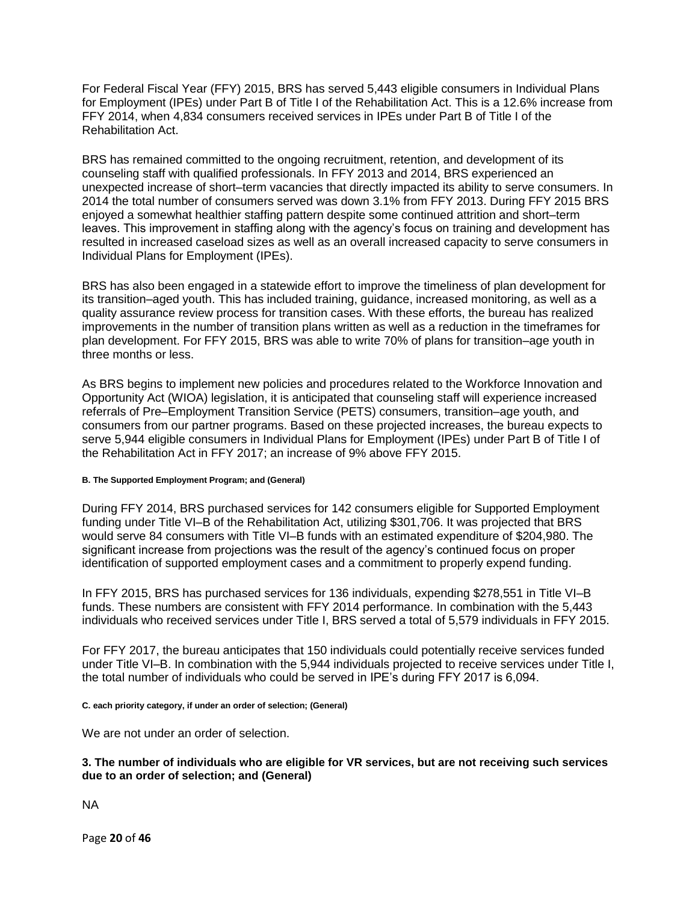For Federal Fiscal Year (FFY) 2015, BRS has served 5,443 eligible consumers in Individual Plans for Employment (IPEs) under Part B of Title I of the Rehabilitation Act. This is a 12.6% increase from FFY 2014, when 4,834 consumers received services in IPEs under Part B of Title I of the Rehabilitation Act.

BRS has remained committed to the ongoing recruitment, retention, and development of its counseling staff with qualified professionals. In FFY 2013 and 2014, BRS experienced an unexpected increase of short–term vacancies that directly impacted its ability to serve consumers. In 2014 the total number of consumers served was down 3.1% from FFY 2013. During FFY 2015 BRS enjoyed a somewhat healthier staffing pattern despite some continued attrition and short–term leaves. This improvement in staffing along with the agency's focus on training and development has resulted in increased caseload sizes as well as an overall increased capacity to serve consumers in Individual Plans for Employment (IPEs).

BRS has also been engaged in a statewide effort to improve the timeliness of plan development for its transition–aged youth. This has included training, guidance, increased monitoring, as well as a quality assurance review process for transition cases. With these efforts, the bureau has realized improvements in the number of transition plans written as well as a reduction in the timeframes for plan development. For FFY 2015, BRS was able to write 70% of plans for transition–age youth in three months or less.

As BRS begins to implement new policies and procedures related to the Workforce Innovation and Opportunity Act (WIOA) legislation, it is anticipated that counseling staff will experience increased referrals of Pre–Employment Transition Service (PETS) consumers, transition–age youth, and consumers from our partner programs. Based on these projected increases, the bureau expects to serve 5,944 eligible consumers in Individual Plans for Employment (IPEs) under Part B of Title I of the Rehabilitation Act in FFY 2017; an increase of 9% above FFY 2015.

**B. The Supported Employment Program; and (General)**

During FFY 2014, BRS purchased services for 142 consumers eligible for Supported Employment funding under Title VI–B of the Rehabilitation Act, utilizing $301,706. It was projected that BRS would serve 84 consumers with Title VI–B funds with an estimated expenditure of $204,980. The significant increase from projections was the result of the agency's continued focus on proper identification of supported employment cases and a commitment to properly expend funding.

In FFY 2015, BRS has purchased services for 136 individuals, expending $278,551 in Title VI–B funds. These numbers are consistent with FFY 2014 performance. In combination with the 5,443 individuals who received services under Title I, BRS served a total of 5,579 individuals in FFY 2015.

For FFY 2017, the bureau anticipates that 150 individuals could potentially receive services funded under Title VI–B. In combination with the 5,944 individuals projected to receive services under Title I, the total number of individuals who could be served in IPE's during FFY 2017 is 6,094.

**C. each priority category, if under an order of selection; (General)**

We are not under an order of selection.

**3. The number of individuals who are eligible for VR services, but are not receiving such services due to an order of selection; and (General)**

NA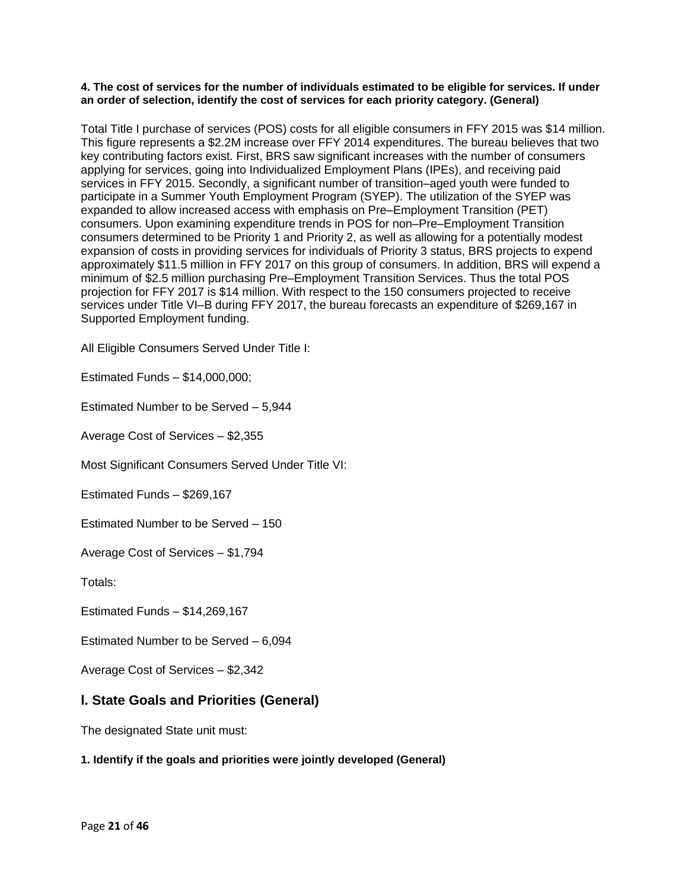**4. The cost of services for the number of individuals estimated to be eligible for services. If under an order of selection, identify the cost of services for each priority category. (General)**

Total Title I purchase of services (POS) costs for all eligible consumers in FFY 2015 was $14 million. This figure represents a $2.2M increase over FFY 2014 expenditures. The bureau believes that two key contributing factors exist. First, BRS saw significant increases with the number of consumers applying for services, going into Individualized Employment Plans (IPEs), and receiving paid services in FFY 2015. Secondly, a significant number of transition–aged youth were funded to participate in a Summer Youth Employment Program (SYEP). The utilization of the SYEP was expanded to allow increased access with emphasis on Pre–Employment Transition (PET) consumers. Upon examining expenditure trends in POS for non–Pre–Employment Transition consumers determined to be Priority 1 and Priority 2, as well as allowing for a potentially modest expansion of costs in providing services for individuals of Priority 3 status, BRS projects to expend approximately $11.5 million in FFY 2017 on this group of consumers. In addition, BRS will expend a minimum of $2.5 million purchasing Pre–Employment Transition Services. Thus the total POS projection for FFY 2017 is $14 million. With respect to the 150 consumers projected to receive services under Title VI–B during FFY 2017, the bureau forecasts an expenditure of $269,167 in Supported Employment funding.

All Eligible Consumers Served Under Title I:

Estimated Funds – $14,000,000;

Estimated Number to be Served – 5,944

Average Cost of Services – $2,355

Most Significant Consumers Served Under Title VI:

Estimated Funds – $269,167

Estimated Number to be Served – 150

Average Cost of Services – $1,794

Totals:

Estimated Funds – $14,269,167

Estimated Number to be Served – 6,094

Average Cost of Services – $2,342

## l. State Goals and Priorities (General)

The designated State unit must:

**1. Identify if the goals and priorities were jointly developed (General)**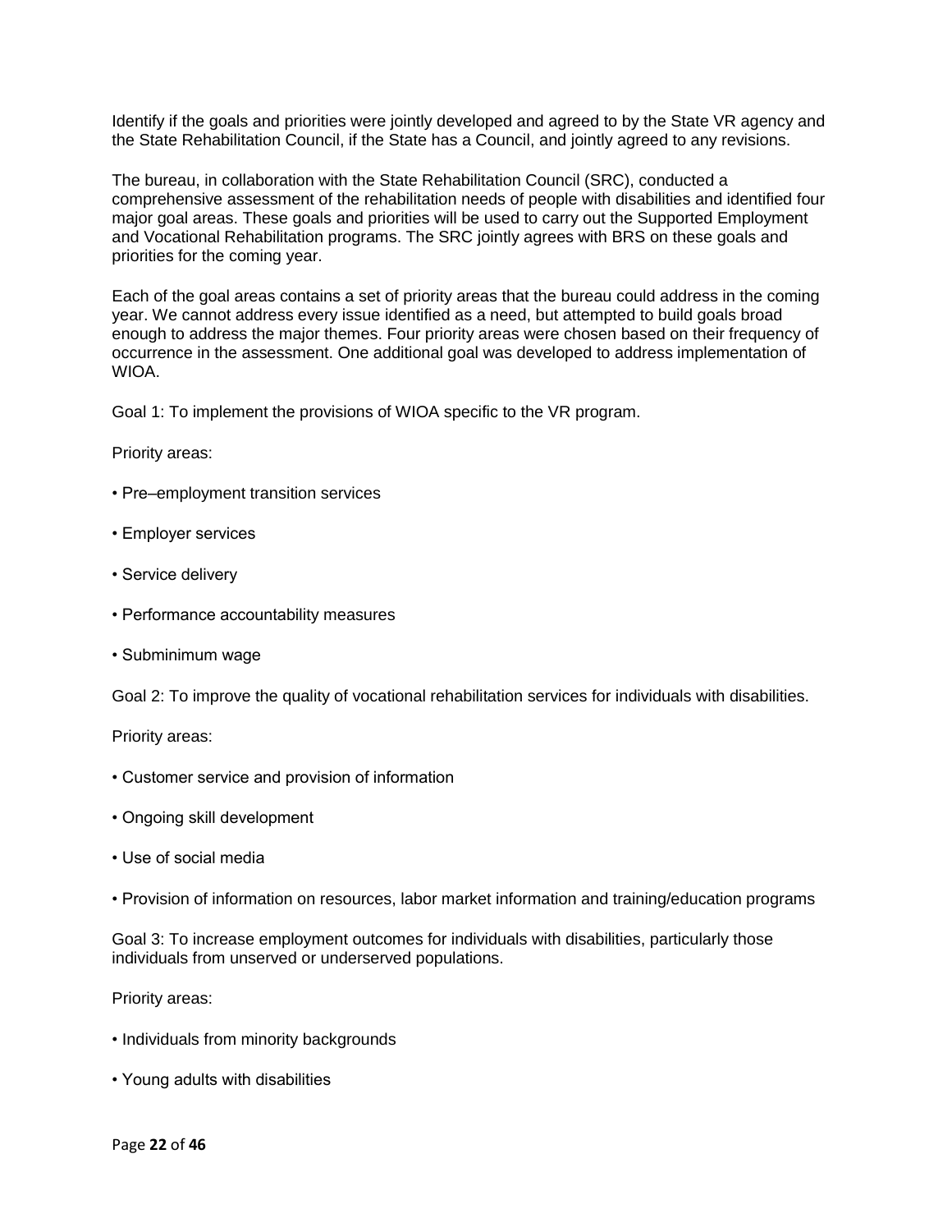Identify if the goals and priorities were jointly developed and agreed to by the State VR agency and the State Rehabilitation Council, if the State has a Council, and jointly agreed to any revisions.

The bureau, in collaboration with the State Rehabilitation Council (SRC), conducted a comprehensive assessment of the rehabilitation needs of people with disabilities and identified four major goal areas. These goals and priorities will be used to carry out the Supported Employment and Vocational Rehabilitation programs. The SRC jointly agrees with BRS on these goals and priorities for the coming year.

Each of the goal areas contains a set of priority areas that the bureau could address in the coming year. We cannot address every issue identified as a need, but attempted to build goals broad enough to address the major themes. Four priority areas were chosen based on their frequency of occurrence in the assessment. One additional goal was developed to address implementation of WIOA.

Goal 1: To implement the provisions of WIOA specific to the VR program.

Priority areas:

- Pre–employment transition services
- Employer services
- Service delivery
- Performance accountability measures
- Subminimum wage

Goal 2: To improve the quality of vocational rehabilitation services for individuals with disabilities.

Priority areas:

- Customer service and provision of information
- Ongoing skill development
- Use of social media
- Provision of information on resources, labor market information and training/education programs

Goal 3: To increase employment outcomes for individuals with disabilities, particularly those individuals from unserved or underserved populations.

Priority areas:

- Individuals from minority backgrounds
- Young adults with disabilities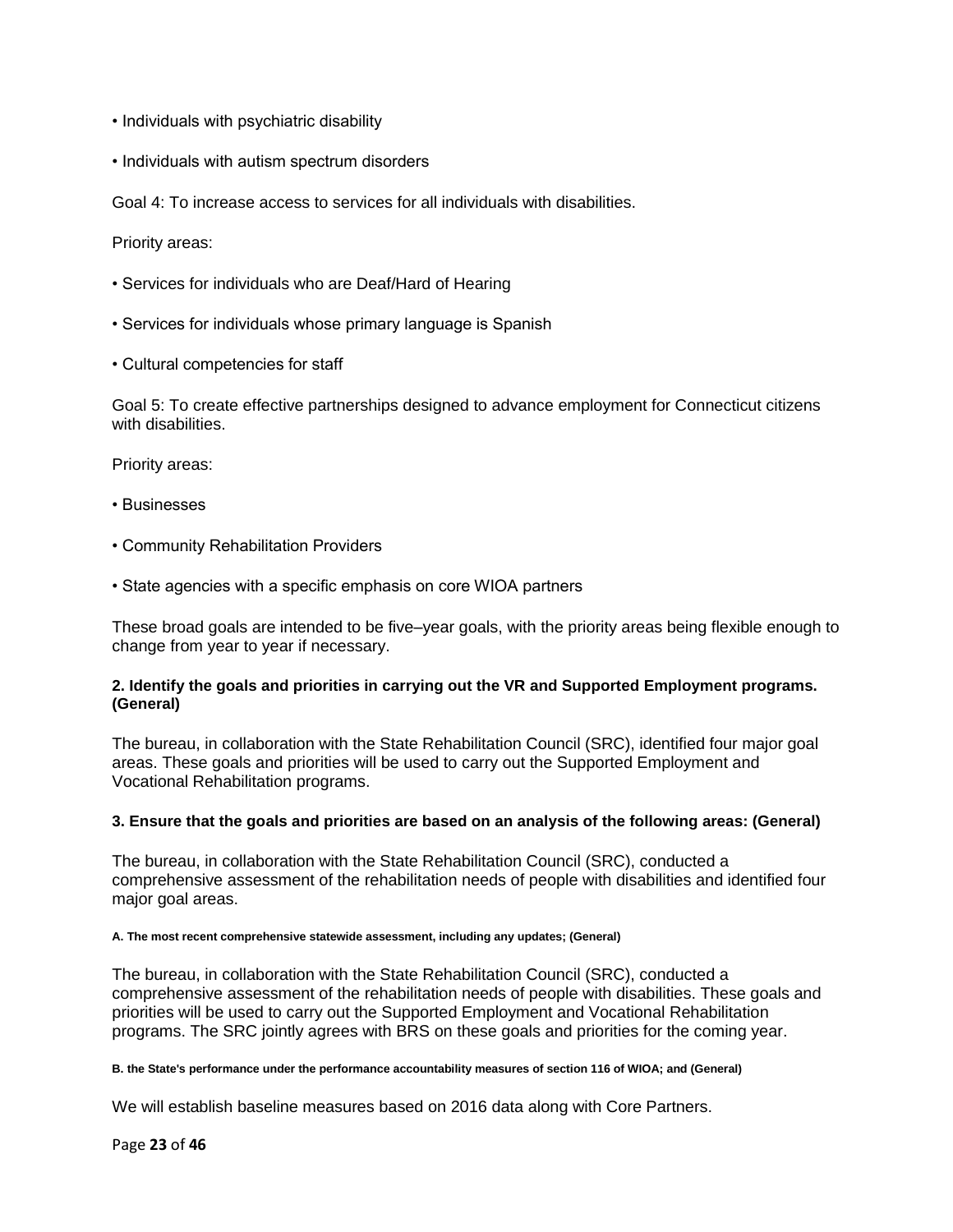- Individuals with psychiatric disability
- Individuals with autism spectrum disorders

Goal 4: To increase access to services for all individuals with disabilities.

Priority areas:

- Services for individuals who are Deaf/Hard of Hearing
- Services for individuals whose primary language is Spanish
- Cultural competencies for staff

Goal 5: To create effective partnerships designed to advance employment for Connecticut citizens with disabilities.

Priority areas:

- Businesses
- Community Rehabilitation Providers
- State agencies with a specific emphasis on core WIOA partners

These broad goals are intended to be five–year goals, with the priority areas being flexible enough to change from year to year if necessary.

**2. Identify the goals and priorities in carrying out the VR and Supported Employment programs. (General)**

The bureau, in collaboration with the State Rehabilitation Council (SRC), identified four major goal areas. These goals and priorities will be used to carry out the Supported Employment and Vocational Rehabilitation programs.

**3. Ensure that the goals and priorities are based on an analysis of the following areas: (General)**

The bureau, in collaboration with the State Rehabilitation Council (SRC), conducted a comprehensive assessment of the rehabilitation needs of people with disabilities and identified four major goal areas.

**A. The most recent comprehensive statewide assessment, including any updates; (General)**

The bureau, in collaboration with the State Rehabilitation Council (SRC), conducted a comprehensive assessment of the rehabilitation needs of people with disabilities. These goals and priorities will be used to carry out the Supported Employment and Vocational Rehabilitation programs. The SRC jointly agrees with BRS on these goals and priorities for the coming year.

**B. the State's performance under the performance accountability measures of section 116 of WIOA; and (General)**

We will establish baseline measures based on 2016 data along with Core Partners.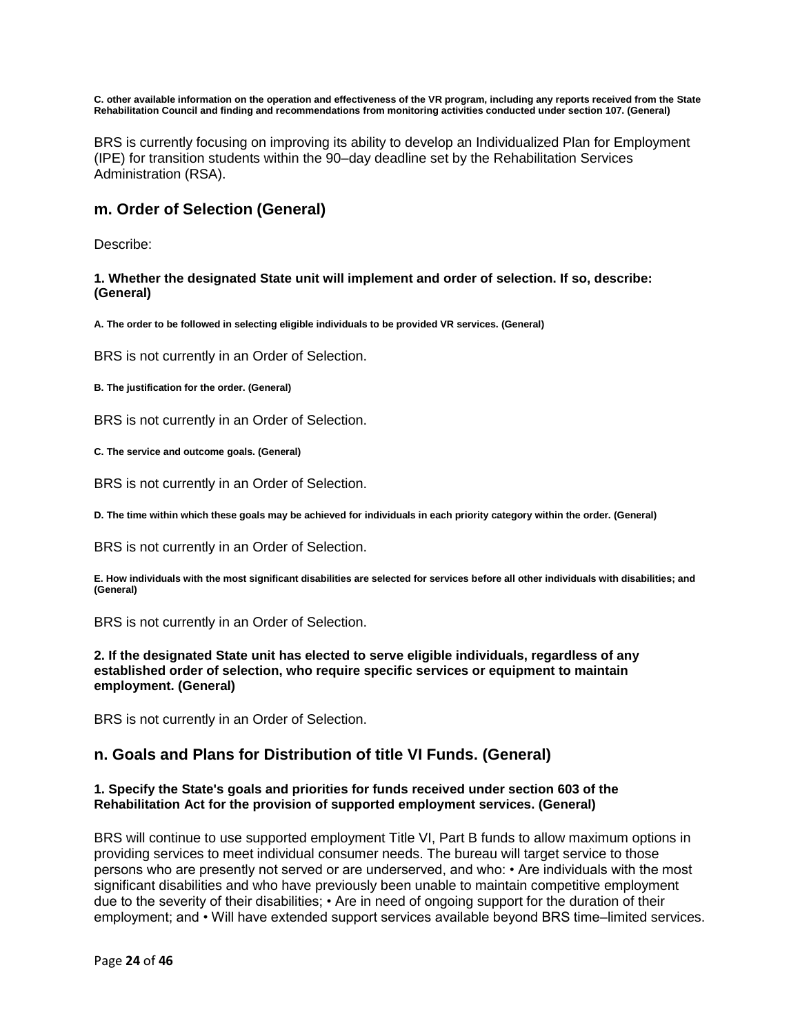**C. other available information on the operation and effectiveness of the VR program, including any reports received from the State Rehabilitation Council and finding and recommendations from monitoring activities conducted under section 107. (General)**

BRS is currently focusing on improving its ability to develop an Individualized Plan for Employment (IPE) for transition students within the 90–day deadline set by the Rehabilitation Services Administration (RSA).

## m. Order of Selection (General)

Describe:

**1. Whether the designated State unit will implement and order of selection. If so, describe: (General)**

**A. The order to be followed in selecting eligible individuals to be provided VR services. (General)**

BRS is not currently in an Order of Selection.

**B. The justification for the order. (General)**

BRS is not currently in an Order of Selection.

**C. The service and outcome goals. (General)**

BRS is not currently in an Order of Selection.

**D. The time within which these goals may be achieved for individuals in each priority category within the order. (General)**

BRS is not currently in an Order of Selection.

**E. How individuals with the most significant disabilities are selected for services before all other individuals with disabilities; and (General)**

BRS is not currently in an Order of Selection.

**2. If the designated State unit has elected to serve eligible individuals, regardless of any established order of selection, who require specific services or equipment to maintain employment. (General)**

BRS is not currently in an Order of Selection.

## n. Goals and Plans for Distribution of title VI Funds. (General)

**1. Specify the State's goals and priorities for funds received under section 603 of the Rehabilitation Act for the provision of supported employment services. (General)**

BRS will continue to use supported employment Title VI, Part B funds to allow maximum options in providing services to meet individual consumer needs. The bureau will target service to those persons who are presently not served or are underserved, and who: • Are individuals with the most significant disabilities and who have previously been unable to maintain competitive employment due to the severity of their disabilities; • Are in need of ongoing support for the duration of their employment; and • Will have extended support services available beyond BRS time–limited services.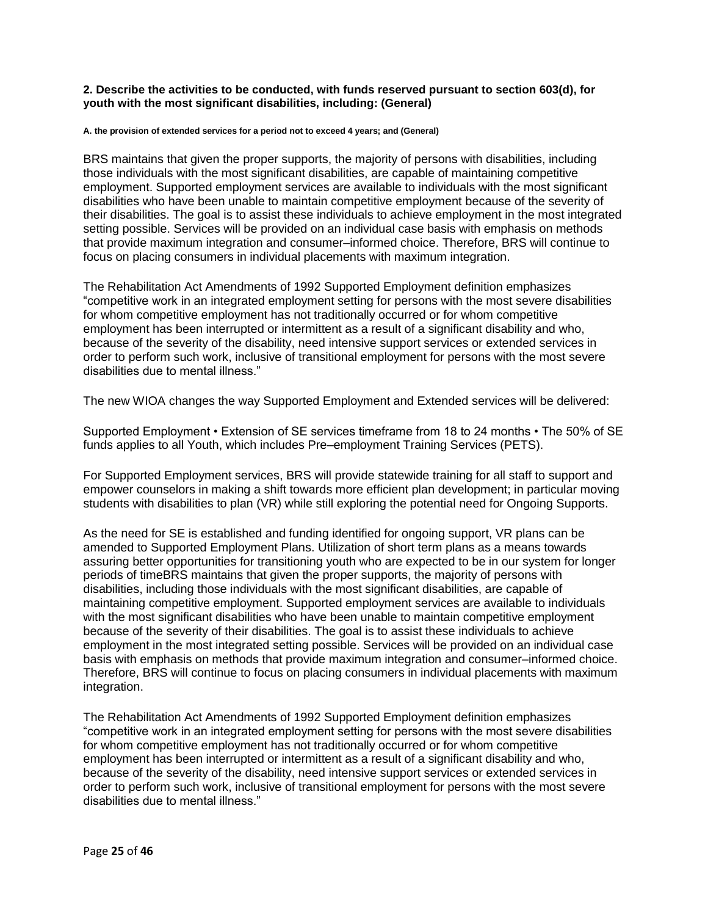**2. Describe the activities to be conducted, with funds reserved pursuant to section 603(d), for youth with the most significant disabilities, including: (General)**

**A. the provision of extended services for a period not to exceed 4 years; and (General)**

BRS maintains that given the proper supports, the majority of persons with disabilities, including those individuals with the most significant disabilities, are capable of maintaining competitive employment. Supported employment services are available to individuals with the most significant disabilities who have been unable to maintain competitive employment because of the severity of their disabilities. The goal is to assist these individuals to achieve employment in the most integrated setting possible. Services will be provided on an individual case basis with emphasis on methods that provide maximum integration and consumer–informed choice. Therefore, BRS will continue to focus on placing consumers in individual placements with maximum integration.

The Rehabilitation Act Amendments of 1992 Supported Employment definition emphasizes "competitive work in an integrated employment setting for persons with the most severe disabilities for whom competitive employment has not traditionally occurred or for whom competitive employment has been interrupted or intermittent as a result of a significant disability and who, because of the severity of the disability, need intensive support services or extended services in order to perform such work, inclusive of transitional employment for persons with the most severe disabilities due to mental illness."

The new WIOA changes the way Supported Employment and Extended services will be delivered:

Supported Employment • Extension of SE services timeframe from 18 to 24 months • The 50% of SE funds applies to all Youth, which includes Pre–employment Training Services (PETS).

For Supported Employment services, BRS will provide statewide training for all staff to support and empower counselors in making a shift towards more efficient plan development; in particular moving students with disabilities to plan (VR) while still exploring the potential need for Ongoing Supports.

As the need for SE is established and funding identified for ongoing support, VR plans can be amended to Supported Employment Plans. Utilization of short term plans as a means towards assuring better opportunities for transitioning youth who are expected to be in our system for longer periods of timeBRS maintains that given the proper supports, the majority of persons with disabilities, including those individuals with the most significant disabilities, are capable of maintaining competitive employment. Supported employment services are available to individuals with the most significant disabilities who have been unable to maintain competitive employment because of the severity of their disabilities. The goal is to assist these individuals to achieve employment in the most integrated setting possible. Services will be provided on an individual case basis with emphasis on methods that provide maximum integration and consumer–informed choice. Therefore, BRS will continue to focus on placing consumers in individual placements with maximum integration.

The Rehabilitation Act Amendments of 1992 Supported Employment definition emphasizes "competitive work in an integrated employment setting for persons with the most severe disabilities for whom competitive employment has not traditionally occurred or for whom competitive employment has been interrupted or intermittent as a result of a significant disability and who, because of the severity of the disability, need intensive support services or extended services in order to perform such work, inclusive of transitional employment for persons with the most severe disabilities due to mental illness."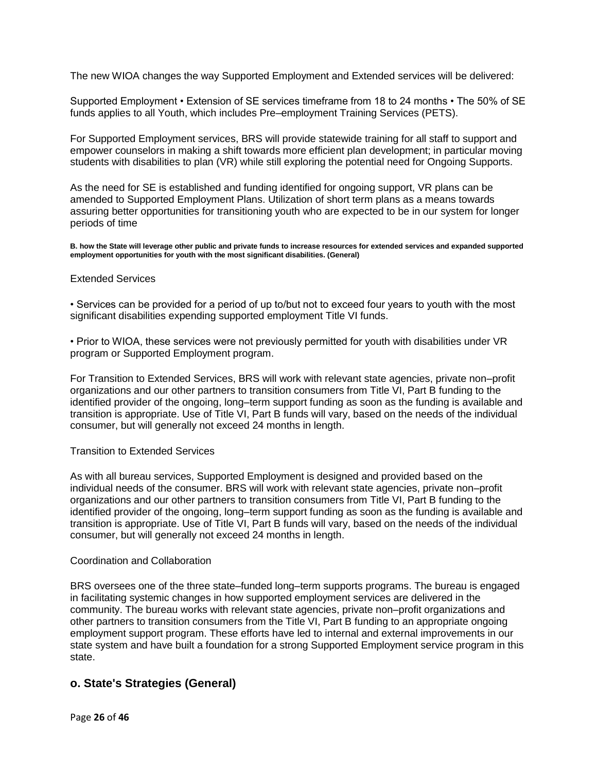The new WIOA changes the way Supported Employment and Extended services will be delivered:

Supported Employment • Extension of SE services timeframe from 18 to 24 months • The 50% of SE funds applies to all Youth, which includes Pre–employment Training Services (PETS).

For Supported Employment services, BRS will provide statewide training for all staff to support and empower counselors in making a shift towards more efficient plan development; in particular moving students with disabilities to plan (VR) while still exploring the potential need for Ongoing Supports.

As the need for SE is established and funding identified for ongoing support, VR plans can be amended to Supported Employment Plans. Utilization of short term plans as a means towards assuring better opportunities for transitioning youth who are expected to be in our system for longer periods of time

**B. how the State will leverage other public and private funds to increase resources for extended services and expanded supported employment opportunities for youth with the most significant disabilities. (General)**

Extended Services

• Services can be provided for a period of up to/but not to exceed four years to youth with the most significant disabilities expending supported employment Title VI funds.

• Prior to WIOA, these services were not previously permitted for youth with disabilities under VR program or Supported Employment program.

For Transition to Extended Services, BRS will work with relevant state agencies, private non–profit organizations and our other partners to transition consumers from Title VI, Part B funding to the identified provider of the ongoing, long–term support funding as soon as the funding is available and transition is appropriate. Use of Title VI, Part B funds will vary, based on the needs of the individual consumer, but will generally not exceed 24 months in length.

Transition to Extended Services

As with all bureau services, Supported Employment is designed and provided based on the individual needs of the consumer. BRS will work with relevant state agencies, private non–profit organizations and our other partners to transition consumers from Title VI, Part B funding to the identified provider of the ongoing, long–term support funding as soon as the funding is available and transition is appropriate. Use of Title VI, Part B funds will vary, based on the needs of the individual consumer, but will generally not exceed 24 months in length.

Coordination and Collaboration

BRS oversees one of the three state–funded long–term supports programs. The bureau is engaged in facilitating systemic changes in how supported employment services are delivered in the community. The bureau works with relevant state agencies, private non–profit organizations and other partners to transition consumers from the Title VI, Part B funding to an appropriate ongoing employment support program. These efforts have led to internal and external improvements in our state system and have built a foundation for a strong Supported Employment service program in this state.

## o. State's Strategies (General)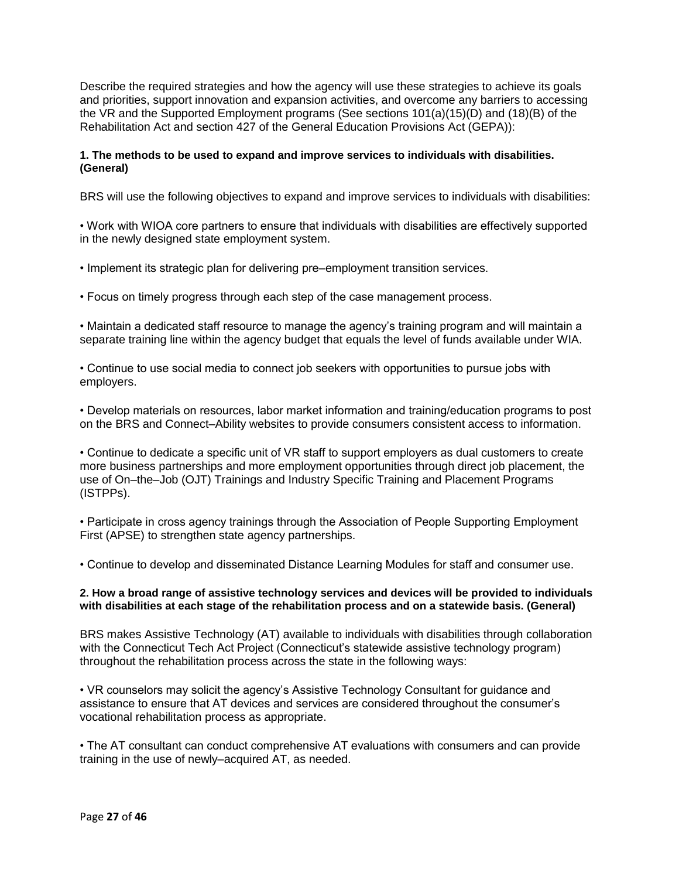Describe the required strategies and how the agency will use these strategies to achieve its goals and priorities, support innovation and expansion activities, and overcome any barriers to accessing the VR and the Supported Employment programs (See sections 101(a)(15)(D) and (18)(B) of the Rehabilitation Act and section 427 of the General Education Provisions Act (GEPA)):

**1. The methods to be used to expand and improve services to individuals with disabilities. (General)**

BRS will use the following objectives to expand and improve services to individuals with disabilities:

• Work with WIOA core partners to ensure that individuals with disabilities are effectively supported in the newly designed state employment system.

• Implement its strategic plan for delivering pre–employment transition services.

• Focus on timely progress through each step of the case management process.

• Maintain a dedicated staff resource to manage the agency's training program and will maintain a separate training line within the agency budget that equals the level of funds available under WIA.

• Continue to use social media to connect job seekers with opportunities to pursue jobs with employers.

• Develop materials on resources, labor market information and training/education programs to post on the BRS and Connect–Ability websites to provide consumers consistent access to information.

• Continue to dedicate a specific unit of VR staff to support employers as dual customers to create more business partnerships and more employment opportunities through direct job placement, the use of On–the–Job (OJT) Trainings and Industry Specific Training and Placement Programs (ISTPPs).

• Participate in cross agency trainings through the Association of People Supporting Employment First (APSE) to strengthen state agency partnerships.

• Continue to develop and disseminated Distance Learning Modules for staff and consumer use.

**2. How a broad range of assistive technology services and devices will be provided to individuals with disabilities at each stage of the rehabilitation process and on a statewide basis. (General)**

BRS makes Assistive Technology (AT) available to individuals with disabilities through collaboration with the Connecticut Tech Act Project (Connecticut's statewide assistive technology program) throughout the rehabilitation process across the state in the following ways:

• VR counselors may solicit the agency's Assistive Technology Consultant for guidance and assistance to ensure that AT devices and services are considered throughout the consumer's vocational rehabilitation process as appropriate.

• The AT consultant can conduct comprehensive AT evaluations with consumers and can provide training in the use of newly–acquired AT, as needed.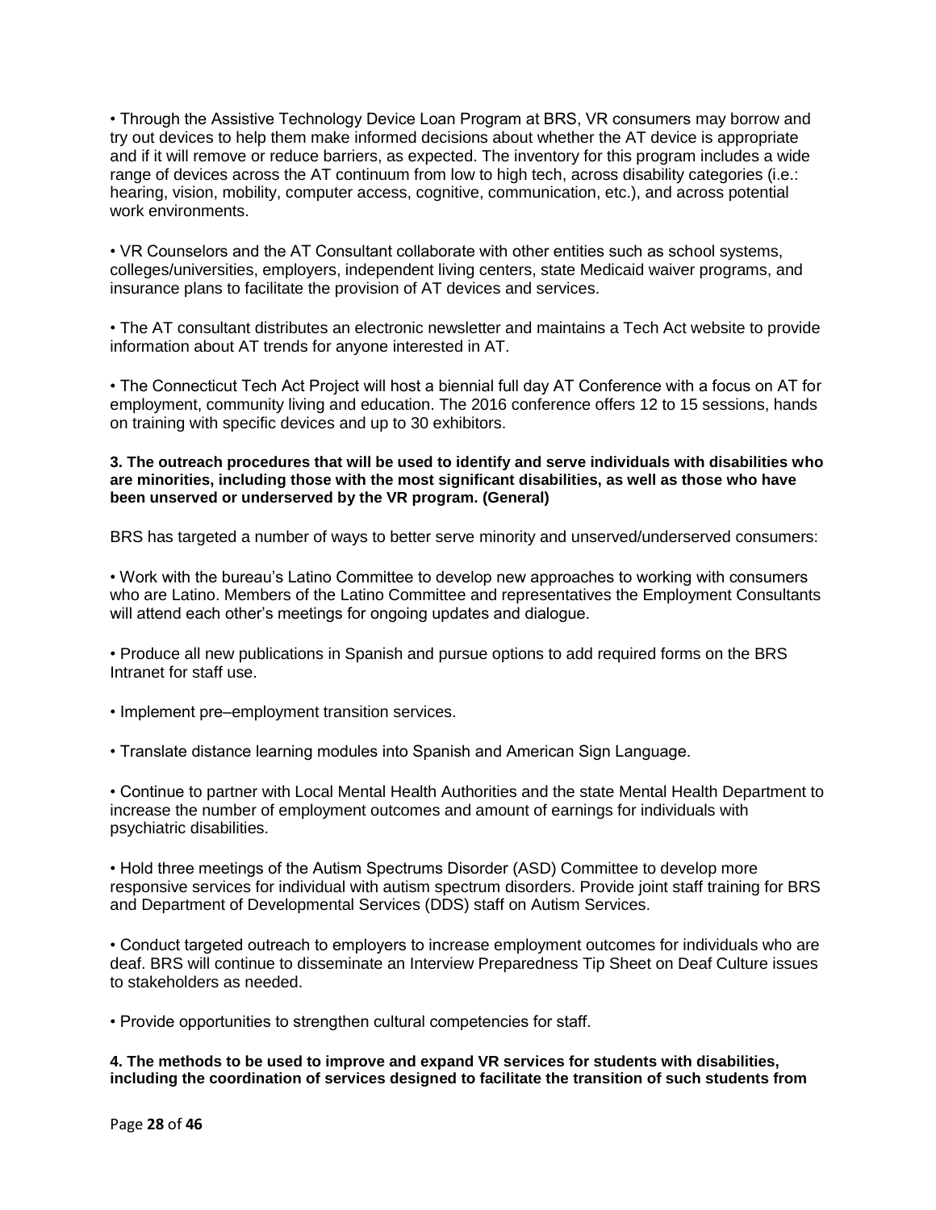• Through the Assistive Technology Device Loan Program at BRS, VR consumers may borrow and try out devices to help them make informed decisions about whether the AT device is appropriate and if it will remove or reduce barriers, as expected. The inventory for this program includes a wide range of devices across the AT continuum from low to high tech, across disability categories (i.e.: hearing, vision, mobility, computer access, cognitive, communication, etc.), and across potential work environments.

• VR Counselors and the AT Consultant collaborate with other entities such as school systems, colleges/universities, employers, independent living centers, state Medicaid waiver programs, and insurance plans to facilitate the provision of AT devices and services.

• The AT consultant distributes an electronic newsletter and maintains a Tech Act website to provide information about AT trends for anyone interested in AT.

• The Connecticut Tech Act Project will host a biennial full day AT Conference with a focus on AT for employment, community living and education. The 2016 conference offers 12 to 15 sessions, hands on training with specific devices and up to 30 exhibitors.

**3. The outreach procedures that will be used to identify and serve individuals with disabilities who are minorities, including those with the most significant disabilities, as well as those who have been unserved or underserved by the VR program. (General)**

BRS has targeted a number of ways to better serve minority and unserved/underserved consumers:

• Work with the bureau's Latino Committee to develop new approaches to working with consumers who are Latino. Members of the Latino Committee and representatives the Employment Consultants will attend each other's meetings for ongoing updates and dialogue.

• Produce all new publications in Spanish and pursue options to add required forms on the BRS Intranet for staff use.

• Implement pre–employment transition services.

• Translate distance learning modules into Spanish and American Sign Language.

• Continue to partner with Local Mental Health Authorities and the state Mental Health Department to increase the number of employment outcomes and amount of earnings for individuals with psychiatric disabilities.

• Hold three meetings of the Autism Spectrums Disorder (ASD) Committee to develop more responsive services for individual with autism spectrum disorders. Provide joint staff training for BRS and Department of Developmental Services (DDS) staff on Autism Services.

• Conduct targeted outreach to employers to increase employment outcomes for individuals who are deaf. BRS will continue to disseminate an Interview Preparedness Tip Sheet on Deaf Culture issues to stakeholders as needed.

• Provide opportunities to strengthen cultural competencies for staff.

**4. The methods to be used to improve and expand VR services for students with disabilities, including the coordination of services designed to facilitate the transition of such students from**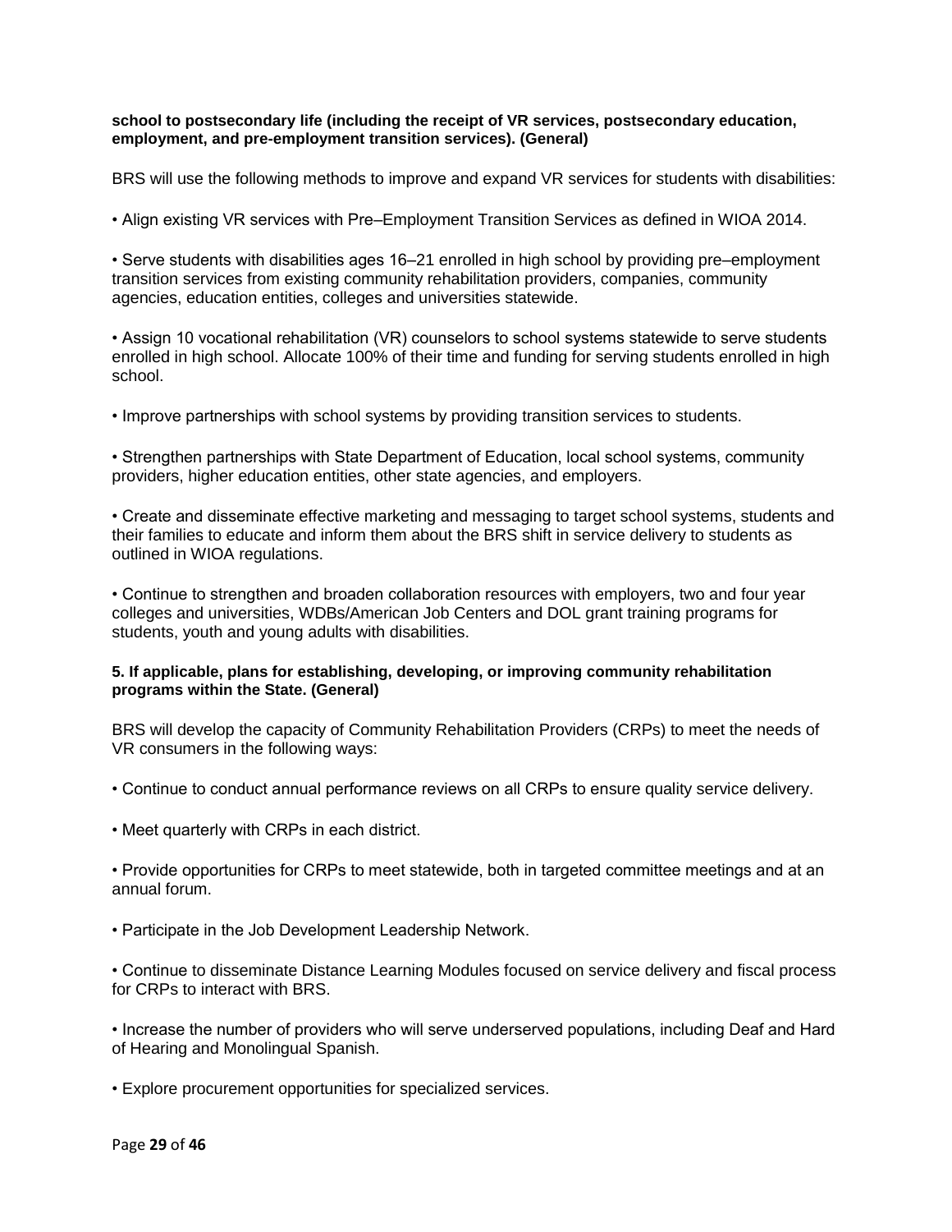**school to postsecondary life (including the receipt of VR services, postsecondary education, employment, and pre-employment transition services). (General)**

BRS will use the following methods to improve and expand VR services for students with disabilities:

• Align existing VR services with Pre–Employment Transition Services as defined in WIOA 2014.

• Serve students with disabilities ages 16–21 enrolled in high school by providing pre–employment transition services from existing community rehabilitation providers, companies, community agencies, education entities, colleges and universities statewide.

• Assign 10 vocational rehabilitation (VR) counselors to school systems statewide to serve students enrolled in high school. Allocate 100% of their time and funding for serving students enrolled in high school.

• Improve partnerships with school systems by providing transition services to students.

• Strengthen partnerships with State Department of Education, local school systems, community providers, higher education entities, other state agencies, and employers.

• Create and disseminate effective marketing and messaging to target school systems, students and their families to educate and inform them about the BRS shift in service delivery to students as outlined in WIOA regulations.

• Continue to strengthen and broaden collaboration resources with employers, two and four year colleges and universities, WDBs/American Job Centers and DOL grant training programs for students, youth and young adults with disabilities.

**5. If applicable, plans for establishing, developing, or improving community rehabilitation programs within the State. (General)**

BRS will develop the capacity of Community Rehabilitation Providers (CRPs) to meet the needs of VR consumers in the following ways:

• Continue to conduct annual performance reviews on all CRPs to ensure quality service delivery.

• Meet quarterly with CRPs in each district.

• Provide opportunities for CRPs to meet statewide, both in targeted committee meetings and at an annual forum.

• Participate in the Job Development Leadership Network.

• Continue to disseminate Distance Learning Modules focused on service delivery and fiscal process for CRPs to interact with BRS.

• Increase the number of providers who will serve underserved populations, including Deaf and Hard of Hearing and Monolingual Spanish.

• Explore procurement opportunities for specialized services.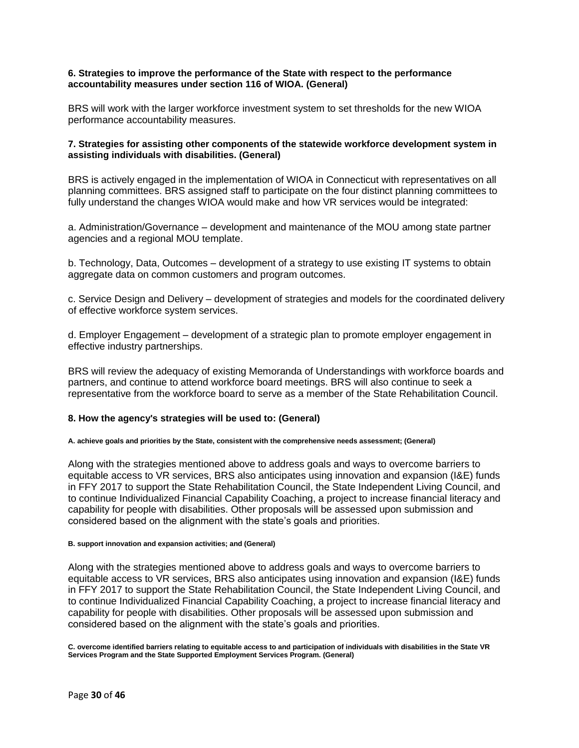**6. Strategies to improve the performance of the State with respect to the performance accountability measures under section 116 of WIOA. (General)**

BRS will work with the larger workforce investment system to set thresholds for the new WIOA performance accountability measures.

**7. Strategies for assisting other components of the statewide workforce development system in assisting individuals with disabilities. (General)**

BRS is actively engaged in the implementation of WIOA in Connecticut with representatives on all planning committees. BRS assigned staff to participate on the four distinct planning committees to fully understand the changes WIOA would make and how VR services would be integrated:

a. Administration/Governance – development and maintenance of the MOU among state partner agencies and a regional MOU template.

b. Technology, Data, Outcomes – development of a strategy to use existing IT systems to obtain aggregate data on common customers and program outcomes.

c. Service Design and Delivery – development of strategies and models for the coordinated delivery of effective workforce system services.

d. Employer Engagement – development of a strategic plan to promote employer engagement in effective industry partnerships.

BRS will review the adequacy of existing Memoranda of Understandings with workforce boards and partners, and continue to attend workforce board meetings. BRS will also continue to seek a representative from the workforce board to serve as a member of the State Rehabilitation Council.

**8. How the agency's strategies will be used to: (General)**

**A. achieve goals and priorities by the State, consistent with the comprehensive needs assessment; (General)**

Along with the strategies mentioned above to address goals and ways to overcome barriers to equitable access to VR services, BRS also anticipates using innovation and expansion (I&E) funds in FFY 2017 to support the State Rehabilitation Council, the State Independent Living Council, and to continue Individualized Financial Capability Coaching, a project to increase financial literacy and capability for people with disabilities. Other proposals will be assessed upon submission and considered based on the alignment with the state's goals and priorities.

**B. support innovation and expansion activities; and (General)**

Along with the strategies mentioned above to address goals and ways to overcome barriers to equitable access to VR services, BRS also anticipates using innovation and expansion (I&E) funds in FFY 2017 to support the State Rehabilitation Council, the State Independent Living Council, and to continue Individualized Financial Capability Coaching, a project to increase financial literacy and capability for people with disabilities. Other proposals will be assessed upon submission and considered based on the alignment with the state's goals and priorities.

**C. overcome identified barriers relating to equitable access to and participation of individuals with disabilities in the State VR Services Program and the State Supported Employment Services Program. (General)**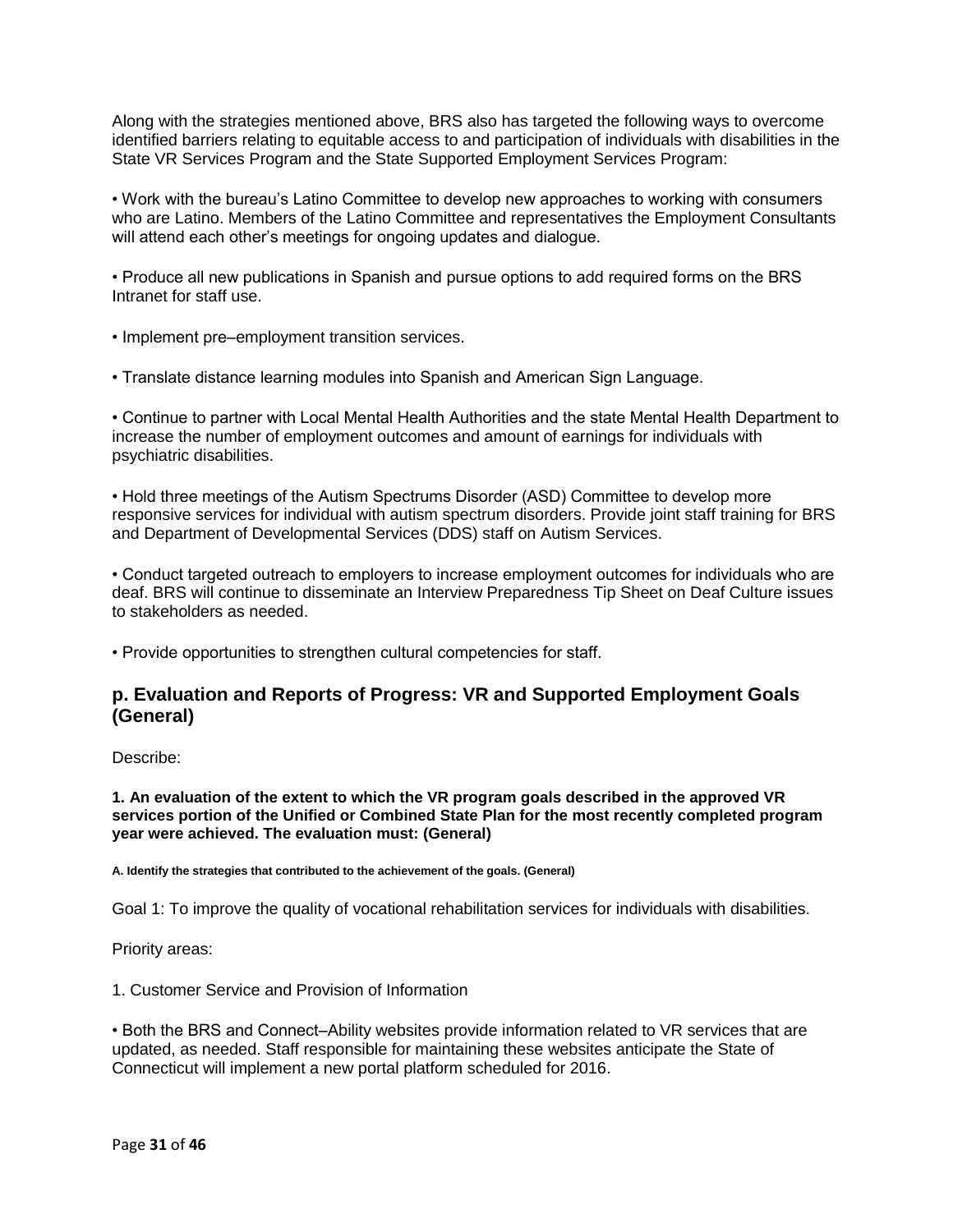Along with the strategies mentioned above, BRS also has targeted the following ways to overcome identified barriers relating to equitable access to and participation of individuals with disabilities in the State VR Services Program and the State Supported Employment Services Program:

• Work with the bureau's Latino Committee to develop new approaches to working with consumers who are Latino. Members of the Latino Committee and representatives the Employment Consultants will attend each other's meetings for ongoing updates and dialogue.

• Produce all new publications in Spanish and pursue options to add required forms on the BRS Intranet for staff use.

• Implement pre–employment transition services.

• Translate distance learning modules into Spanish and American Sign Language.

• Continue to partner with Local Mental Health Authorities and the state Mental Health Department to increase the number of employment outcomes and amount of earnings for individuals with psychiatric disabilities.

• Hold three meetings of the Autism Spectrums Disorder (ASD) Committee to develop more responsive services for individual with autism spectrum disorders. Provide joint staff training for BRS and Department of Developmental Services (DDS) staff on Autism Services.

• Conduct targeted outreach to employers to increase employment outcomes for individuals who are deaf. BRS will continue to disseminate an Interview Preparedness Tip Sheet on Deaf Culture issues to stakeholders as needed.

• Provide opportunities to strengthen cultural competencies for staff.

## p. Evaluation and Reports of Progress: VR and Supported Employment Goals (General)

Describe:

**1. An evaluation of the extent to which the VR program goals described in the approved VR services portion of the Unified or Combined State Plan for the most recently completed program year were achieved. The evaluation must: (General)**

**A. Identify the strategies that contributed to the achievement of the goals. (General)**

Goal 1: To improve the quality of vocational rehabilitation services for individuals with disabilities.

Priority areas:

1. Customer Service and Provision of Information

• Both the BRS and Connect–Ability websites provide information related to VR services that are updated, as needed. Staff responsible for maintaining these websites anticipate the State of Connecticut will implement a new portal platform scheduled for 2016.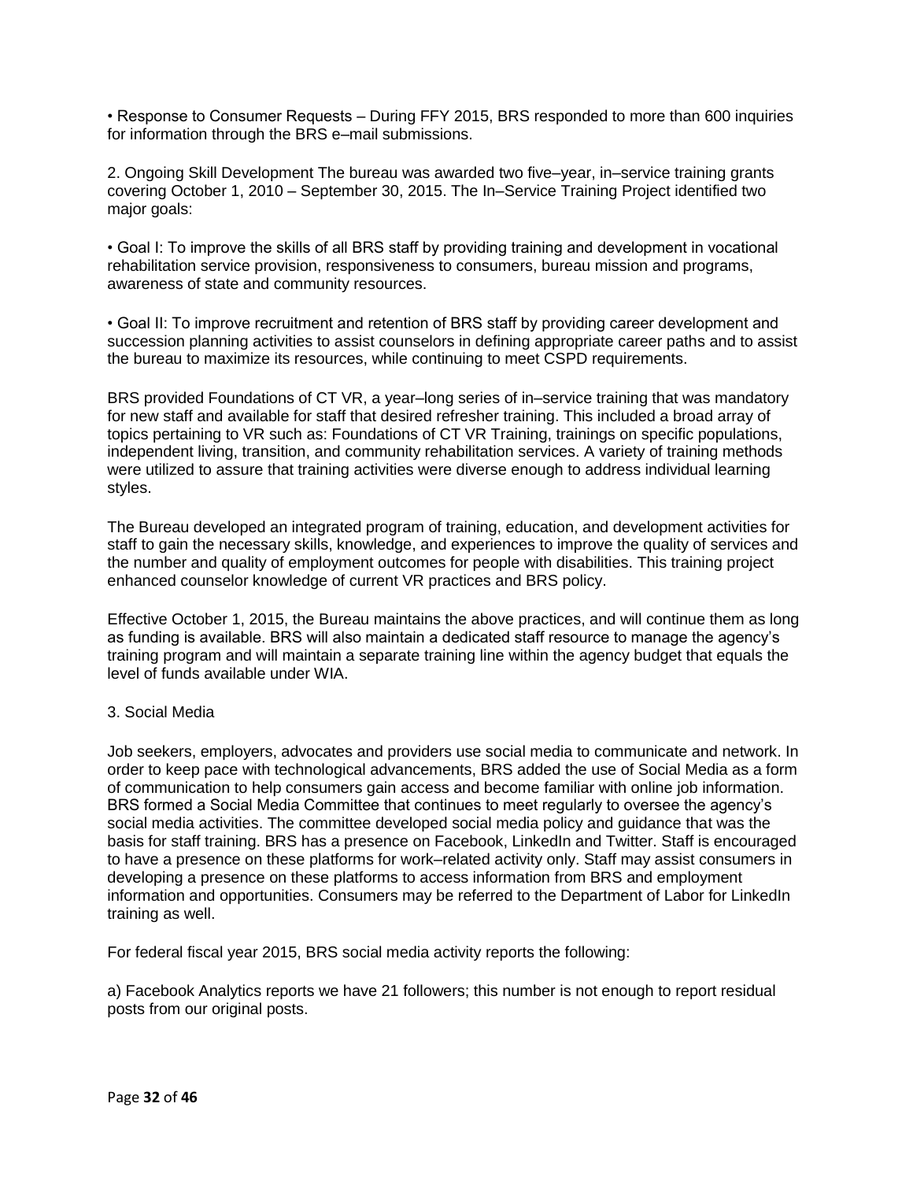• Response to Consumer Requests – During FFY 2015, BRS responded to more than 600 inquiries for information through the BRS e–mail submissions.

2. Ongoing Skill Development The bureau was awarded two five–year, in–service training grants covering October 1, 2010 – September 30, 2015. The In–Service Training Project identified two major goals:

• Goal I: To improve the skills of all BRS staff by providing training and development in vocational rehabilitation service provision, responsiveness to consumers, bureau mission and programs, awareness of state and community resources.

• Goal II: To improve recruitment and retention of BRS staff by providing career development and succession planning activities to assist counselors in defining appropriate career paths and to assist the bureau to maximize its resources, while continuing to meet CSPD requirements.

BRS provided Foundations of CT VR, a year–long series of in–service training that was mandatory for new staff and available for staff that desired refresher training. This included a broad array of topics pertaining to VR such as: Foundations of CT VR Training, trainings on specific populations, independent living, transition, and community rehabilitation services. A variety of training methods were utilized to assure that training activities were diverse enough to address individual learning styles.

The Bureau developed an integrated program of training, education, and development activities for staff to gain the necessary skills, knowledge, and experiences to improve the quality of services and the number and quality of employment outcomes for people with disabilities. This training project enhanced counselor knowledge of current VR practices and BRS policy.

Effective October 1, 2015, the Bureau maintains the above practices, and will continue them as long as funding is available. BRS will also maintain a dedicated staff resource to manage the agency's training program and will maintain a separate training line within the agency budget that equals the level of funds available under WIA.

3. Social Media

Job seekers, employers, advocates and providers use social media to communicate and network. In order to keep pace with technological advancements, BRS added the use of Social Media as a form of communication to help consumers gain access and become familiar with online job information. BRS formed a Social Media Committee that continues to meet regularly to oversee the agency's social media activities. The committee developed social media policy and guidance that was the basis for staff training. BRS has a presence on Facebook, LinkedIn and Twitter. Staff is encouraged to have a presence on these platforms for work–related activity only. Staff may assist consumers in developing a presence on these platforms to access information from BRS and employment information and opportunities. Consumers may be referred to the Department of Labor for LinkedIn training as well.

For federal fiscal year 2015, BRS social media activity reports the following:

a) Facebook Analytics reports we have 21 followers; this number is not enough to report residual posts from our original posts.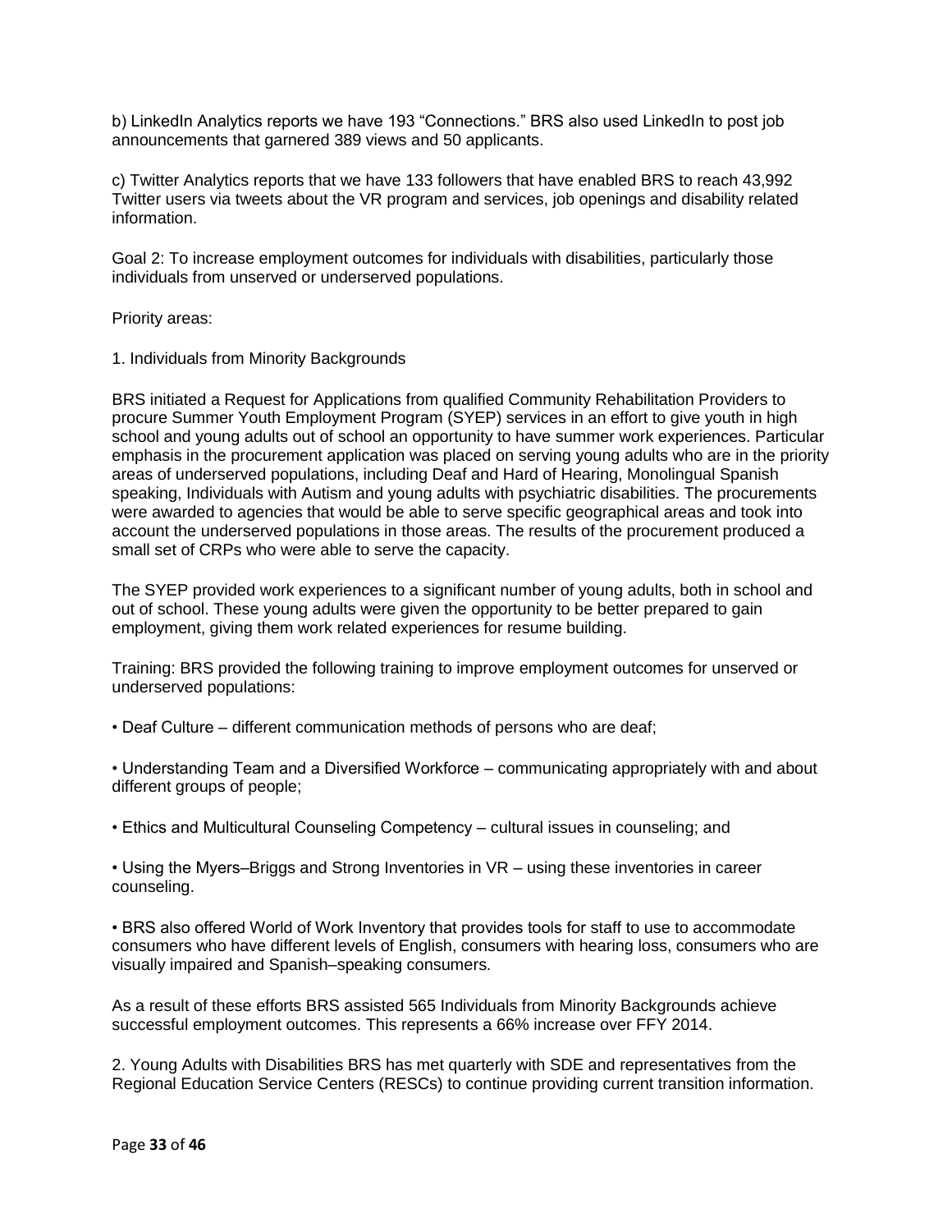b) LinkedIn Analytics reports we have 193 "Connections." BRS also used LinkedIn to post job announcements that garnered 389 views and 50 applicants.

c) Twitter Analytics reports that we have 133 followers that have enabled BRS to reach 43,992 Twitter users via tweets about the VR program and services, job openings and disability related information.

Goal 2: To increase employment outcomes for individuals with disabilities, particularly those individuals from unserved or underserved populations.

Priority areas:

1. Individuals from Minority Backgrounds

BRS initiated a Request for Applications from qualified Community Rehabilitation Providers to procure Summer Youth Employment Program (SYEP) services in an effort to give youth in high school and young adults out of school an opportunity to have summer work experiences. Particular emphasis in the procurement application was placed on serving young adults who are in the priority areas of underserved populations, including Deaf and Hard of Hearing, Monolingual Spanish speaking, Individuals with Autism and young adults with psychiatric disabilities. The procurements were awarded to agencies that would be able to serve specific geographical areas and took into account the underserved populations in those areas. The results of the procurement produced a small set of CRPs who were able to serve the capacity.

The SYEP provided work experiences to a significant number of young adults, both in school and out of school. These young adults were given the opportunity to be better prepared to gain employment, giving them work related experiences for resume building.

Training: BRS provided the following training to improve employment outcomes for unserved or underserved populations:

- Deaf Culture – different communication methods of persons who are deaf;
- Understanding Team and a Diversified Workforce – communicating appropriately with and about different groups of people;
- Ethics and Multicultural Counseling Competency – cultural issues in counseling; and
- Using the Myers–Briggs and Strong Inventories in VR – using these inventories in career counseling.
- BRS also offered World of Work Inventory that provides tools for staff to use to accommodate consumers who have different levels of English, consumers with hearing loss, consumers who are visually impaired and Spanish–speaking consumers.

As a result of these efforts BRS assisted 565 Individuals from Minority Backgrounds achieve successful employment outcomes. This represents a 66% increase over FFY 2014.

2. Young Adults with Disabilities BRS has met quarterly with SDE and representatives from the Regional Education Service Centers (RESCs) to continue providing current transition information.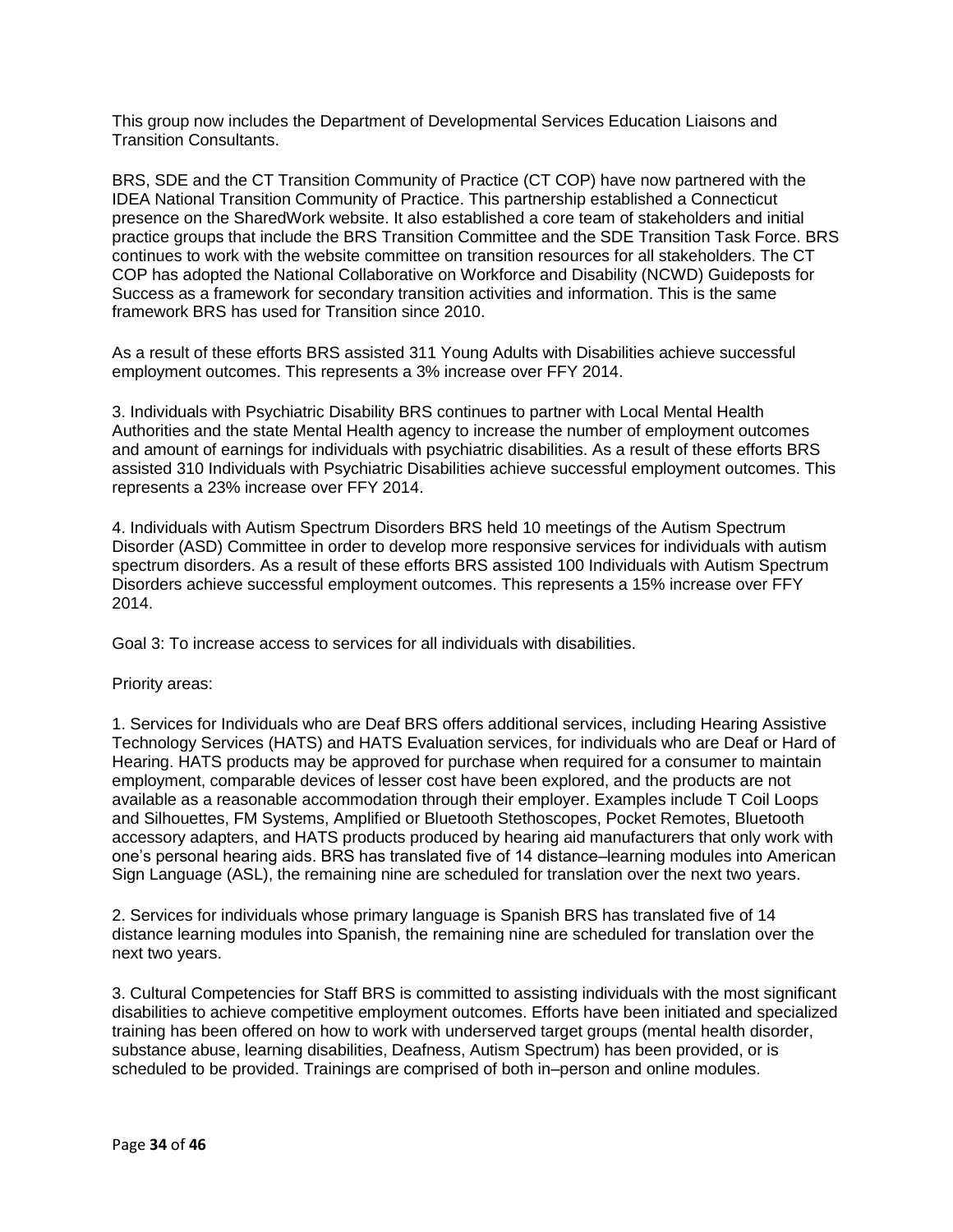This group now includes the Department of Developmental Services Education Liaisons and Transition Consultants.

BRS, SDE and the CT Transition Community of Practice (CT COP) have now partnered with the IDEA National Transition Community of Practice. This partnership established a Connecticut presence on the SharedWork website. It also established a core team of stakeholders and initial practice groups that include the BRS Transition Committee and the SDE Transition Task Force. BRS continues to work with the website committee on transition resources for all stakeholders. The CT COP has adopted the National Collaborative on Workforce and Disability (NCWD) Guideposts for Success as a framework for secondary transition activities and information. This is the same framework BRS has used for Transition since 2010.

As a result of these efforts BRS assisted 311 Young Adults with Disabilities achieve successful employment outcomes. This represents a 3% increase over FFY 2014.

3. Individuals with Psychiatric Disability BRS continues to partner with Local Mental Health Authorities and the state Mental Health agency to increase the number of employment outcomes and amount of earnings for individuals with psychiatric disabilities. As a result of these efforts BRS assisted 310 Individuals with Psychiatric Disabilities achieve successful employment outcomes. This represents a 23% increase over FFY 2014.

4. Individuals with Autism Spectrum Disorders BRS held 10 meetings of the Autism Spectrum Disorder (ASD) Committee in order to develop more responsive services for individuals with autism spectrum disorders. As a result of these efforts BRS assisted 100 Individuals with Autism Spectrum Disorders achieve successful employment outcomes. This represents a 15% increase over FFY 2014.

Goal 3: To increase access to services for all individuals with disabilities.

Priority areas:

1. Services for Individuals who are Deaf BRS offers additional services, including Hearing Assistive Technology Services (HATS) and HATS Evaluation services, for individuals who are Deaf or Hard of Hearing. HATS products may be approved for purchase when required for a consumer to maintain employment, comparable devices of lesser cost have been explored, and the products are not available as a reasonable accommodation through their employer. Examples include T Coil Loops and Silhouettes, FM Systems, Amplified or Bluetooth Stethoscopes, Pocket Remotes, Bluetooth accessory adapters, and HATS products produced by hearing aid manufacturers that only work with one's personal hearing aids. BRS has translated five of 14 distance–learning modules into American Sign Language (ASL), the remaining nine are scheduled for translation over the next two years.

2. Services for individuals whose primary language is Spanish BRS has translated five of 14 distance learning modules into Spanish, the remaining nine are scheduled for translation over the next two years.

3. Cultural Competencies for Staff BRS is committed to assisting individuals with the most significant disabilities to achieve competitive employment outcomes. Efforts have been initiated and specialized training has been offered on how to work with underserved target groups (mental health disorder, substance abuse, learning disabilities, Deafness, Autism Spectrum) has been provided, or is scheduled to be provided. Trainings are comprised of both in–person and online modules.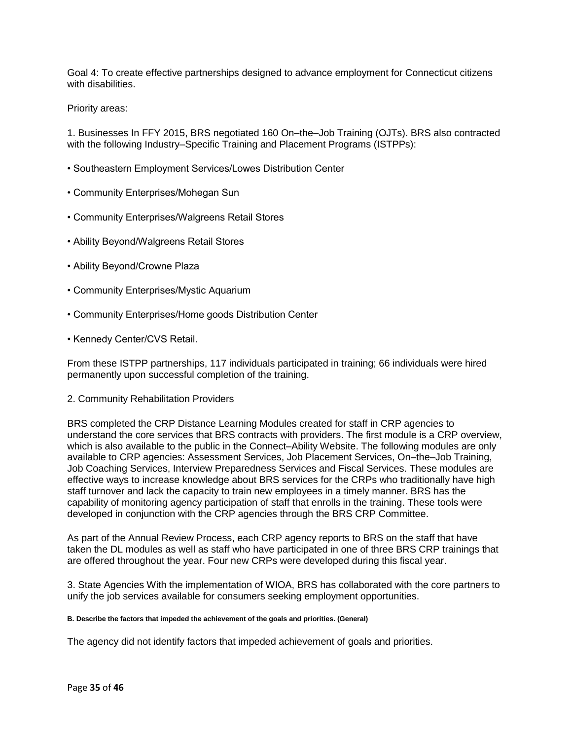Goal 4: To create effective partnerships designed to advance employment for Connecticut citizens with disabilities.

Priority areas:

1. Businesses In FFY 2015, BRS negotiated 160 On–the–Job Training (OJTs). BRS also contracted with the following Industry–Specific Training and Placement Programs (ISTPPs):

- Southeastern Employment Services/Lowes Distribution Center
- Community Enterprises/Mohegan Sun
- Community Enterprises/Walgreens Retail Stores
- Ability Beyond/Walgreens Retail Stores
- Ability Beyond/Crowne Plaza
- Community Enterprises/Mystic Aquarium
- Community Enterprises/Home goods Distribution Center
- Kennedy Center/CVS Retail.

From these ISTPP partnerships, 117 individuals participated in training; 66 individuals were hired permanently upon successful completion of the training.

2. Community Rehabilitation Providers

BRS completed the CRP Distance Learning Modules created for staff in CRP agencies to understand the core services that BRS contracts with providers. The first module is a CRP overview, which is also available to the public in the Connect–Ability Website. The following modules are only available to CRP agencies: Assessment Services, Job Placement Services, On–the–Job Training, Job Coaching Services, Interview Preparedness Services and Fiscal Services. These modules are effective ways to increase knowledge about BRS services for the CRPs who traditionally have high staff turnover and lack the capacity to train new employees in a timely manner. BRS has the capability of monitoring agency participation of staff that enrolls in the training. These tools were developed in conjunction with the CRP agencies through the BRS CRP Committee.

As part of the Annual Review Process, each CRP agency reports to BRS on the staff that have taken the DL modules as well as staff who have participated in one of three BRS CRP trainings that are offered throughout the year. Four new CRPs were developed during this fiscal year.

3. State Agencies With the implementation of WIOA, BRS has collaborated with the core partners to unify the job services available for consumers seeking employment opportunities.

##### B. Describe the factors that impeded the achievement of the goals and priorities. (General)

The agency did not identify factors that impeded achievement of goals and priorities.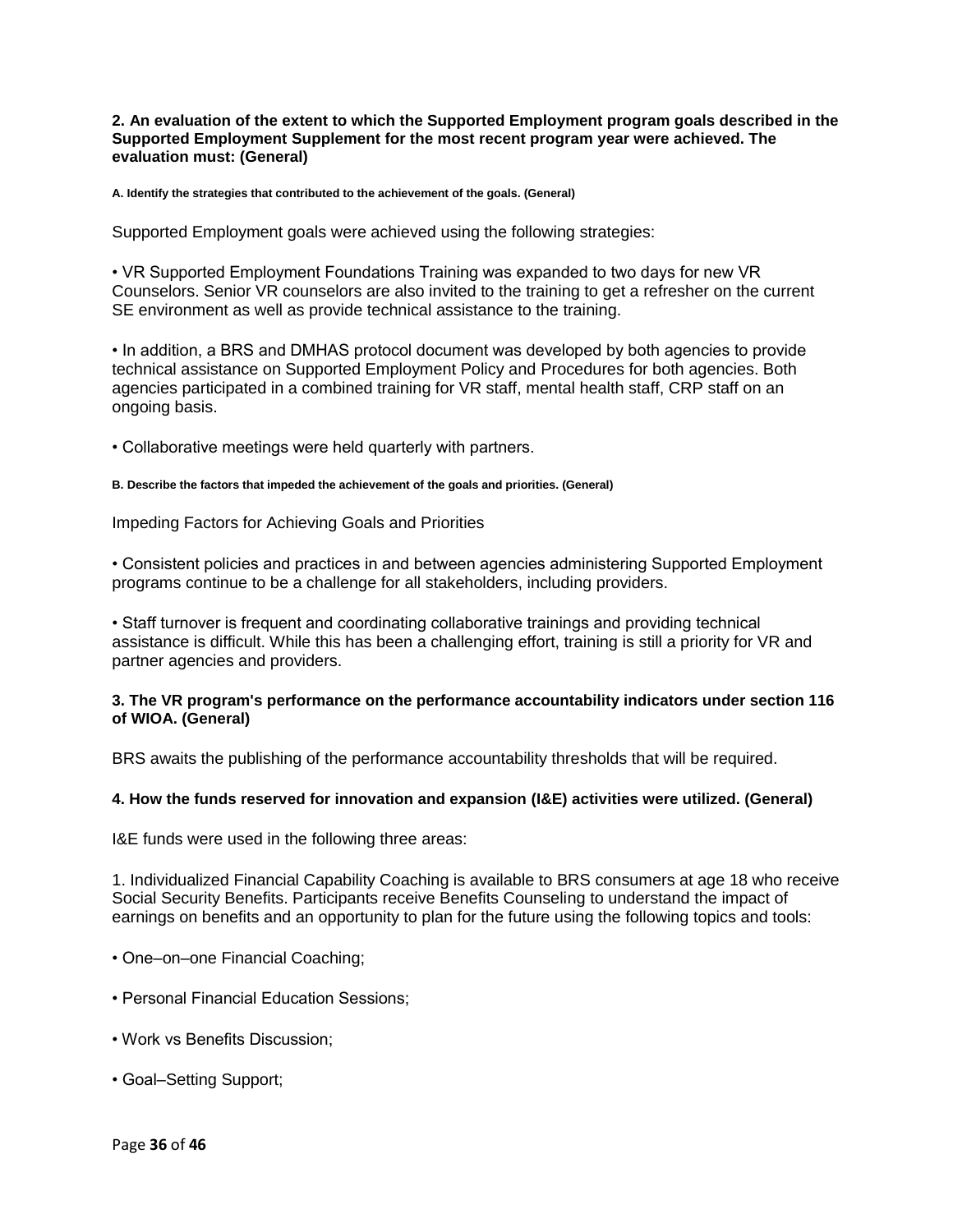**2. An evaluation of the extent to which the Supported Employment program goals described in the Supported Employment Supplement for the most recent program year were achieved. The evaluation must: (General)**

**A. Identify the strategies that contributed to the achievement of the goals. (General)**

Supported Employment goals were achieved using the following strategies:

• VR Supported Employment Foundations Training was expanded to two days for new VR Counselors. Senior VR counselors are also invited to the training to get a refresher on the current SE environment as well as provide technical assistance to the training.

• In addition, a BRS and DMHAS protocol document was developed by both agencies to provide technical assistance on Supported Employment Policy and Procedures for both agencies. Both agencies participated in a combined training for VR staff, mental health staff, CRP staff on an ongoing basis.

• Collaborative meetings were held quarterly with partners.

**B. Describe the factors that impeded the achievement of the goals and priorities. (General)**

Impeding Factors for Achieving Goals and Priorities

• Consistent policies and practices in and between agencies administering Supported Employment programs continue to be a challenge for all stakeholders, including providers.

• Staff turnover is frequent and coordinating collaborative trainings and providing technical assistance is difficult. While this has been a challenging effort, training is still a priority for VR and partner agencies and providers.

**3. The VR program's performance on the performance accountability indicators under section 116 of WIOA. (General)**

BRS awaits the publishing of the performance accountability thresholds that will be required.

**4. How the funds reserved for innovation and expansion (I&E) activities were utilized. (General)**

I&E funds were used in the following three areas:

1. Individualized Financial Capability Coaching is available to BRS consumers at age 18 who receive Social Security Benefits. Participants receive Benefits Counseling to understand the impact of earnings on benefits and an opportunity to plan for the future using the following topics and tools:

• One–on–one Financial Coaching;

• Personal Financial Education Sessions;

• Work vs Benefits Discussion;

• Goal–Setting Support;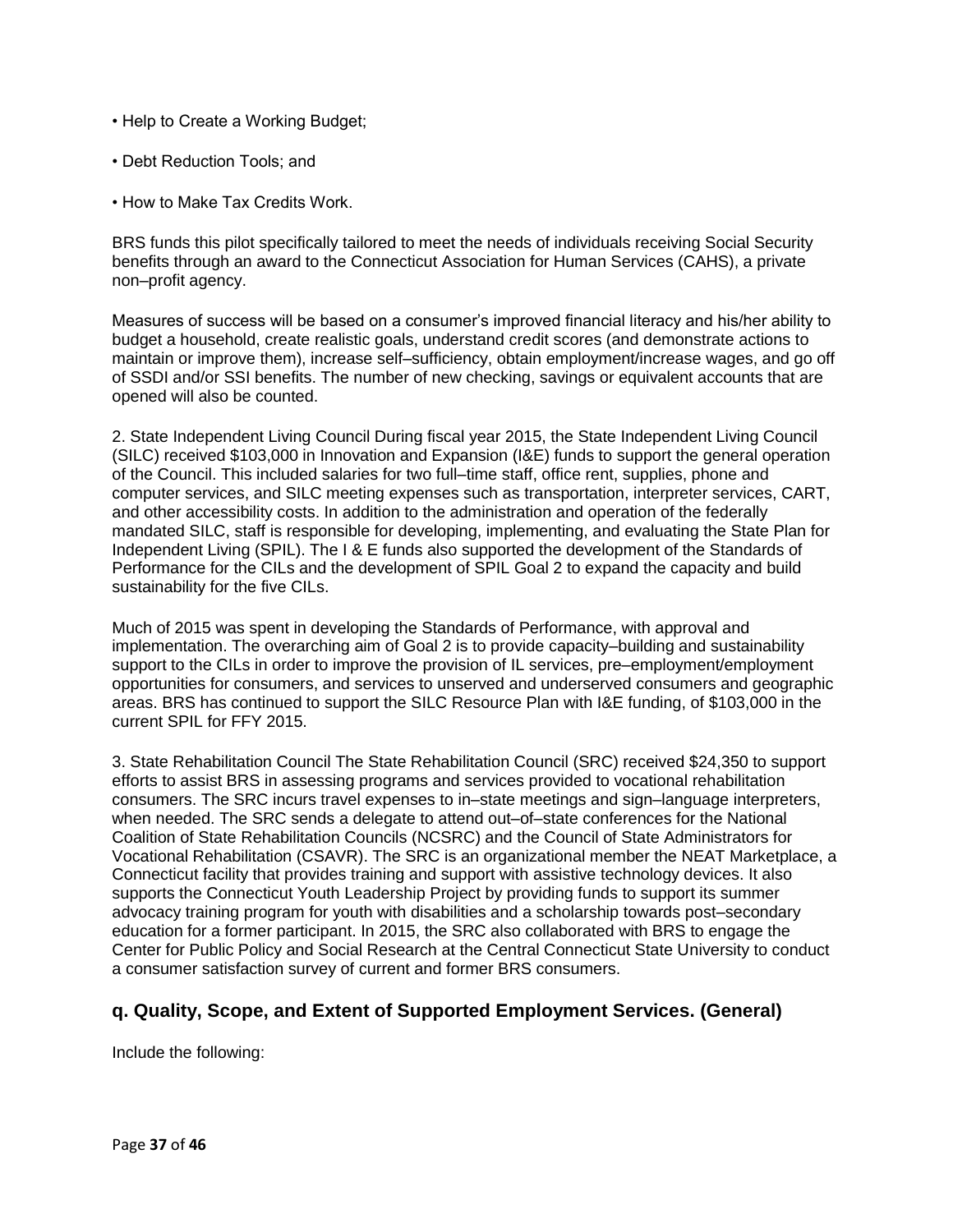- Help to Create a Working Budget;
- Debt Reduction Tools; and
- How to Make Tax Credits Work.

BRS funds this pilot specifically tailored to meet the needs of individuals receiving Social Security benefits through an award to the Connecticut Association for Human Services (CAHS), a private non–profit agency.

Measures of success will be based on a consumer's improved financial literacy and his/her ability to budget a household, create realistic goals, understand credit scores (and demonstrate actions to maintain or improve them), increase self–sufficiency, obtain employment/increase wages, and go off of SSDI and/or SSI benefits. The number of new checking, savings or equivalent accounts that are opened will also be counted.

2. State Independent Living Council During fiscal year 2015, the State Independent Living Council (SILC) received $103,000 in Innovation and Expansion (I&E) funds to support the general operation of the Council. This included salaries for two full–time staff, office rent, supplies, phone and computer services, and SILC meeting expenses such as transportation, interpreter services, CART, and other accessibility costs. In addition to the administration and operation of the federally mandated SILC, staff is responsible for developing, implementing, and evaluating the State Plan for Independent Living (SPIL). The I & E funds also supported the development of the Standards of Performance for the CILs and the development of SPIL Goal 2 to expand the capacity and build sustainability for the five CILs.

Much of 2015 was spent in developing the Standards of Performance, with approval and implementation. The overarching aim of Goal 2 is to provide capacity–building and sustainability support to the CILs in order to improve the provision of IL services, pre–employment/employment opportunities for consumers, and services to unserved and underserved consumers and geographic areas. BRS has continued to support the SILC Resource Plan with I&E funding, of $103,000 in the current SPIL for FFY 2015.

3. State Rehabilitation Council The State Rehabilitation Council (SRC) received $24,350 to support efforts to assist BRS in assessing programs and services provided to vocational rehabilitation consumers. The SRC incurs travel expenses to in–state meetings and sign–language interpreters, when needed. The SRC sends a delegate to attend out–of–state conferences for the National Coalition of State Rehabilitation Councils (NCSRC) and the Council of State Administrators for Vocational Rehabilitation (CSAVR). The SRC is an organizational member the NEAT Marketplace, a Connecticut facility that provides training and support with assistive technology devices. It also supports the Connecticut Youth Leadership Project by providing funds to support its summer advocacy training program for youth with disabilities and a scholarship towards post–secondary education for a former participant. In 2015, the SRC also collaborated with BRS to engage the Center for Public Policy and Social Research at the Central Connecticut State University to conduct a consumer satisfaction survey of current and former BRS consumers.

## q. Quality, Scope, and Extent of Supported Employment Services. (General)

Include the following: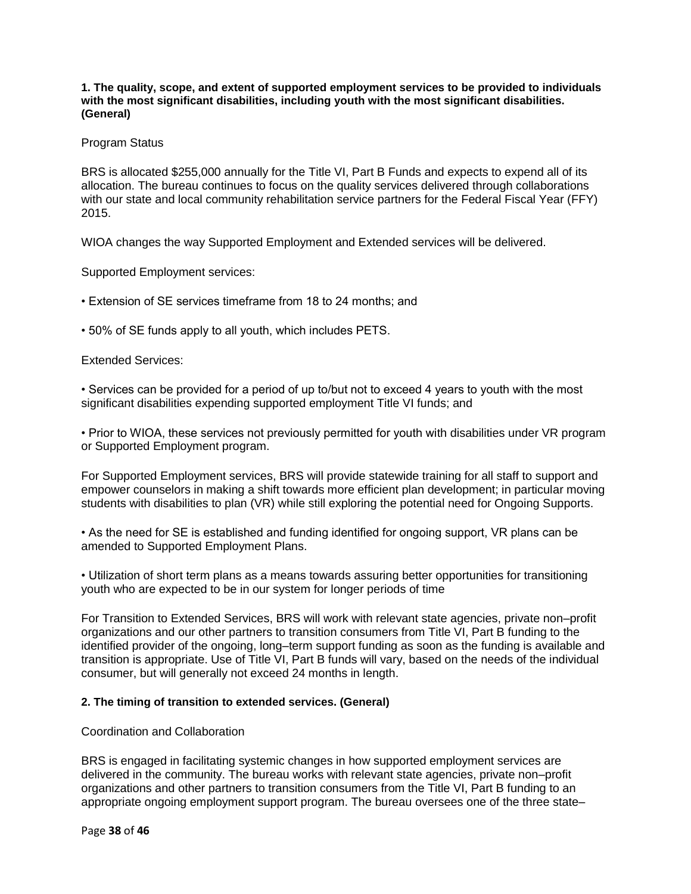**1. The quality, scope, and extent of supported employment services to be provided to individuals with the most significant disabilities, including youth with the most significant disabilities. (General)**

Program Status

BRS is allocated $255,000 annually for the Title VI, Part B Funds and expects to expend all of its allocation. The bureau continues to focus on the quality services delivered through collaborations with our state and local community rehabilitation service partners for the Federal Fiscal Year (FFY) 2015.

WIOA changes the way Supported Employment and Extended services will be delivered.

Supported Employment services:

- Extension of SE services timeframe from 18 to 24 months; and
- 50% of SE funds apply to all youth, which includes PETS.

Extended Services:

- Services can be provided for a period of up to/but not to exceed 4 years to youth with the most significant disabilities expending supported employment Title VI funds; and
- Prior to WIOA, these services not previously permitted for youth with disabilities under VR program or Supported Employment program.

For Supported Employment services, BRS will provide statewide training for all staff to support and empower counselors in making a shift towards more efficient plan development; in particular moving students with disabilities to plan (VR) while still exploring the potential need for Ongoing Supports.

- As the need for SE is established and funding identified for ongoing support, VR plans can be amended to Supported Employment Plans.
- Utilization of short term plans as a means towards assuring better opportunities for transitioning youth who are expected to be in our system for longer periods of time

For Transition to Extended Services, BRS will work with relevant state agencies, private non–profit organizations and our other partners to transition consumers from Title VI, Part B funding to the identified provider of the ongoing, long–term support funding as soon as the funding is available and transition is appropriate. Use of Title VI, Part B funds will vary, based on the needs of the individual consumer, but will generally not exceed 24 months in length.

**2. The timing of transition to extended services. (General)**

Coordination and Collaboration

BRS is engaged in facilitating systemic changes in how supported employment services are delivered in the community. The bureau works with relevant state agencies, private non–profit organizations and other partners to transition consumers from the Title VI, Part B funding to an appropriate ongoing employment support program. The bureau oversees one of the three state–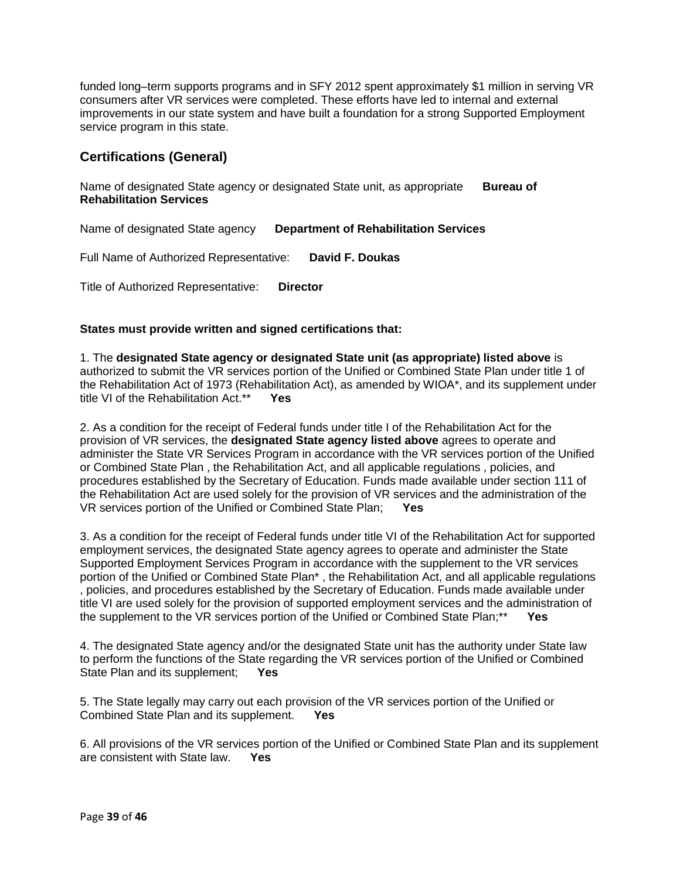funded long–term supports programs and in SFY 2012 spent approximately $1 million in serving VR consumers after VR services were completed. These efforts have led to internal and external improvements in our state system and have built a foundation for a strong Supported Employment service program in this state.

## Certifications (General)

Name of designated State agency or designated State unit, as appropriate **Bureau of Rehabilitation Services**

Name of designated State agency **Department of Rehabilitation Services**

Full Name of Authorized Representative: **David F. Doukas**

Title of Authorized Representative: **Director**

**States must provide written and signed certifications that:**

1. The **designated State agency or designated State unit (as appropriate) listed above** is authorized to submit the VR services portion of the Unified or Combined State Plan under title 1 of the Rehabilitation Act of 1973 (Rehabilitation Act), as amended by WIOA*, and its supplement under title VI of the Rehabilitation Act.** **Yes**

2. As a condition for the receipt of Federal funds under title I of the Rehabilitation Act for the provision of VR services, the **designated State agency listed above** agrees to operate and administer the State VR Services Program in accordance with the VR services portion of the Unified or Combined State Plan , the Rehabilitation Act, and all applicable regulations , policies, and procedures established by the Secretary of Education. Funds made available under section 111 of the Rehabilitation Act are used solely for the provision of VR services and the administration of the VR services portion of the Unified or Combined State Plan; **Yes**

3. As a condition for the receipt of Federal funds under title VI of the Rehabilitation Act for supported employment services, the designated State agency agrees to operate and administer the State Supported Employment Services Program in accordance with the supplement to the VR services portion of the Unified or Combined State Plan* , the Rehabilitation Act, and all applicable regulations , policies, and procedures established by the Secretary of Education. Funds made available under title VI are used solely for the provision of supported employment services and the administration of the supplement to the VR services portion of the Unified or Combined State Plan;** **Yes**

4. The designated State agency and/or the designated State unit has the authority under State law to perform the functions of the State regarding the VR services portion of the Unified or Combined State Plan and its supplement; **Yes**

5. The State legally may carry out each provision of the VR services portion of the Unified or Combined State Plan and its supplement. **Yes**

6. All provisions of the VR services portion of the Unified or Combined State Plan and its supplement are consistent with State law. **Yes**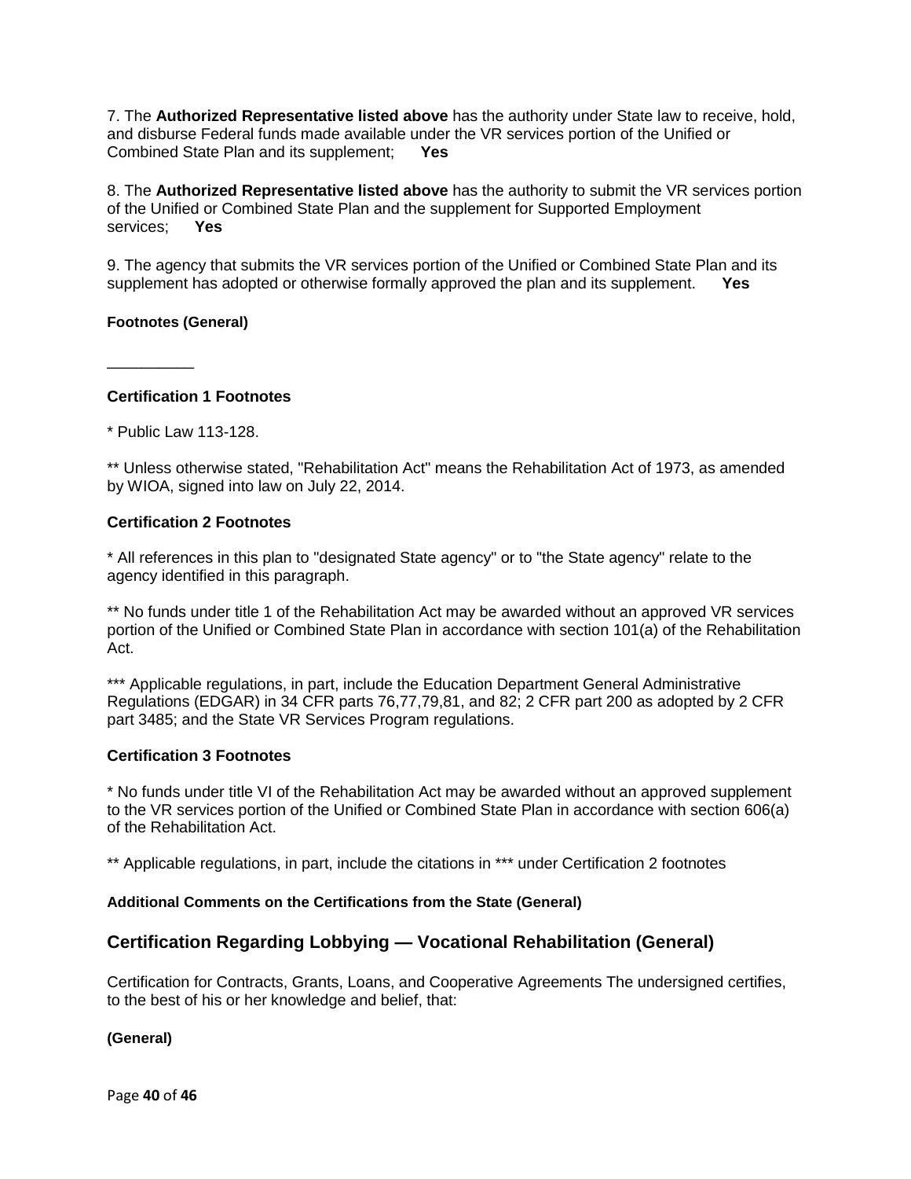7. The **Authorized Representative listed above** has the authority under State law to receive, hold, and disburse Federal funds made available under the VR services portion of the Unified or Combined State Plan and its supplement; **Yes**

8. The **Authorized Representative listed above** has the authority to submit the VR services portion of the Unified or Combined State Plan and the supplement for Supported Employment services; **Yes**

9. The agency that submits the VR services portion of the Unified or Combined State Plan and its supplement has adopted or otherwise formally approved the plan and its supplement. **Yes**

#### Footnotes (General)

__________

#### Certification 1 Footnotes

* Public Law 113-128.

** Unless otherwise stated, "Rehabilitation Act" means the Rehabilitation Act of 1973, as amended by WIOA, signed into law on July 22, 2014.

#### Certification 2 Footnotes

* All references in this plan to "designated State agency" or to "the State agency" relate to the agency identified in this paragraph.

** No funds under title 1 of the Rehabilitation Act may be awarded without an approved VR services portion of the Unified or Combined State Plan in accordance with section 101(a) of the Rehabilitation Act.

*** Applicable regulations, in part, include the Education Department General Administrative Regulations (EDGAR) in 34 CFR parts 76,77,79,81, and 82; 2 CFR part 200 as adopted by 2 CFR part 3485; and the State VR Services Program regulations.

#### Certification 3 Footnotes

* No funds under title VI of the Rehabilitation Act may be awarded without an approved supplement to the VR services portion of the Unified or Combined State Plan in accordance with section 606(a) of the Rehabilitation Act.

** Applicable regulations, in part, include the citations in *** under Certification 2 footnotes

#### Additional Comments on the Certifications from the State (General)

## Certification Regarding Lobbying — Vocational Rehabilitation (General)

Certification for Contracts, Grants, Loans, and Cooperative Agreements The undersigned certifies, to the best of his or her knowledge and belief, that:

#### (General)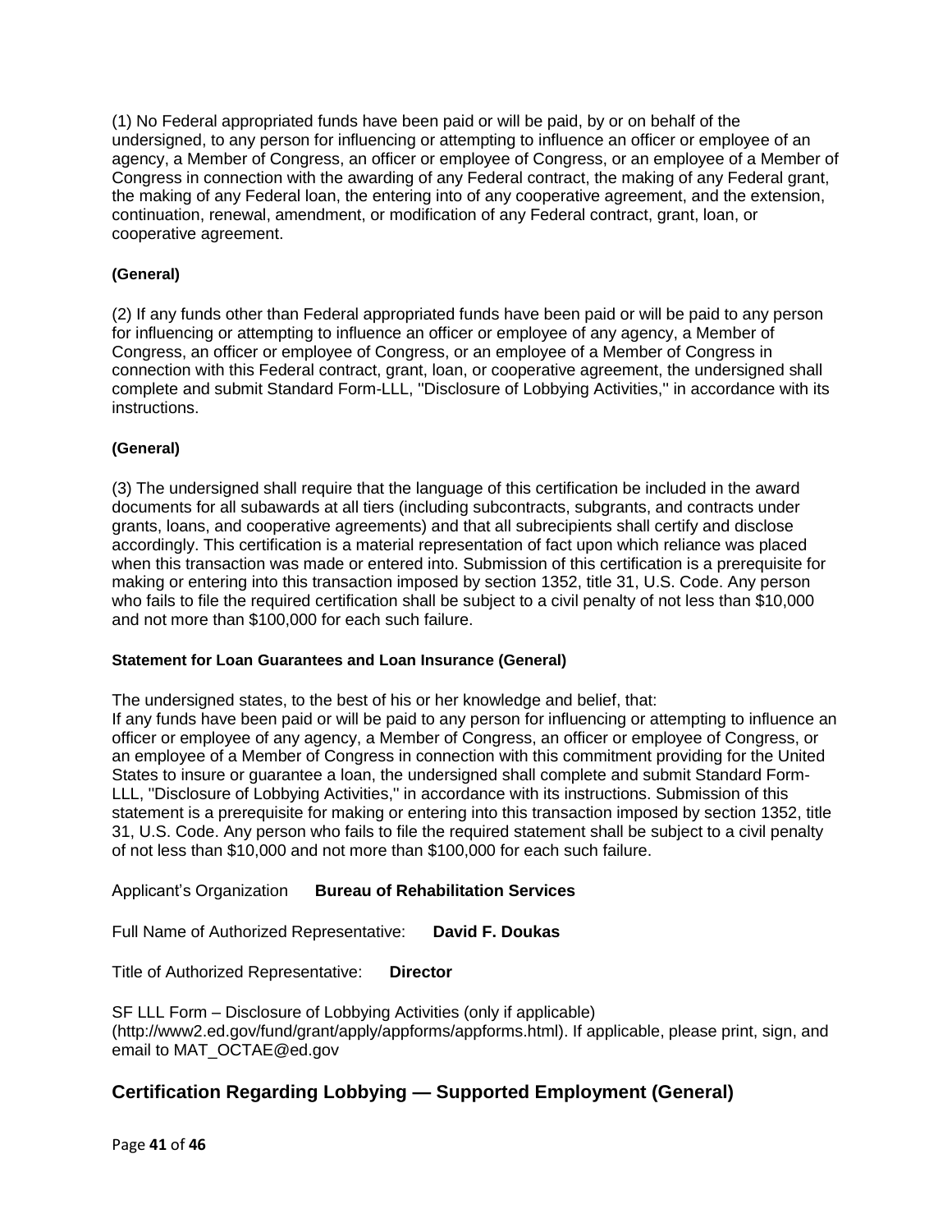(1) No Federal appropriated funds have been paid or will be paid, by or on behalf of the undersigned, to any person for influencing or attempting to influence an officer or employee of an agency, a Member of Congress, an officer or employee of Congress, or an employee of a Member of Congress in connection with the awarding of any Federal contract, the making of any Federal grant, the making of any Federal loan, the entering into of any cooperative agreement, and the extension, continuation, renewal, amendment, or modification of any Federal contract, grant, loan, or cooperative agreement.

**(General)**

(2) If any funds other than Federal appropriated funds have been paid or will be paid to any person for influencing or attempting to influence an officer or employee of any agency, a Member of Congress, an officer or employee of Congress, or an employee of a Member of Congress in connection with this Federal contract, grant, loan, or cooperative agreement, the undersigned shall complete and submit Standard Form-LLL, ''Disclosure of Lobbying Activities,'' in accordance with its instructions.

**(General)**

(3) The undersigned shall require that the language of this certification be included in the award documents for all subawards at all tiers (including subcontracts, subgrants, and contracts under grants, loans, and cooperative agreements) and that all subrecipients shall certify and disclose accordingly. This certification is a material representation of fact upon which reliance was placed when this transaction was made or entered into. Submission of this certification is a prerequisite for making or entering into this transaction imposed by section 1352, title 31, U.S. Code. Any person who fails to file the required certification shall be subject to a civil penalty of not less than $10,000 and not more than $100,000 for each such failure.

**Statement for Loan Guarantees and Loan Insurance (General)**

The undersigned states, to the best of his or her knowledge and belief, that:
If any funds have been paid or will be paid to any person for influencing or attempting to influence an officer or employee of any agency, a Member of Congress, an officer or employee of Congress, or an employee of a Member of Congress in connection with this commitment providing for the United States to insure or guarantee a loan, the undersigned shall complete and submit Standard Form-LLL, ''Disclosure of Lobbying Activities,'' in accordance with its instructions. Submission of this statement is a prerequisite for making or entering into this transaction imposed by section 1352, title 31, U.S. Code. Any person who fails to file the required statement shall be subject to a civil penalty of not less than $10,000 and not more than $100,000 for each such failure.

Applicant's Organization **Bureau of Rehabilitation Services**

Full Name of Authorized Representative: **David F. Doukas**

Title of Authorized Representative: **Director**

SF LLL Form – Disclosure of Lobbying Activities (only if applicable) (http://www2.ed.gov/fund/grant/apply/appforms/appforms.html). If applicable, please print, sign, and email to MAT_OCTAE@ed.gov

## Certification Regarding Lobbying — Supported Employment (General)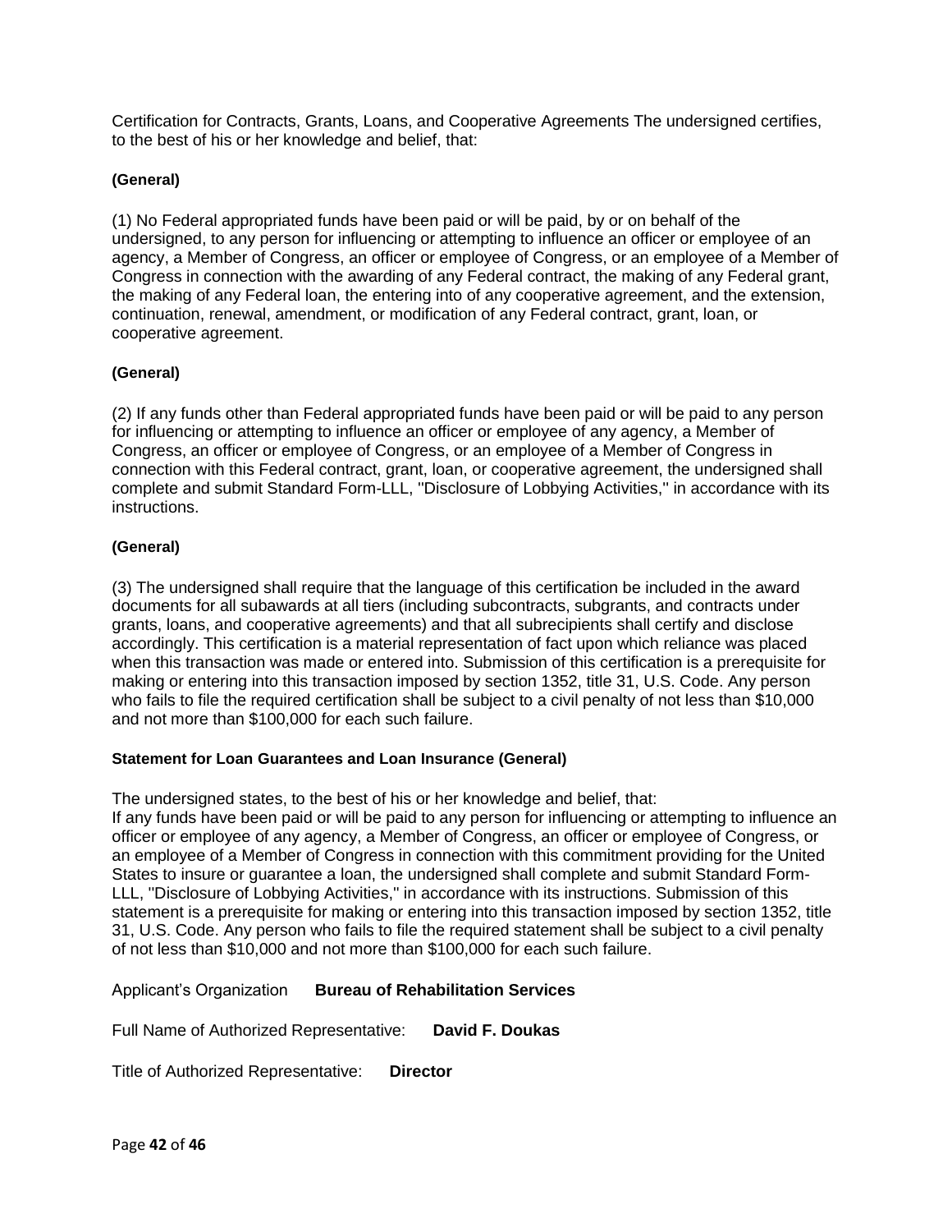Certification for Contracts, Grants, Loans, and Cooperative Agreements The undersigned certifies, to the best of his or her knowledge and belief, that:

**(General)**

(1) No Federal appropriated funds have been paid or will be paid, by or on behalf of the undersigned, to any person for influencing or attempting to influence an officer or employee of an agency, a Member of Congress, an officer or employee of Congress, or an employee of a Member of Congress in connection with the awarding of any Federal contract, the making of any Federal grant, the making of any Federal loan, the entering into of any cooperative agreement, and the extension, continuation, renewal, amendment, or modification of any Federal contract, grant, loan, or cooperative agreement.

**(General)**

(2) If any funds other than Federal appropriated funds have been paid or will be paid to any person for influencing or attempting to influence an officer or employee of any agency, a Member of Congress, an officer or employee of Congress, or an employee of a Member of Congress in connection with this Federal contract, grant, loan, or cooperative agreement, the undersigned shall complete and submit Standard Form-LLL, ''Disclosure of Lobbying Activities,'' in accordance with its instructions.

**(General)**

(3) The undersigned shall require that the language of this certification be included in the award documents for all subawards at all tiers (including subcontracts, subgrants, and contracts under grants, loans, and cooperative agreements) and that all subrecipients shall certify and disclose accordingly. This certification is a material representation of fact upon which reliance was placed when this transaction was made or entered into. Submission of this certification is a prerequisite for making or entering into this transaction imposed by section 1352, title 31, U.S. Code. Any person who fails to file the required certification shall be subject to a civil penalty of not less than $10,000 and not more than $100,000 for each such failure.

**Statement for Loan Guarantees and Loan Insurance (General)**

The undersigned states, to the best of his or her knowledge and belief, that:
If any funds have been paid or will be paid to any person for influencing or attempting to influence an officer or employee of any agency, a Member of Congress, an officer or employee of Congress, or an employee of a Member of Congress in connection with this commitment providing for the United States to insure or guarantee a loan, the undersigned shall complete and submit Standard Form-LLL, ''Disclosure of Lobbying Activities,'' in accordance with its instructions. Submission of this statement is a prerequisite for making or entering into this transaction imposed by section 1352, title 31, U.S. Code. Any person who fails to file the required statement shall be subject to a civil penalty of not less than $10,000 and not more than $100,000 for each such failure.

Applicant's Organization **Bureau of Rehabilitation Services**

Full Name of Authorized Representative: **David F. Doukas**

Title of Authorized Representative: **Director**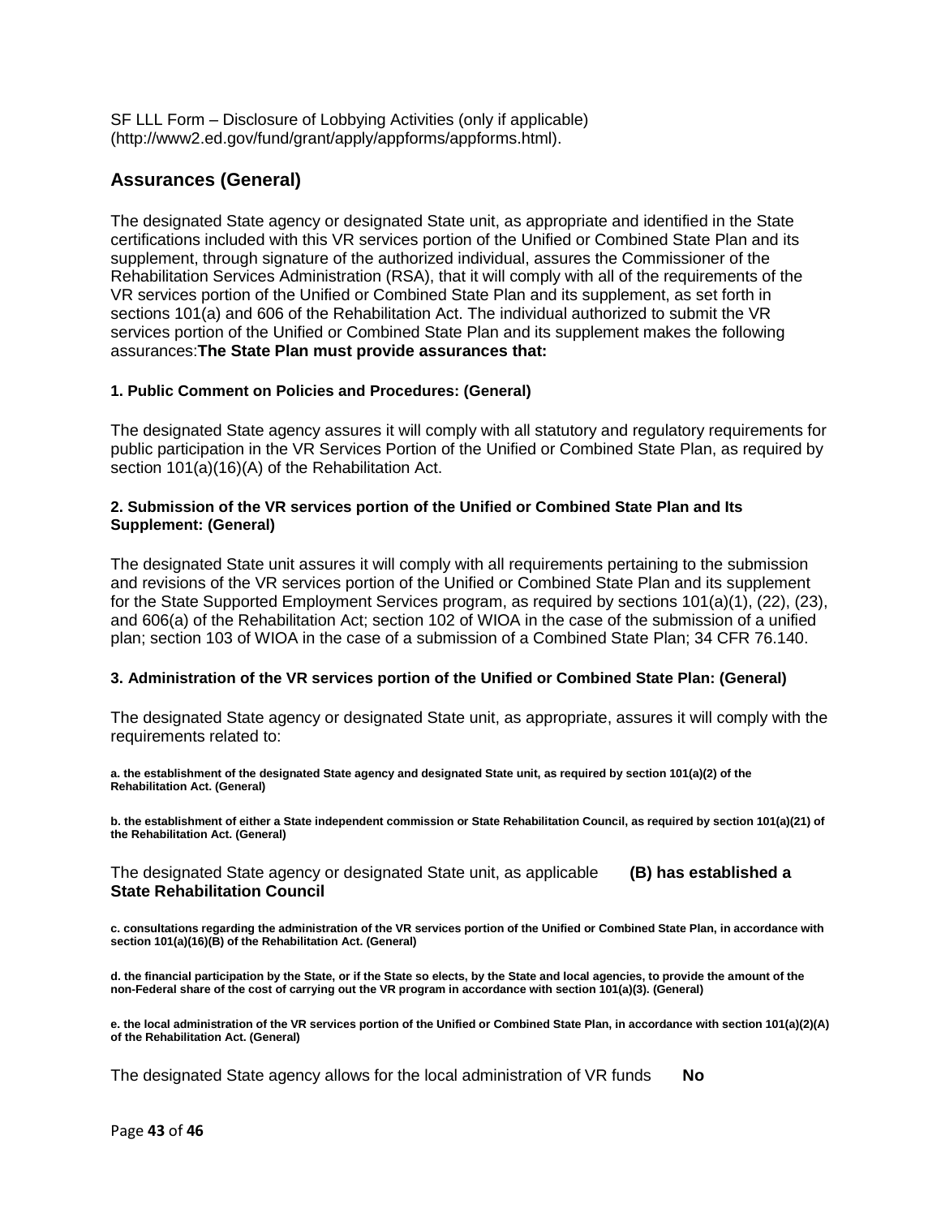SF LLL Form – Disclosure of Lobbying Activities (only if applicable) (http://www2.ed.gov/fund/grant/apply/appforms/appforms.html).

## Assurances (General)

The designated State agency or designated State unit, as appropriate and identified in the State certifications included with this VR services portion of the Unified or Combined State Plan and its supplement, through signature of the authorized individual, assures the Commissioner of the Rehabilitation Services Administration (RSA), that it will comply with all of the requirements of the VR services portion of the Unified or Combined State Plan and its supplement, as set forth in sections 101(a) and 606 of the Rehabilitation Act. The individual authorized to submit the VR services portion of the Unified or Combined State Plan and its supplement makes the following assurances:**The State Plan must provide assurances that:**

#### 1. Public Comment on Policies and Procedures: (General)

The designated State agency assures it will comply with all statutory and regulatory requirements for public participation in the VR Services Portion of the Unified or Combined State Plan, as required by section 101(a)(16)(A) of the Rehabilitation Act.

#### 2. Submission of the VR services portion of the Unified or Combined State Plan and Its Supplement: (General)

The designated State unit assures it will comply with all requirements pertaining to the submission and revisions of the VR services portion of the Unified or Combined State Plan and its supplement for the State Supported Employment Services program, as required by sections 101(a)(1), (22), (23), and 606(a) of the Rehabilitation Act; section 102 of WIOA in the case of the submission of a unified plan; section 103 of WIOA in the case of a submission of a Combined State Plan; 34 CFR 76.140.

#### 3. Administration of the VR services portion of the Unified or Combined State Plan: (General)

The designated State agency or designated State unit, as appropriate, assures it will comply with the requirements related to:

**a. the establishment of the designated State agency and designated State unit, as required by section 101(a)(2) of the Rehabilitation Act. (General)**

**b. the establishment of either a State independent commission or State Rehabilitation Council, as required by section 101(a)(21) of the Rehabilitation Act. (General)**

The designated State agency or designated State unit, as applicable **(B) has established a State Rehabilitation Council**

**c. consultations regarding the administration of the VR services portion of the Unified or Combined State Plan, in accordance with section 101(a)(16)(B) of the Rehabilitation Act. (General)**

**d. the financial participation by the State, or if the State so elects, by the State and local agencies, to provide the amount of the non-Federal share of the cost of carrying out the VR program in accordance with section 101(a)(3). (General)**

**e. the local administration of the VR services portion of the Unified or Combined State Plan, in accordance with section 101(a)(2)(A) of the Rehabilitation Act. (General)**

The designated State agency allows for the local administration of VR funds **No**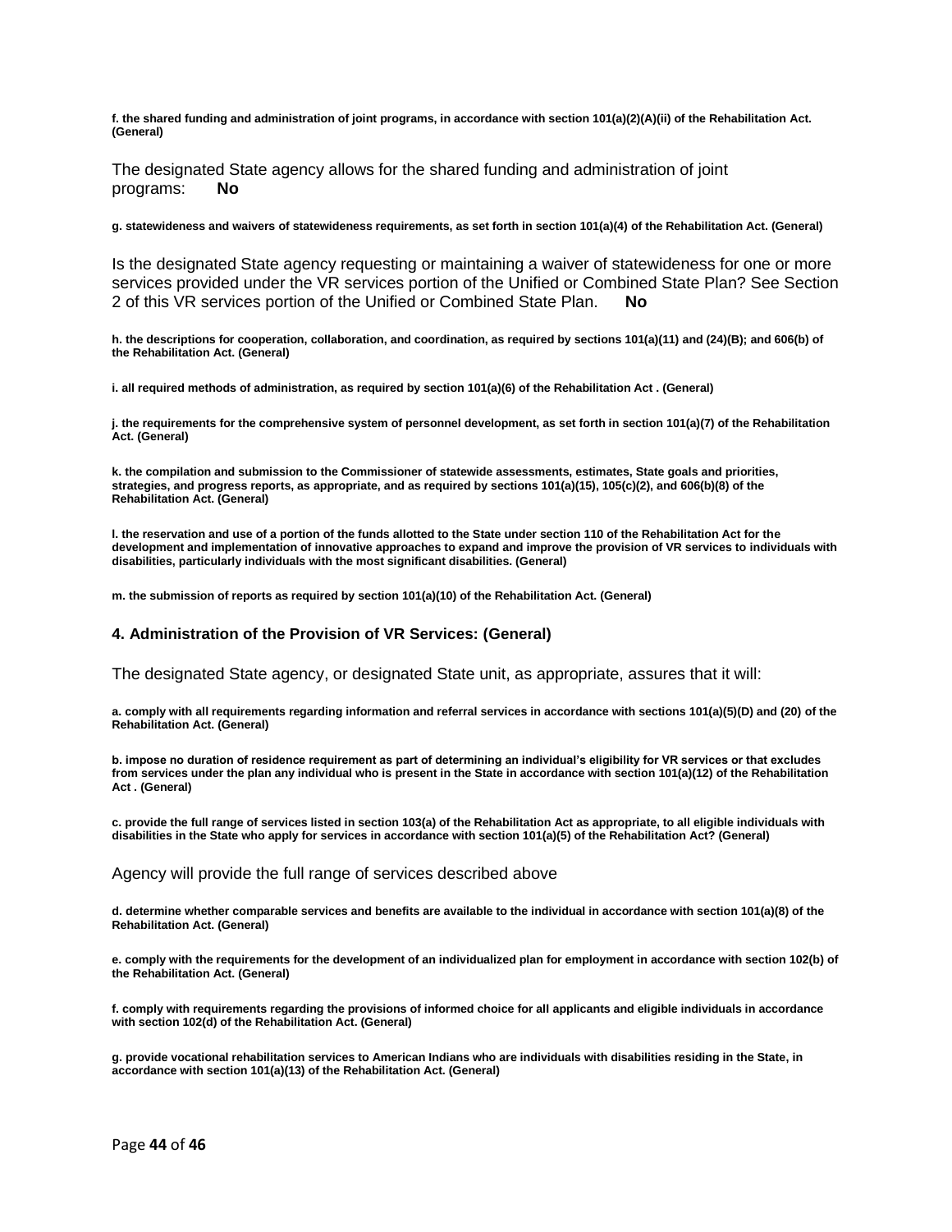**f. the shared funding and administration of joint programs, in accordance with section 101(a)(2)(A)(ii) of the Rehabilitation Act. (General)**

The designated State agency allows for the shared funding and administration of joint programs: **No**

**g. statewideness and waivers of statewideness requirements, as set forth in section 101(a)(4) of the Rehabilitation Act. (General)**

Is the designated State agency requesting or maintaining a waiver of statewideness for one or more services provided under the VR services portion of the Unified or Combined State Plan? See Section 2 of this VR services portion of the Unified or Combined State Plan. **No**

**h. the descriptions for cooperation, collaboration, and coordination, as required by sections 101(a)(11) and (24)(B); and 606(b) of the Rehabilitation Act. (General)**

**i. all required methods of administration, as required by section 101(a)(6) of the Rehabilitation Act . (General)**

**j. the requirements for the comprehensive system of personnel development, as set forth in section 101(a)(7) of the Rehabilitation Act. (General)**

**k. the compilation and submission to the Commissioner of statewide assessments, estimates, State goals and priorities, strategies, and progress reports, as appropriate, and as required by sections 101(a)(15), 105(c)(2), and 606(b)(8) of the Rehabilitation Act. (General)**

**l. the reservation and use of a portion of the funds allotted to the State under section 110 of the Rehabilitation Act for the development and implementation of innovative approaches to expand and improve the provision of VR services to individuals with disabilities, particularly individuals with the most significant disabilities. (General)**

**m. the submission of reports as required by section 101(a)(10) of the Rehabilitation Act. (General)**

### 4. Administration of the Provision of VR Services: (General)

The designated State agency, or designated State unit, as appropriate, assures that it will:

**a. comply with all requirements regarding information and referral services in accordance with sections 101(a)(5)(D) and (20) of the Rehabilitation Act. (General)**

**b. impose no duration of residence requirement as part of determining an individual's eligibility for VR services or that excludes from services under the plan any individual who is present in the State in accordance with section 101(a)(12) of the Rehabilitation Act . (General)**

**c. provide the full range of services listed in section 103(a) of the Rehabilitation Act as appropriate, to all eligible individuals with disabilities in the State who apply for services in accordance with section 101(a)(5) of the Rehabilitation Act? (General)**

Agency will provide the full range of services described above

**d. determine whether comparable services and benefits are available to the individual in accordance with section 101(a)(8) of the Rehabilitation Act. (General)**

**e. comply with the requirements for the development of an individualized plan for employment in accordance with section 102(b) of the Rehabilitation Act. (General)**

**f. comply with requirements regarding the provisions of informed choice for all applicants and eligible individuals in accordance with section 102(d) of the Rehabilitation Act. (General)**

**g. provide vocational rehabilitation services to American Indians who are individuals with disabilities residing in the State, in accordance with section 101(a)(13) of the Rehabilitation Act. (General)**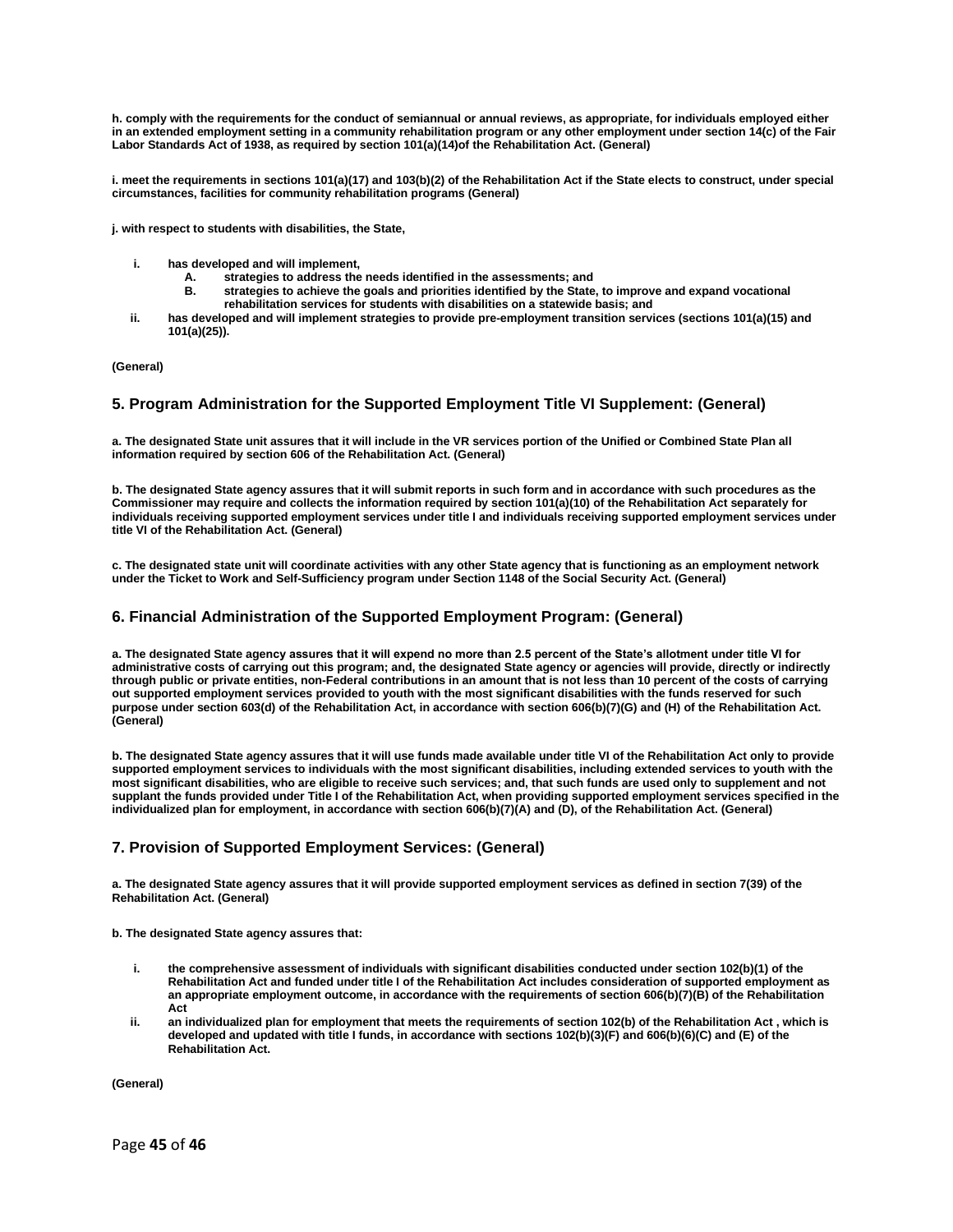**h. comply with the requirements for the conduct of semiannual or annual reviews, as appropriate, for individuals employed either in an extended employment setting in a community rehabilitation program or any other employment under section 14(c) of the Fair Labor Standards Act of 1938, as required by section 101(a)(14)of the Rehabilitation Act. (General)**

**i. meet the requirements in sections 101(a)(17) and 103(b)(2) of the Rehabilitation Act if the State elects to construct, under special circumstances, facilities for community rehabilitation programs (General)**

**j. with respect to students with disabilities, the State,**

- **i. has developed and will implement,**
  - **A. strategies to address the needs identified in the assessments; and**
  - **B. strategies to achieve the goals and priorities identified by the State, to improve and expand vocational rehabilitation services for students with disabilities on a statewide basis; and**
- **ii. has developed and will implement strategies to provide pre-employment transition services (sections 101(a)(15) and 101(a)(25)).**

**(General)**

## 5. Program Administration for the Supported Employment Title VI Supplement: (General)

**a. The designated State unit assures that it will include in the VR services portion of the Unified or Combined State Plan all information required by section 606 of the Rehabilitation Act. (General)**

**b. The designated State agency assures that it will submit reports in such form and in accordance with such procedures as the Commissioner may require and collects the information required by section 101(a)(10) of the Rehabilitation Act separately for individuals receiving supported employment services under title I and individuals receiving supported employment services under title VI of the Rehabilitation Act. (General)**

**c. The designated state unit will coordinate activities with any other State agency that is functioning as an employment network under the Ticket to Work and Self-Sufficiency program under Section 1148 of the Social Security Act. (General)**

## 6. Financial Administration of the Supported Employment Program: (General)

**a. The designated State agency assures that it will expend no more than 2.5 percent of the State's allotment under title VI for administrative costs of carrying out this program; and, the designated State agency or agencies will provide, directly or indirectly through public or private entities, non-Federal contributions in an amount that is not less than 10 percent of the costs of carrying out supported employment services provided to youth with the most significant disabilities with the funds reserved for such purpose under section 603(d) of the Rehabilitation Act, in accordance with section 606(b)(7)(G) and (H) of the Rehabilitation Act. (General)**

**b. The designated State agency assures that it will use funds made available under title VI of the Rehabilitation Act only to provide supported employment services to individuals with the most significant disabilities, including extended services to youth with the most significant disabilities, who are eligible to receive such services; and, that such funds are used only to supplement and not supplant the funds provided under Title I of the Rehabilitation Act, when providing supported employment services specified in the individualized plan for employment, in accordance with section 606(b)(7)(A) and (D), of the Rehabilitation Act. (General)**

## 7. Provision of Supported Employment Services: (General)

**a. The designated State agency assures that it will provide supported employment services as defined in section 7(39) of the Rehabilitation Act. (General)**

**b. The designated State agency assures that:**

- **i. the comprehensive assessment of individuals with significant disabilities conducted under section 102(b)(1) of the Rehabilitation Act and funded under title I of the Rehabilitation Act includes consideration of supported employment as an appropriate employment outcome, in accordance with the requirements of section 606(b)(7)(B) of the Rehabilitation Act**
- **ii. an individualized plan for employment that meets the requirements of section 102(b) of the Rehabilitation Act , which is developed and updated with title I funds, in accordance with sections 102(b)(3)(F) and 606(b)(6)(C) and (E) of the Rehabilitation Act.**

**(General)**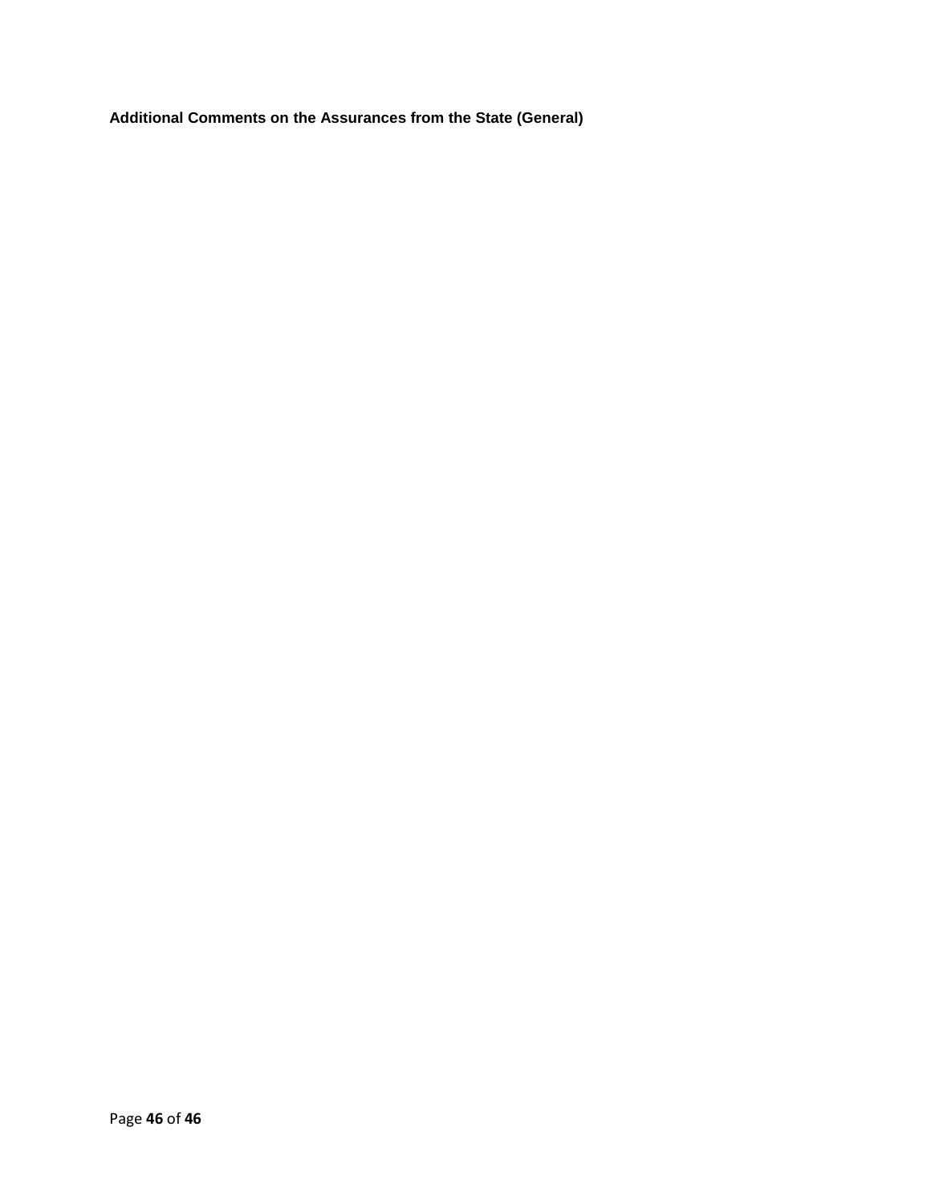**Additional Comments on the Assurances from the State (General)**